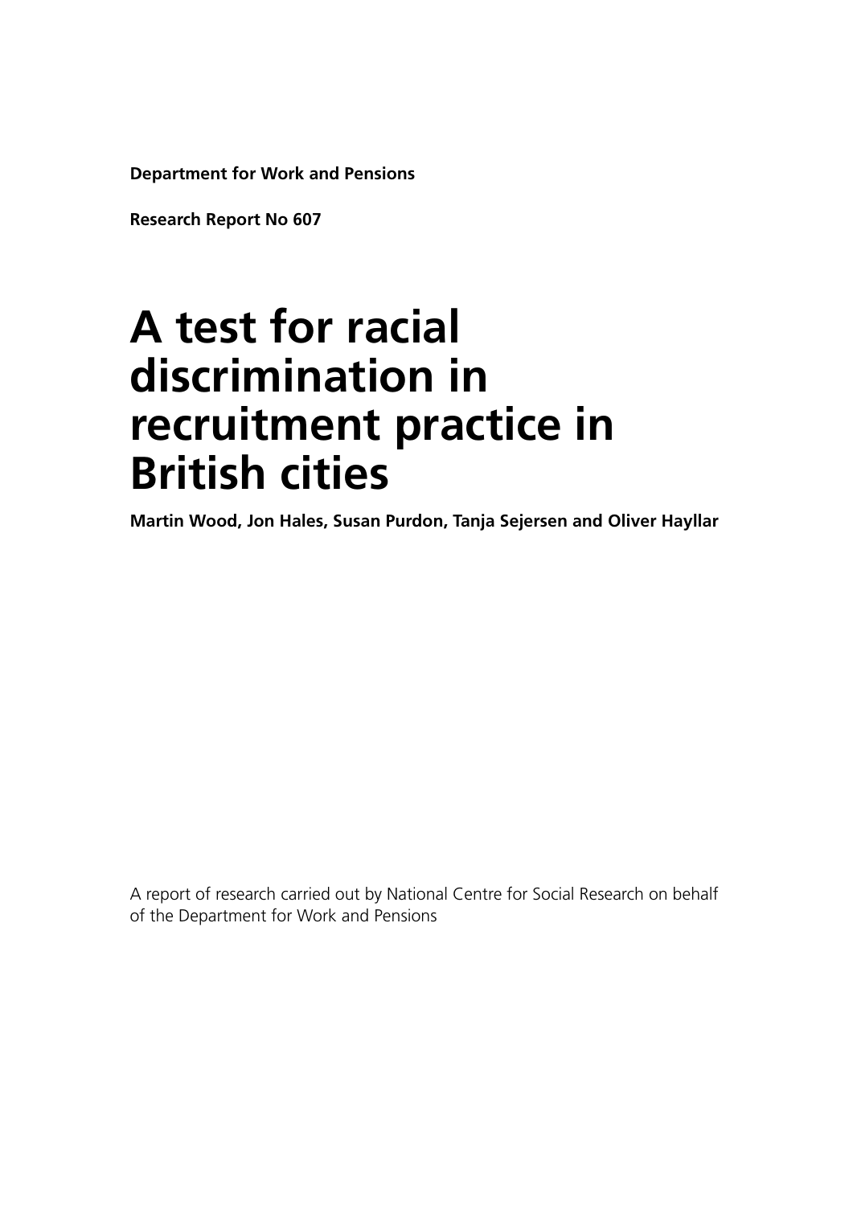**Department for Work and Pensions**

**Research Report No 607**

# A test for racial discrimination in recruitment practice in British cities

**Martin Wood, Jon Hales, Susan Purdon, Tanja Sejersen and Oliver Hayllar**

A report of research carried out by National Centre for Social Research on behalf of the Department for Work and Pensions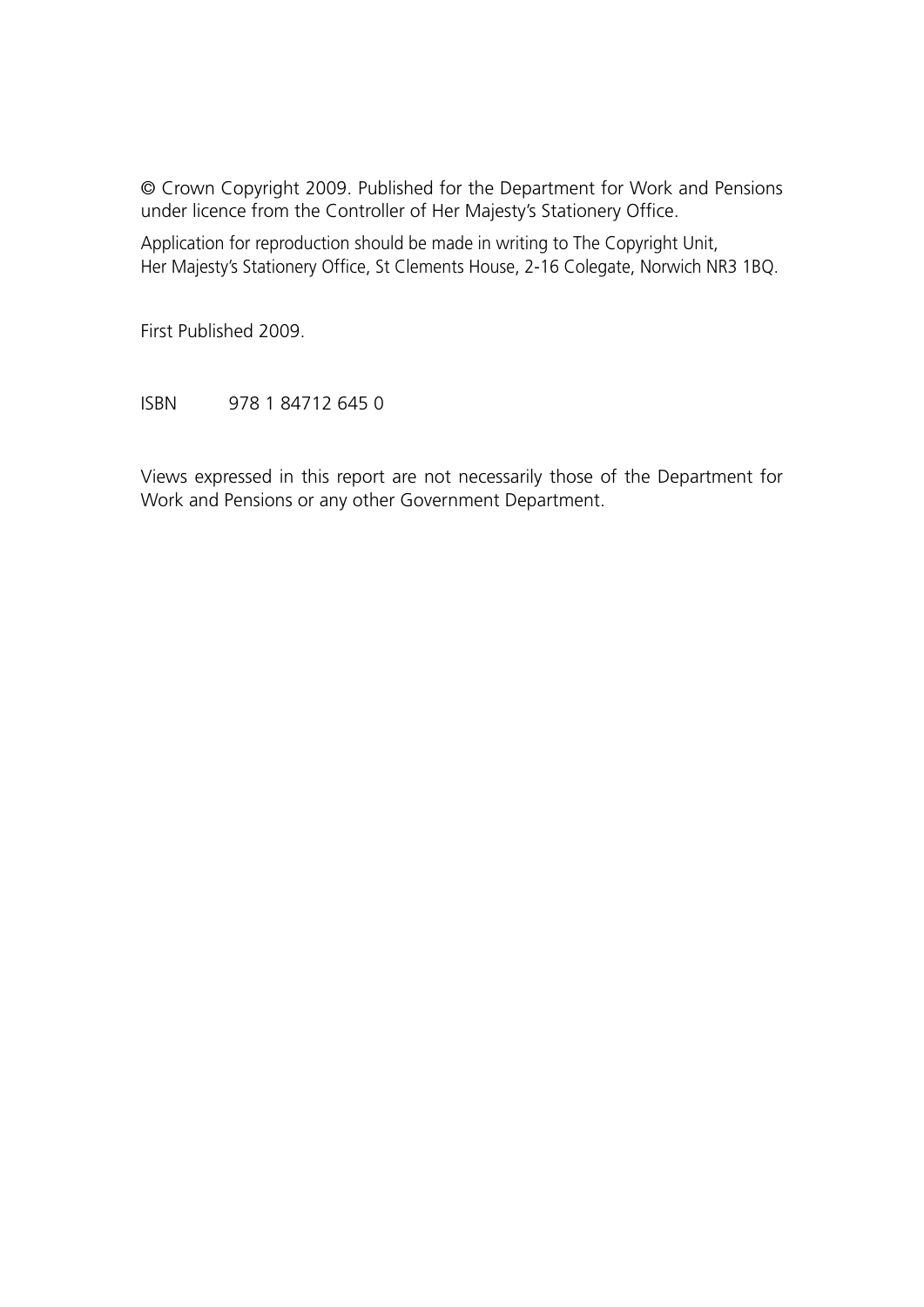© Crown Copyright 2009. Published for the Department for Work and Pensions under licence from the Controller of Her Majesty's Stationery Office.

Application for reproduction should be made in writing to The Copyright Unit, Her Majesty's Stationery Office, St Clements House, 2-16 Colegate, Norwich NR3 1BQ.

First Published 2009.

ISBN 978 1 84712 645 0

Views expressed in this report are not necessarily those of the Department for Work and Pensions or any other Government Department.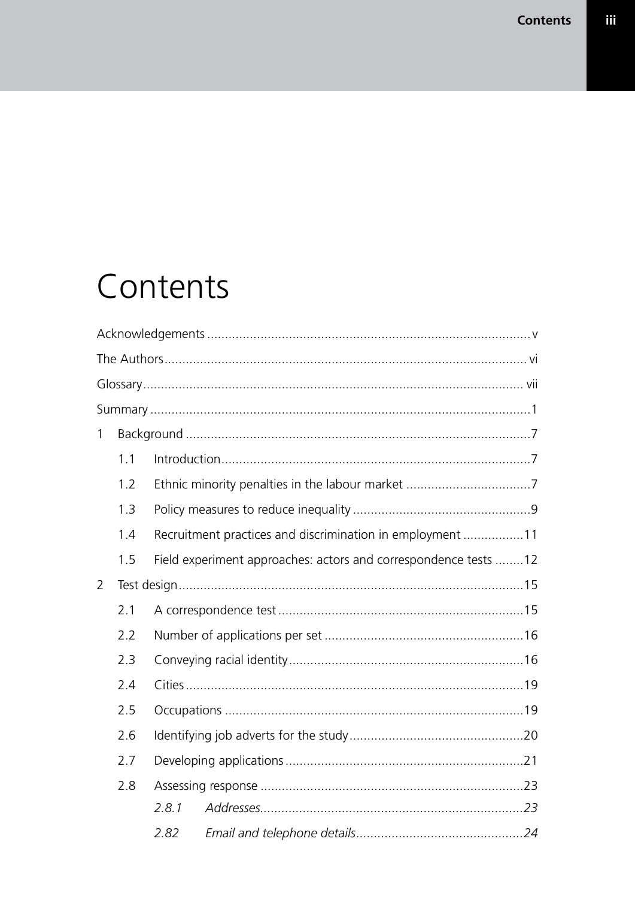# Contents

Acknowledgements .......................................................................................... v

The Authors ..................................................................................................... vi

Glossary .......................................................................................................... vii

Summary ........................................................................................................... 1

1 Background ................................................................................................... 7

 1.1 Introduction ............................................................................................ 7

 1.2 Ethnic minority penalties in the labour market ................................... 7

 1.3 Policy measures to reduce inequality .................................................. 9

 1.4 Recruitment practices and discrimination in employment ................. 11

 1.5 Field experiment approaches: actors and correspondence tests ........ 12

2 Test design ..................................................................................................... 15

 2.1 A correspondence test ........................................................................... 15

 2.2 Number of applications per set ........................................................... 16

 2.3 Conveying racial identity ...................................................................... 16

 2.4 Cities ...................................................................................................... 19

 2.5 Occupations ........................................................................................... 19

 2.6 Identifying job adverts for the study ................................................... 20

 2.7 Developing applications ........................................................................ 21

 2.8 Assessing response ................................................................................ 23

  *2.8.1 Addresses........................................................................................ 23*

  *2.82 Email and telephone details.............................................................. 24*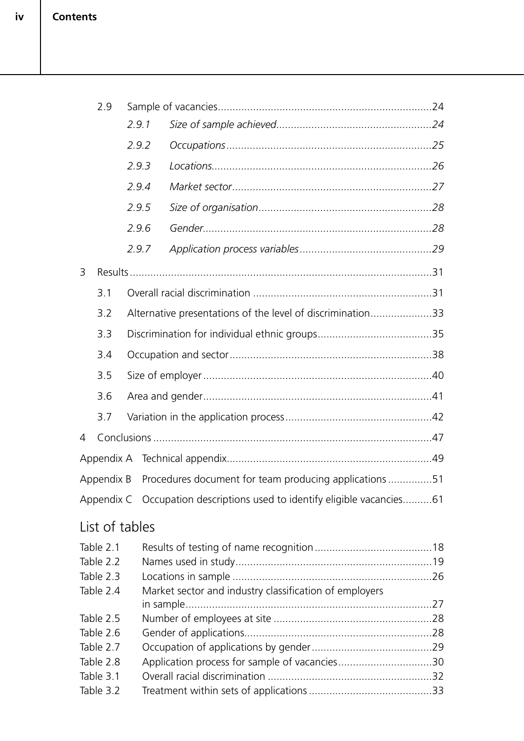2.9 Sample of vacancies ... 24

*2.9.1 Size of sample achieved ... 24*

*2.9.2 Occupations ... 25*

*2.9.3 Locations ... 26*

*2.9.4 Market sector ... 27*

*2.9.5 Size of organisation ... 28*

*2.9.6 Gender ... 28*

*2.9.7 Application process variables ... 29*

3 Results ... 31

3.1 Overall racial discrimination ... 31

3.2 Alternative presentations of the level of discrimination ... 33

3.3 Discrimination for individual ethnic groups ... 35

3.4 Occupation and sector ... 38

3.5 Size of employer ... 40

3.6 Area and gender ... 41

3.7 Variation in the application process ... 42

4 Conclusions ... 47

Appendix A Technical appendix ... 49

Appendix B Procedures document for team producing applications ... 51

Appendix C Occupation descriptions used to identify eligible vacancies ... 61

## List of tables

Table 2.1 Results of testing of name recognition ... 18

Table 2.2 Names used in study ... 19

Table 2.3 Locations in sample ... 26

Table 2.4 Market sector and industry classification of employers in sample ... 27

Table 2.5 Number of employees at site ... 28

Table 2.6 Gender of applications ... 28

Table 2.7 Occupation of applications by gender ... 29

Table 2.8 Application process for sample of vacancies ... 30

Table 3.1 Overall racial discrimination ... 32

Table 3.2 Treatment within sets of applications ... 33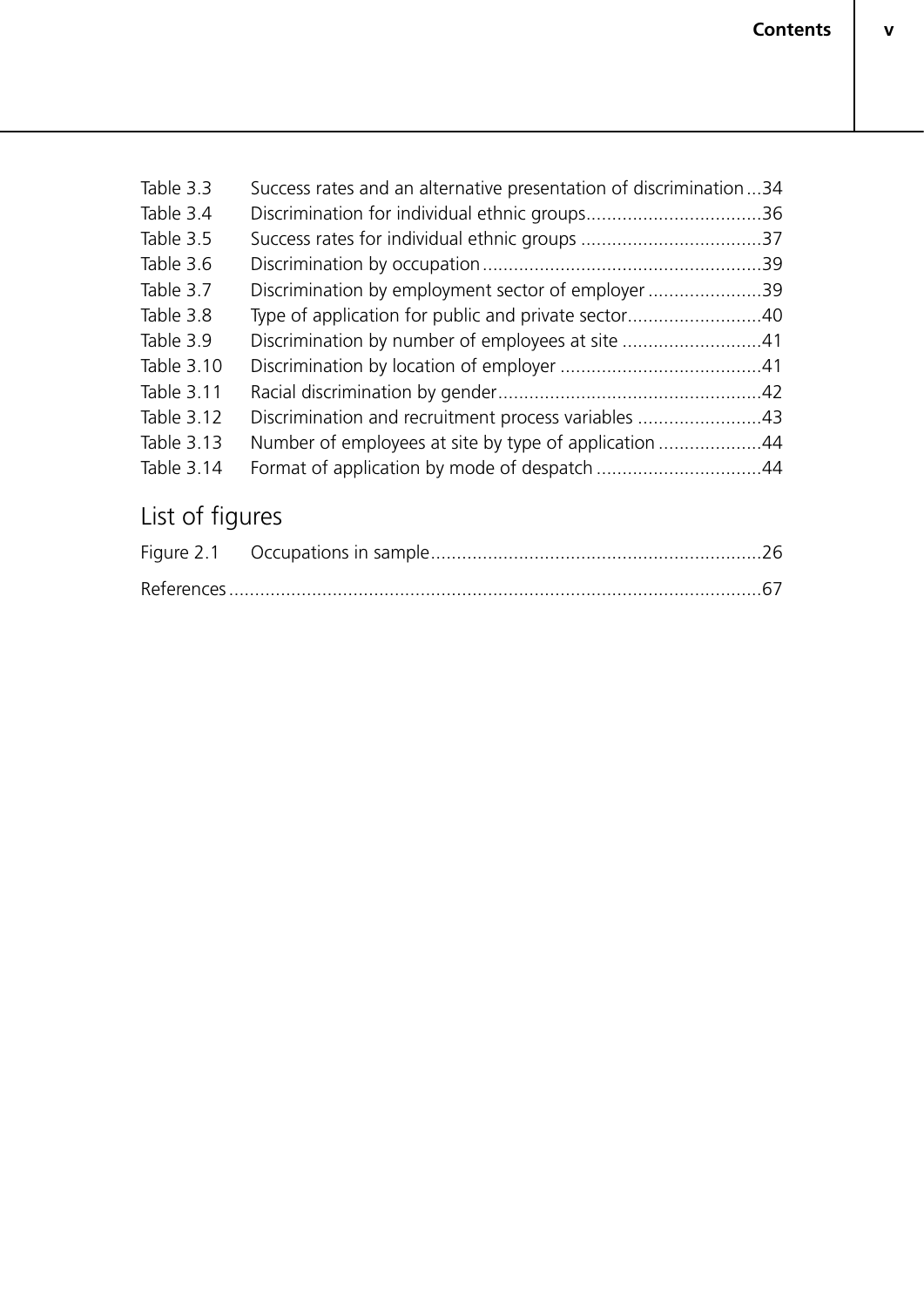Table 3.3 Success rates and an alternative presentation of discrimination ...34
Table 3.4 Discrimination for individual ethnic groups..................................36
Table 3.5 Success rates for individual ethnic groups ...................................37
Table 3.6 Discrimination by occupation......................................................39
Table 3.7 Discrimination by employment sector of employer ......................39
Table 3.8 Type of application for public and private sector..........................40
Table 3.9 Discrimination by number of employees at site ...........................41
Table 3.10 Discrimination by location of employer .......................................41
Table 3.11 Racial discrimination by gender...................................................42
Table 3.12 Discrimination and recruitment process variables ........................43
Table 3.13 Number of employees at site by type of application ....................44
Table 3.14 Format of application by mode of despatch ................................44

## List of figures

Figure 2.1 Occupations in sample................................................................26

References.......................................................................................................67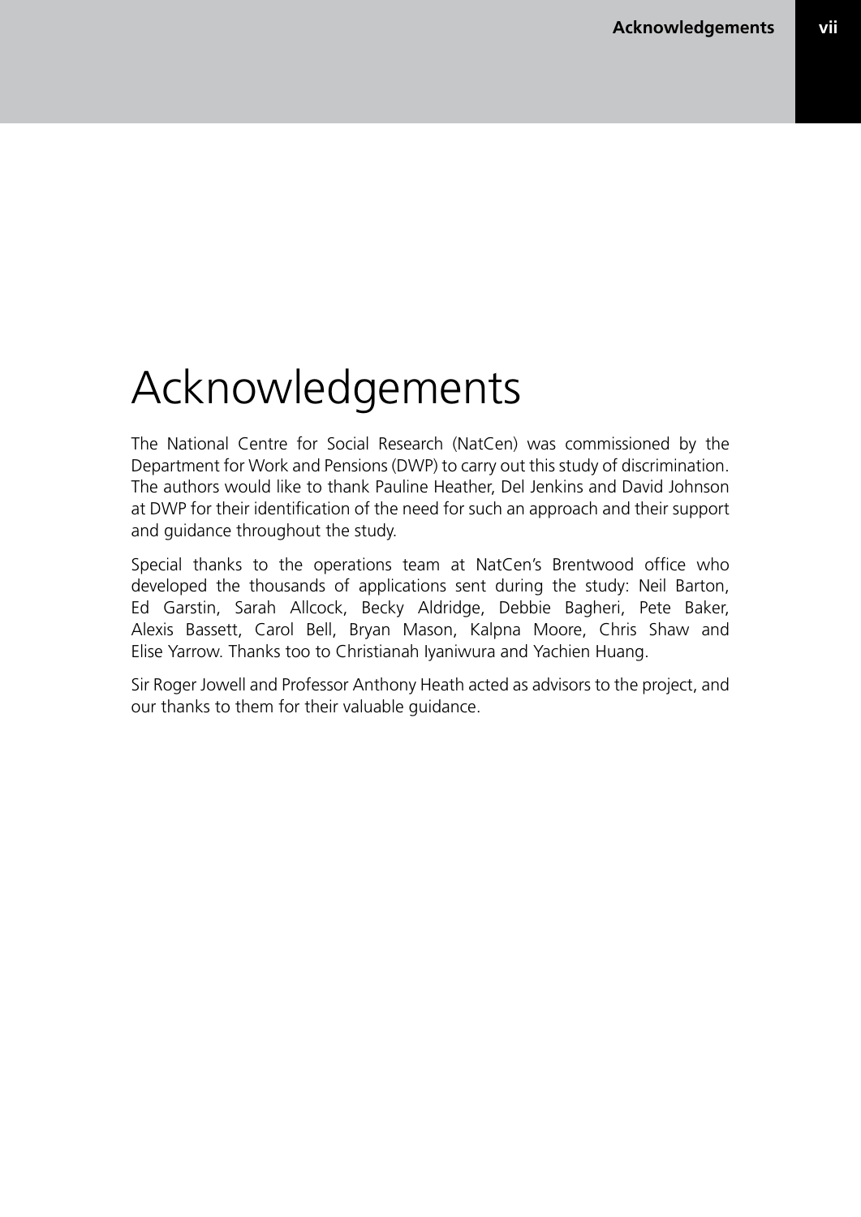# Acknowledgements

The National Centre for Social Research (NatCen) was commissioned by the Department for Work and Pensions (DWP) to carry out this study of discrimination. The authors would like to thank Pauline Heather, Del Jenkins and David Johnson at DWP for their identification of the need for such an approach and their support and guidance throughout the study.

Special thanks to the operations team at NatCen's Brentwood office who developed the thousands of applications sent during the study: Neil Barton, Ed Garstin, Sarah Allcock, Becky Aldridge, Debbie Bagheri, Pete Baker, Alexis Bassett, Carol Bell, Bryan Mason, Kalpna Moore, Chris Shaw and Elise Yarrow. Thanks too to Christianah Iyaniwura and Yachien Huang.

Sir Roger Jowell and Professor Anthony Heath acted as advisors to the project, and our thanks to them for their valuable guidance.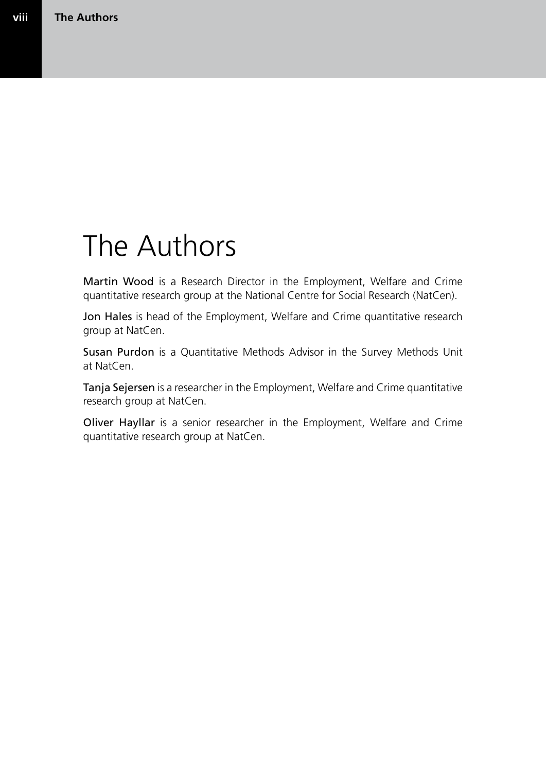# The Authors

**Martin Wood** is a Research Director in the Employment, Welfare and Crime quantitative research group at the National Centre for Social Research (NatCen).

**Jon Hales** is head of the Employment, Welfare and Crime quantitative research group at NatCen.

**Susan Purdon** is a Quantitative Methods Advisor in the Survey Methods Unit at NatCen.

**Tanja Sejersen** is a researcher in the Employment, Welfare and Crime quantitative research group at NatCen.

**Oliver Hayllar** is a senior researcher in the Employment, Welfare and Crime quantitative research group at NatCen.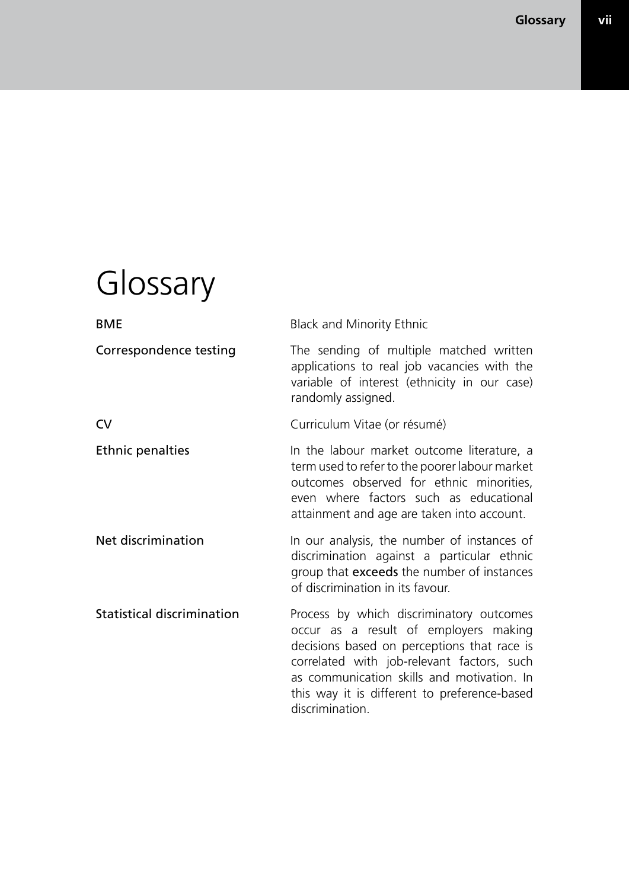# Glossary

| | |
|---|---|
| BME | Black and Minority Ethnic |
| Correspondence testing | The sending of multiple matched written applications to real job vacancies with the variable of interest (ethnicity in our case) randomly assigned. |
| CV | Curriculum Vitae (or résumé) |
| Ethnic penalties | In the labour market outcome literature, a term used to refer to the poorer labour market outcomes observed for ethnic minorities, even where factors such as educational attainment and age are taken into account. |
| Net discrimination | In our analysis, the number of instances of discrimination against a particular ethnic group that exceeds the number of instances of discrimination in its favour. |
| Statistical discrimination | Process by which discriminatory outcomes occur as a result of employers making decisions based on perceptions that race is correlated with job-relevant factors, such as communication skills and motivation. In this way it is different to preference-based discrimination. |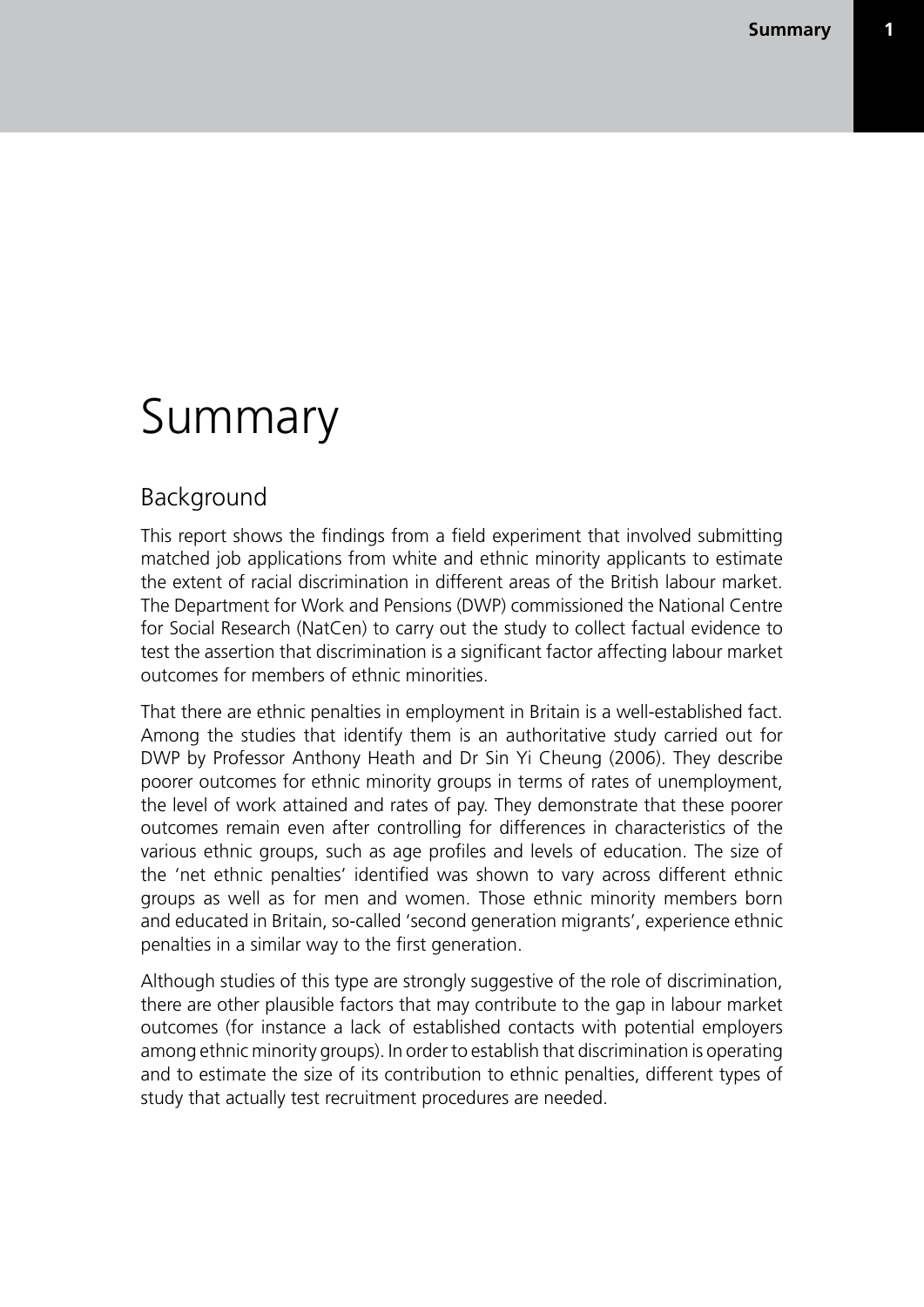# Summary

## Background

This report shows the findings from a field experiment that involved submitting matched job applications from white and ethnic minority applicants to estimate the extent of racial discrimination in different areas of the British labour market. The Department for Work and Pensions (DWP) commissioned the National Centre for Social Research (NatCen) to carry out the study to collect factual evidence to test the assertion that discrimination is a significant factor affecting labour market outcomes for members of ethnic minorities.

That there are ethnic penalties in employment in Britain is a well-established fact. Among the studies that identify them is an authoritative study carried out for DWP by Professor Anthony Heath and Dr Sin Yi Cheung (2006). They describe poorer outcomes for ethnic minority groups in terms of rates of unemployment, the level of work attained and rates of pay. They demonstrate that these poorer outcomes remain even after controlling for differences in characteristics of the various ethnic groups, such as age profiles and levels of education. The size of the 'net ethnic penalties' identified was shown to vary across different ethnic groups as well as for men and women. Those ethnic minority members born and educated in Britain, so-called 'second generation migrants', experience ethnic penalties in a similar way to the first generation.

Although studies of this type are strongly suggestive of the role of discrimination, there are other plausible factors that may contribute to the gap in labour market outcomes (for instance a lack of established contacts with potential employers among ethnic minority groups). In order to establish that discrimination is operating and to estimate the size of its contribution to ethnic penalties, different types of study that actually test recruitment procedures are needed.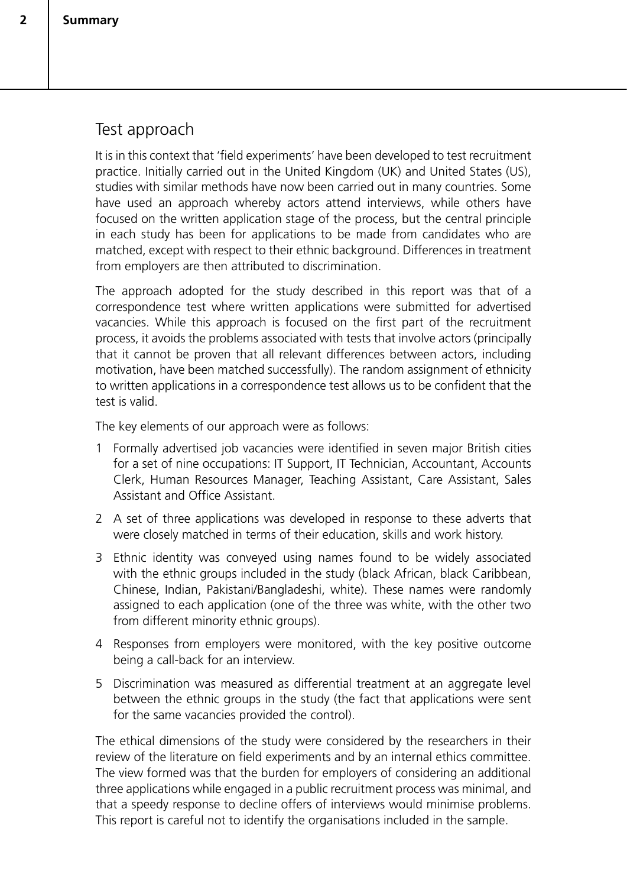## Test approach

It is in this context that 'field experiments' have been developed to test recruitment practice. Initially carried out in the United Kingdom (UK) and United States (US), studies with similar methods have now been carried out in many countries. Some have used an approach whereby actors attend interviews, while others have focused on the written application stage of the process, but the central principle in each study has been for applications to be made from candidates who are matched, except with respect to their ethnic background. Differences in treatment from employers are then attributed to discrimination.

The approach adopted for the study described in this report was that of a correspondence test where written applications were submitted for advertised vacancies. While this approach is focused on the first part of the recruitment process, it avoids the problems associated with tests that involve actors (principally that it cannot be proven that all relevant differences between actors, including motivation, have been matched successfully). The random assignment of ethnicity to written applications in a correspondence test allows us to be confident that the test is valid.

The key elements of our approach were as follows:

1. Formally advertised job vacancies were identified in seven major British cities for a set of nine occupations: IT Support, IT Technician, Accountant, Accounts Clerk, Human Resources Manager, Teaching Assistant, Care Assistant, Sales Assistant and Office Assistant.
2. A set of three applications was developed in response to these adverts that were closely matched in terms of their education, skills and work history.
3. Ethnic identity was conveyed using names found to be widely associated with the ethnic groups included in the study (black African, black Caribbean, Chinese, Indian, Pakistani/Bangladeshi, white). These names were randomly assigned to each application (one of the three was white, with the other two from different minority ethnic groups).
4. Responses from employers were monitored, with the key positive outcome being a call-back for an interview.
5. Discrimination was measured as differential treatment at an aggregate level between the ethnic groups in the study (the fact that applications were sent for the same vacancies provided the control).

The ethical dimensions of the study were considered by the researchers in their review of the literature on field experiments and by an internal ethics committee. The view formed was that the burden for employers of considering an additional three applications while engaged in a public recruitment process was minimal, and that a speedy response to decline offers of interviews would minimise problems. This report is careful not to identify the organisations included in the sample.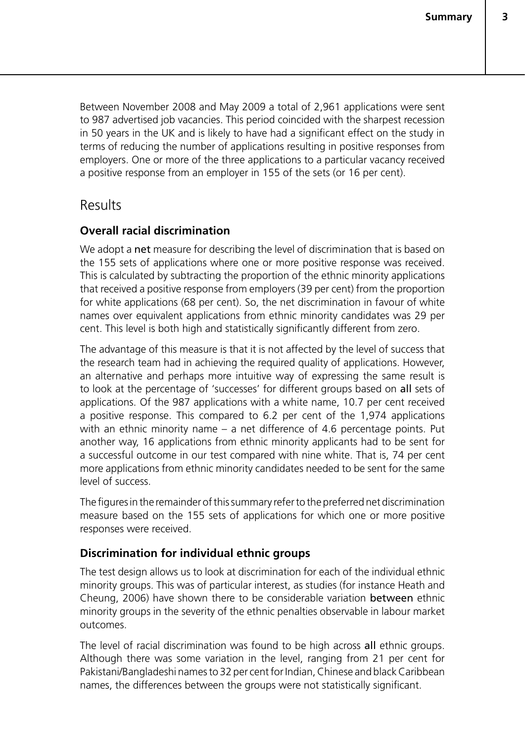Between November 2008 and May 2009 a total of 2,961 applications were sent to 987 advertised job vacancies. This period coincided with the sharpest recession in 50 years in the UK and is likely to have had a significant effect on the study in terms of reducing the number of applications resulting in positive responses from employers. One or more of the three applications to a particular vacancy received a positive response from an employer in 155 of the sets (or 16 per cent).

## Results

### Overall racial discrimination

We adopt a **net** measure for describing the level of discrimination that is based on the 155 sets of applications where one or more positive response was received. This is calculated by subtracting the proportion of the ethnic minority applications that received a positive response from employers (39 per cent) from the proportion for white applications (68 per cent). So, the net discrimination in favour of white names over equivalent applications from ethnic minority candidates was 29 per cent. This level is both high and statistically significantly different from zero.

The advantage of this measure is that it is not affected by the level of success that the research team had in achieving the required quality of applications. However, an alternative and perhaps more intuitive way of expressing the same result is to look at the percentage of 'successes' for different groups based on **all** sets of applications. Of the 987 applications with a white name, 10.7 per cent received a positive response. This compared to 6.2 per cent of the 1,974 applications with an ethnic minority name – a net difference of 4.6 percentage points. Put another way, 16 applications from ethnic minority applicants had to be sent for a successful outcome in our test compared with nine white. That is, 74 per cent more applications from ethnic minority candidates needed to be sent for the same level of success.

The figures in the remainder of this summary refer to the preferred net discrimination measure based on the 155 sets of applications for which one or more positive responses were received.

### Discrimination for individual ethnic groups

The test design allows us to look at discrimination for each of the individual ethnic minority groups. This was of particular interest, as studies (for instance Heath and Cheung, 2006) have shown there to be considerable variation **between** ethnic minority groups in the severity of the ethnic penalties observable in labour market outcomes.

The level of racial discrimination was found to be high across **all** ethnic groups. Although there was some variation in the level, ranging from 21 per cent for Pakistani/Bangladeshi names to 32 per cent for Indian, Chinese and black Caribbean names, the differences between the groups were not statistically significant.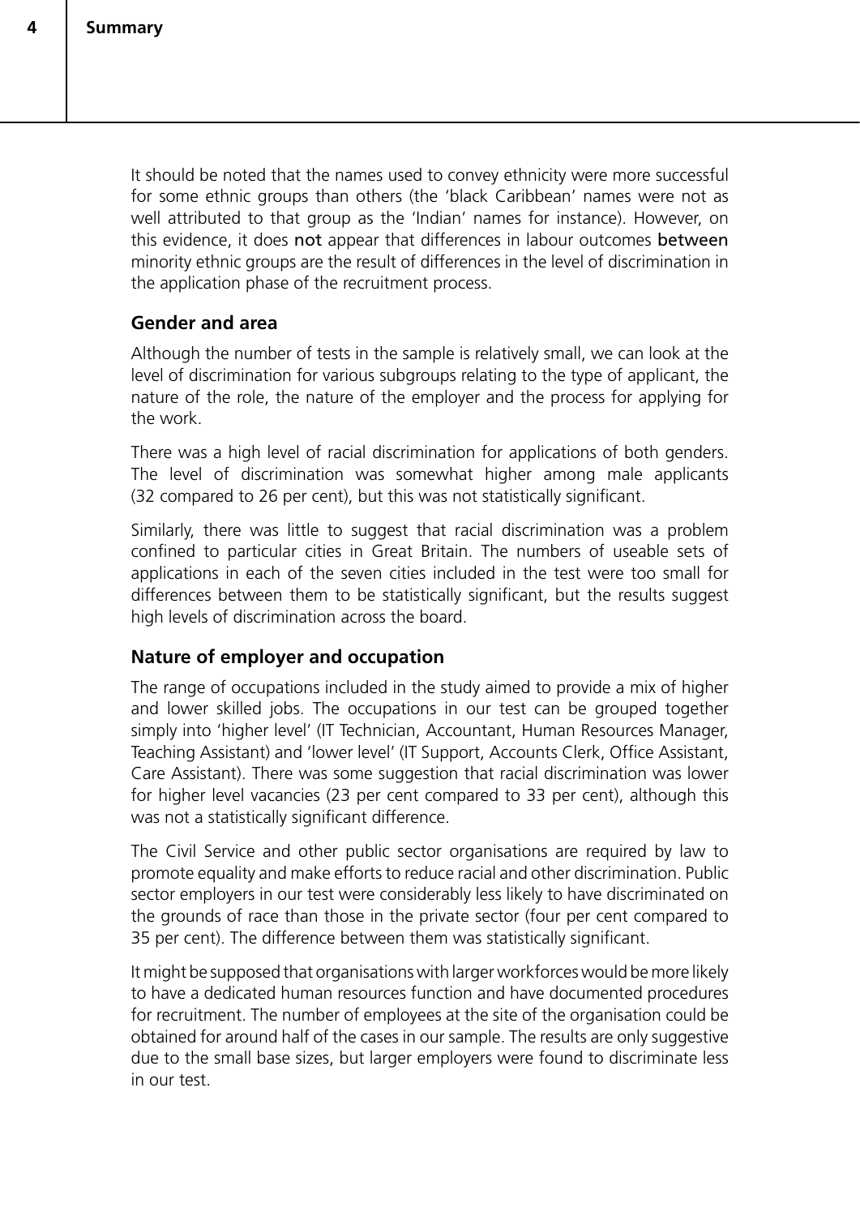It should be noted that the names used to convey ethnicity were more successful for some ethnic groups than others (the 'black Caribbean' names were not as well attributed to that group as the 'Indian' names for instance). However, on this evidence, it does **not** appear that differences in labour outcomes **between** minority ethnic groups are the result of differences in the level of discrimination in the application phase of the recruitment process.

### Gender and area

Although the number of tests in the sample is relatively small, we can look at the level of discrimination for various subgroups relating to the type of applicant, the nature of the role, the nature of the employer and the process for applying for the work.

There was a high level of racial discrimination for applications of both genders. The level of discrimination was somewhat higher among male applicants (32 compared to 26 per cent), but this was not statistically significant.

Similarly, there was little to suggest that racial discrimination was a problem confined to particular cities in Great Britain. The numbers of useable sets of applications in each of the seven cities included in the test were too small for differences between them to be statistically significant, but the results suggest high levels of discrimination across the board.

### Nature of employer and occupation

The range of occupations included in the study aimed to provide a mix of higher and lower skilled jobs. The occupations in our test can be grouped together simply into 'higher level' (IT Technician, Accountant, Human Resources Manager, Teaching Assistant) and 'lower level' (IT Support, Accounts Clerk, Office Assistant, Care Assistant). There was some suggestion that racial discrimination was lower for higher level vacancies (23 per cent compared to 33 per cent), although this was not a statistically significant difference.

The Civil Service and other public sector organisations are required by law to promote equality and make efforts to reduce racial and other discrimination. Public sector employers in our test were considerably less likely to have discriminated on the grounds of race than those in the private sector (four per cent compared to 35 per cent). The difference between them was statistically significant.

It might be supposed that organisations with larger workforces would be more likely to have a dedicated human resources function and have documented procedures for recruitment. The number of employees at the site of the organisation could be obtained for around half of the cases in our sample. The results are only suggestive due to the small base sizes, but larger employers were found to discriminate less in our test.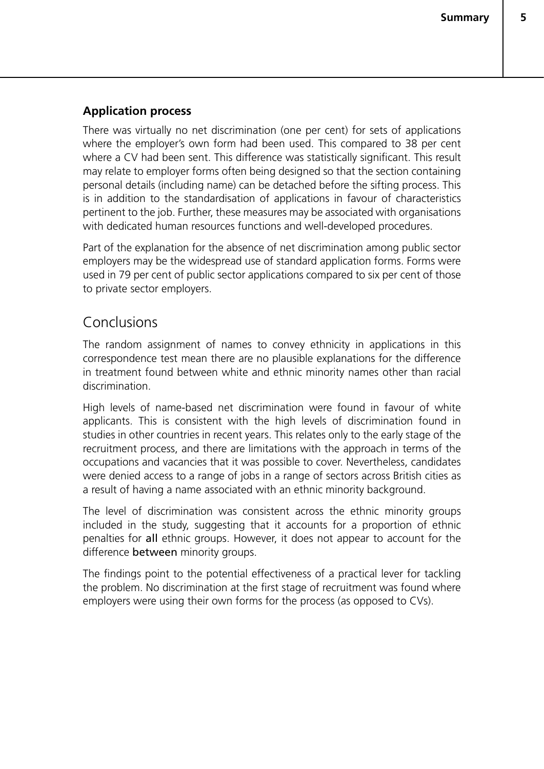### Application process

There was virtually no net discrimination (one per cent) for sets of applications where the employer's own form had been used. This compared to 38 per cent where a CV had been sent. This difference was statistically significant. This result may relate to employer forms often being designed so that the section containing personal details (including name) can be detached before the sifting process. This is in addition to the standardisation of applications in favour of characteristics pertinent to the job. Further, these measures may be associated with organisations with dedicated human resources functions and well-developed procedures.

Part of the explanation for the absence of net discrimination among public sector employers may be the widespread use of standard application forms. Forms were used in 79 per cent of public sector applications compared to six per cent of those to private sector employers.

## Conclusions

The random assignment of names to convey ethnicity in applications in this correspondence test mean there are no plausible explanations for the difference in treatment found between white and ethnic minority names other than racial discrimination.

High levels of name-based net discrimination were found in favour of white applicants. This is consistent with the high levels of discrimination found in studies in other countries in recent years. This relates only to the early stage of the recruitment process, and there are limitations with the approach in terms of the occupations and vacancies that it was possible to cover. Nevertheless, candidates were denied access to a range of jobs in a range of sectors across British cities as a result of having a name associated with an ethnic minority background.

The level of discrimination was consistent across the ethnic minority groups included in the study, suggesting that it accounts for a proportion of ethnic penalties for **all** ethnic groups. However, it does not appear to account for the difference **between** minority groups.

The findings point to the potential effectiveness of a practical lever for tackling the problem. No discrimination at the first stage of recruitment was found where employers were using their own forms for the process (as opposed to CVs).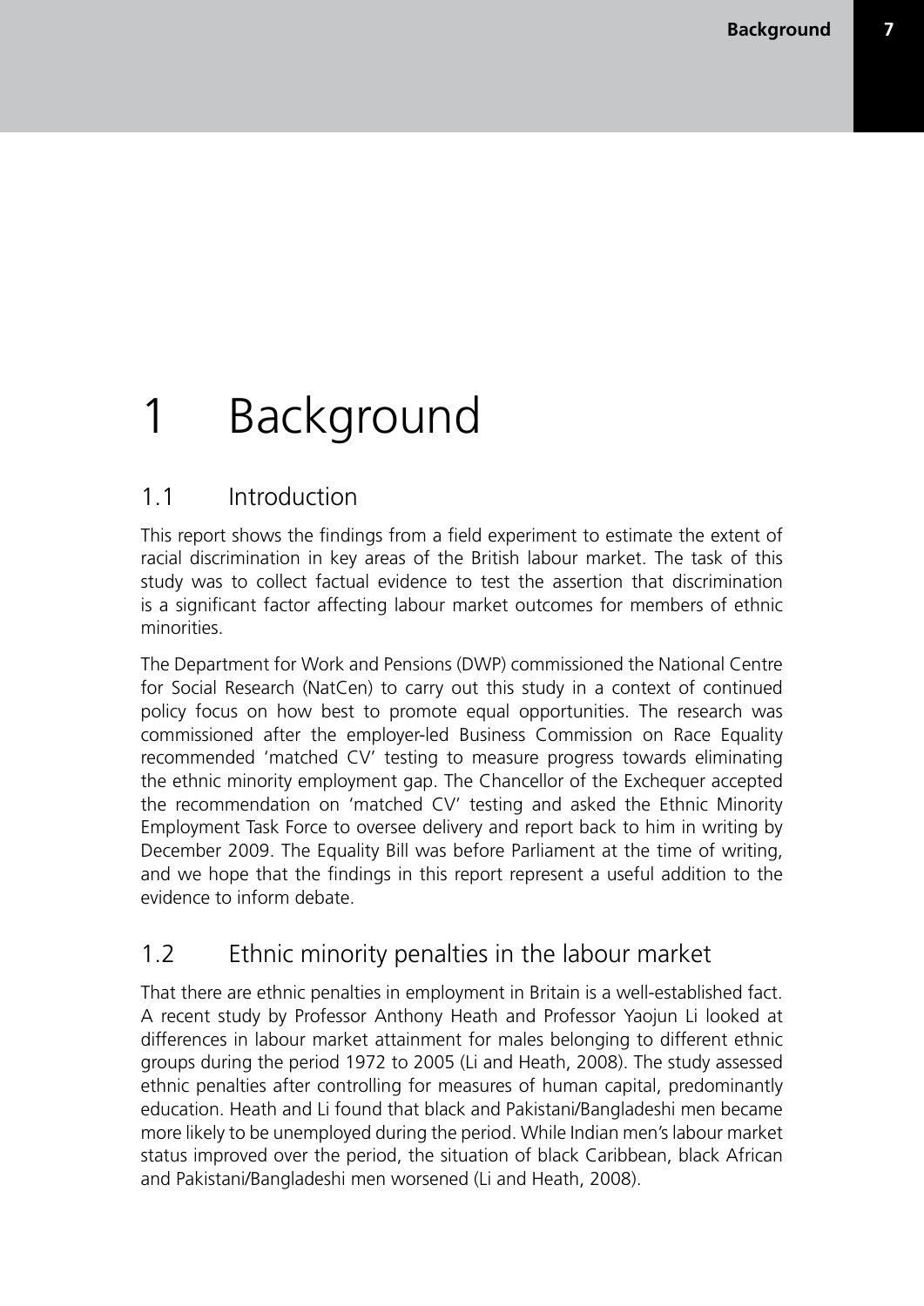# 1 Background

## 1.1 Introduction

This report shows the findings from a field experiment to estimate the extent of racial discrimination in key areas of the British labour market. The task of this study was to collect factual evidence to test the assertion that discrimination is a significant factor affecting labour market outcomes for members of ethnic minorities.

The Department for Work and Pensions (DWP) commissioned the National Centre for Social Research (NatCen) to carry out this study in a context of continued policy focus on how best to promote equal opportunities. The research was commissioned after the employer-led Business Commission on Race Equality recommended 'matched CV' testing to measure progress towards eliminating the ethnic minority employment gap. The Chancellor of the Exchequer accepted the recommendation on 'matched CV' testing and asked the Ethnic Minority Employment Task Force to oversee delivery and report back to him in writing by December 2009. The Equality Bill was before Parliament at the time of writing, and we hope that the findings in this report represent a useful addition to the evidence to inform debate.

## 1.2 Ethnic minority penalties in the labour market

That there are ethnic penalties in employment in Britain is a well-established fact. A recent study by Professor Anthony Heath and Professor Yaojun Li looked at differences in labour market attainment for males belonging to different ethnic groups during the period 1972 to 2005 (Li and Heath, 2008). The study assessed ethnic penalties after controlling for measures of human capital, predominantly education. Heath and Li found that black and Pakistani/Bangladeshi men became more likely to be unemployed during the period. While Indian men's labour market status improved over the period, the situation of black Caribbean, black African and Pakistani/Bangladeshi men worsened (Li and Heath, 2008).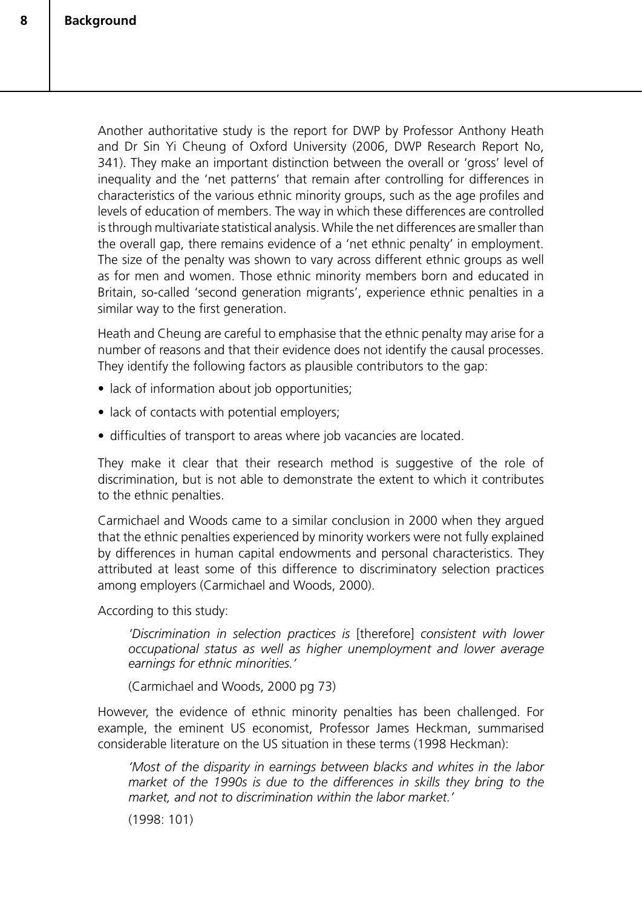Another authoritative study is the report for DWP by Professor Anthony Heath and Dr Sin Yi Cheung of Oxford University (2006, DWP Research Report No, 341). They make an important distinction between the overall or 'gross' level of inequality and the 'net patterns' that remain after controlling for differences in characteristics of the various ethnic minority groups, such as the age profiles and levels of education of members. The way in which these differences are controlled is through multivariate statistical analysis. While the net differences are smaller than the overall gap, there remains evidence of a 'net ethnic penalty' in employment. The size of the penalty was shown to vary across different ethnic groups as well as for men and women. Those ethnic minority members born and educated in Britain, so-called 'second generation migrants', experience ethnic penalties in a similar way to the first generation.

Heath and Cheung are careful to emphasise that the ethnic penalty may arise for a number of reasons and that their evidence does not identify the causal processes. They identify the following factors as plausible contributors to the gap:

- lack of information about job opportunities;
- lack of contacts with potential employers;
- difficulties of transport to areas where job vacancies are located.

They make it clear that their research method is suggestive of the role of discrimination, but is not able to demonstrate the extent to which it contributes to the ethnic penalties.

Carmichael and Woods came to a similar conclusion in 2000 when they argued that the ethnic penalties experienced by minority workers were not fully explained by differences in human capital endowments and personal characteristics. They attributed at least some of this difference to discriminatory selection practices among employers (Carmichael and Woods, 2000).

According to this study:

> *'Discrimination in selection practices is* [therefore] *consistent with lower occupational status as well as higher unemployment and lower average earnings for ethnic minorities.'*
>
> (Carmichael and Woods, 2000 pg 73)

However, the evidence of ethnic minority penalties has been challenged. For example, the eminent US economist, Professor James Heckman, summarised considerable literature on the US situation in these terms (1998 Heckman):

> *'Most of the disparity in earnings between blacks and whites in the labor market of the 1990s is due to the differences in skills they bring to the market, and not to discrimination within the labor market.'*
>
> (1998: 101)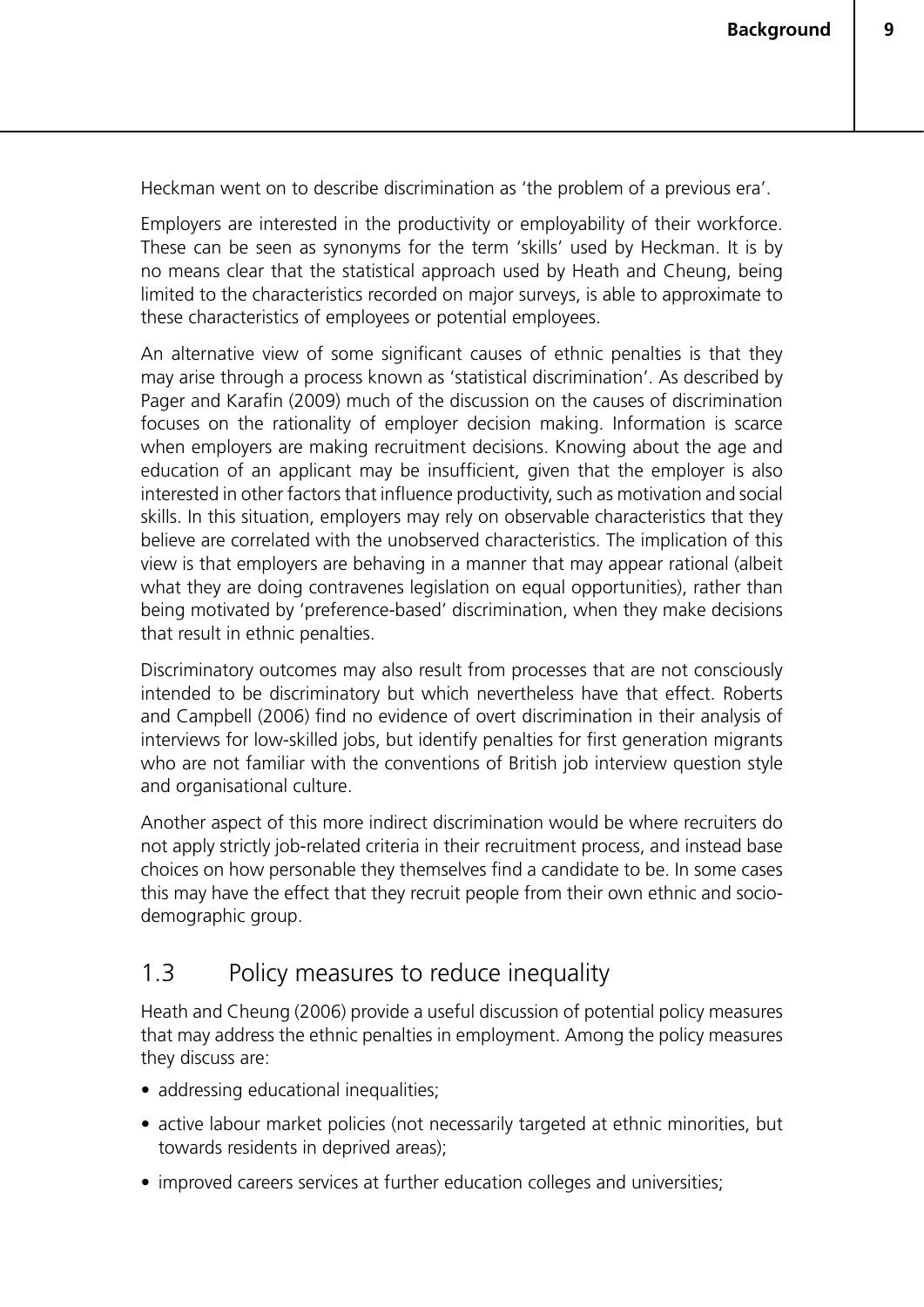Heckman went on to describe discrimination as 'the problem of a previous era'.

Employers are interested in the productivity or employability of their workforce. These can be seen as synonyms for the term 'skills' used by Heckman. It is by no means clear that the statistical approach used by Heath and Cheung, being limited to the characteristics recorded on major surveys, is able to approximate to these characteristics of employees or potential employees.

An alternative view of some significant causes of ethnic penalties is that they may arise through a process known as 'statistical discrimination'. As described by Pager and Karafin (2009) much of the discussion on the causes of discrimination focuses on the rationality of employer decision making. Information is scarce when employers are making recruitment decisions. Knowing about the age and education of an applicant may be insufficient, given that the employer is also interested in other factors that influence productivity, such as motivation and social skills. In this situation, employers may rely on observable characteristics that they believe are correlated with the unobserved characteristics. The implication of this view is that employers are behaving in a manner that may appear rational (albeit what they are doing contravenes legislation on equal opportunities), rather than being motivated by 'preference-based' discrimination, when they make decisions that result in ethnic penalties.

Discriminatory outcomes may also result from processes that are not consciously intended to be discriminatory but which nevertheless have that effect. Roberts and Campbell (2006) find no evidence of overt discrimination in their analysis of interviews for low-skilled jobs, but identify penalties for first generation migrants who are not familiar with the conventions of British job interview question style and organisational culture.

Another aspect of this more indirect discrimination would be where recruiters do not apply strictly job-related criteria in their recruitment process, and instead base choices on how personable they themselves find a candidate to be. In some cases this may have the effect that they recruit people from their own ethnic and socio-demographic group.

## 1.3 Policy measures to reduce inequality

Heath and Cheung (2006) provide a useful discussion of potential policy measures that may address the ethnic penalties in employment. Among the policy measures they discuss are:

- addressing educational inequalities;
- active labour market policies (not necessarily targeted at ethnic minorities, but towards residents in deprived areas);
- improved careers services at further education colleges and universities;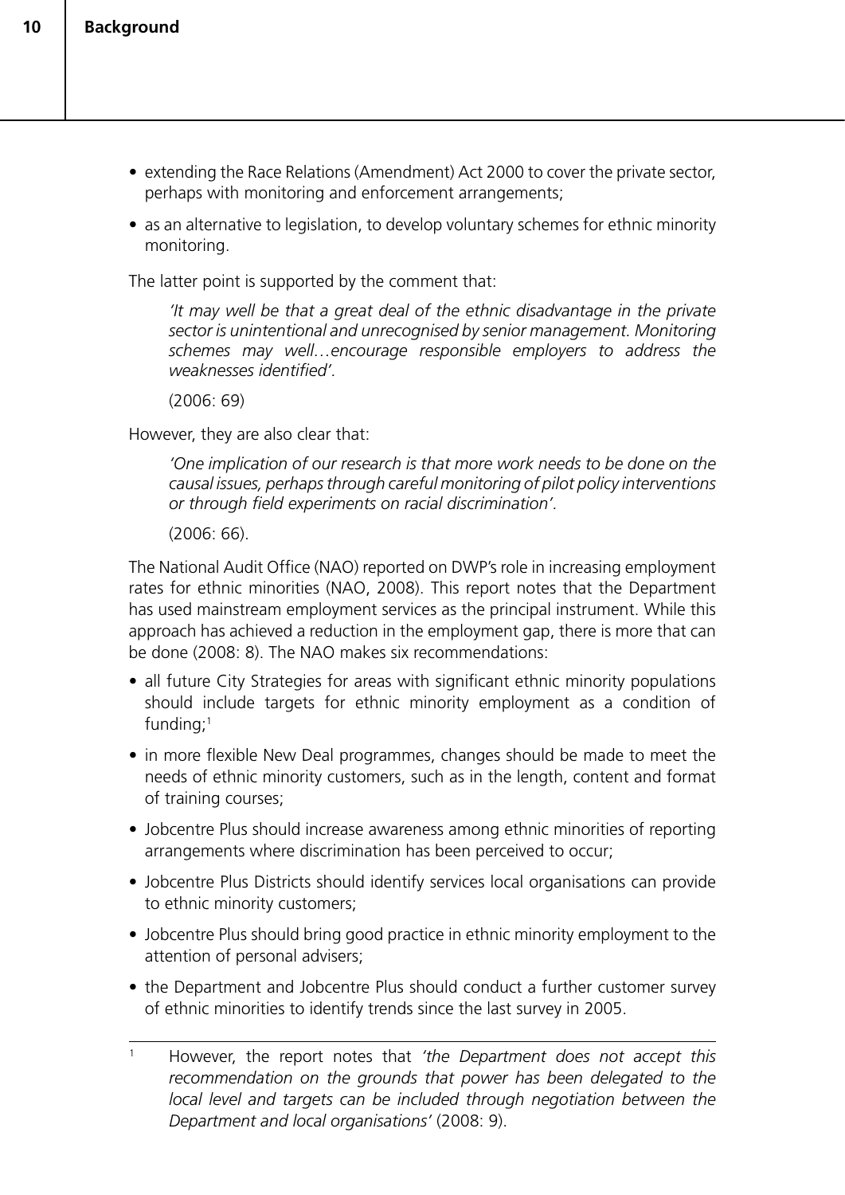- extending the Race Relations (Amendment) Act 2000 to cover the private sector, perhaps with monitoring and enforcement arrangements;
- as an alternative to legislation, to develop voluntary schemes for ethnic minority monitoring.

The latter point is supported by the comment that:

> *'It may well be that a great deal of the ethnic disadvantage in the private sector is unintentional and unrecognised by senior management. Monitoring schemes may well…encourage responsible employers to address the weaknesses identified'.*
>
> (2006: 69)

However, they are also clear that:

> *'One implication of our research is that more work needs to be done on the causal issues, perhaps through careful monitoring of pilot policy interventions or through field experiments on racial discrimination'.*
>
> (2006: 66).

The National Audit Office (NAO) reported on DWP's role in increasing employment rates for ethnic minorities (NAO, 2008). This report notes that the Department has used mainstream employment services as the principal instrument. While this approach has achieved a reduction in the employment gap, there is more that can be done (2008: 8). The NAO makes six recommendations:

- all future City Strategies for areas with significant ethnic minority populations should include targets for ethnic minority employment as a condition of funding;[1]
- in more flexible New Deal programmes, changes should be made to meet the needs of ethnic minority customers, such as in the length, content and format of training courses;
- Jobcentre Plus should increase awareness among ethnic minorities of reporting arrangements where discrimination has been perceived to occur;
- Jobcentre Plus Districts should identify services local organisations can provide to ethnic minority customers;
- Jobcentre Plus should bring good practice in ethnic minority employment to the attention of personal advisers;
- the Department and Jobcentre Plus should conduct a further customer survey of ethnic minorities to identify trends since the last survey in 2005.

---

[1] However, the report notes that *'the Department does not accept this recommendation on the grounds that power has been delegated to the local level and targets can be included through negotiation between the Department and local organisations'* (2008: 9).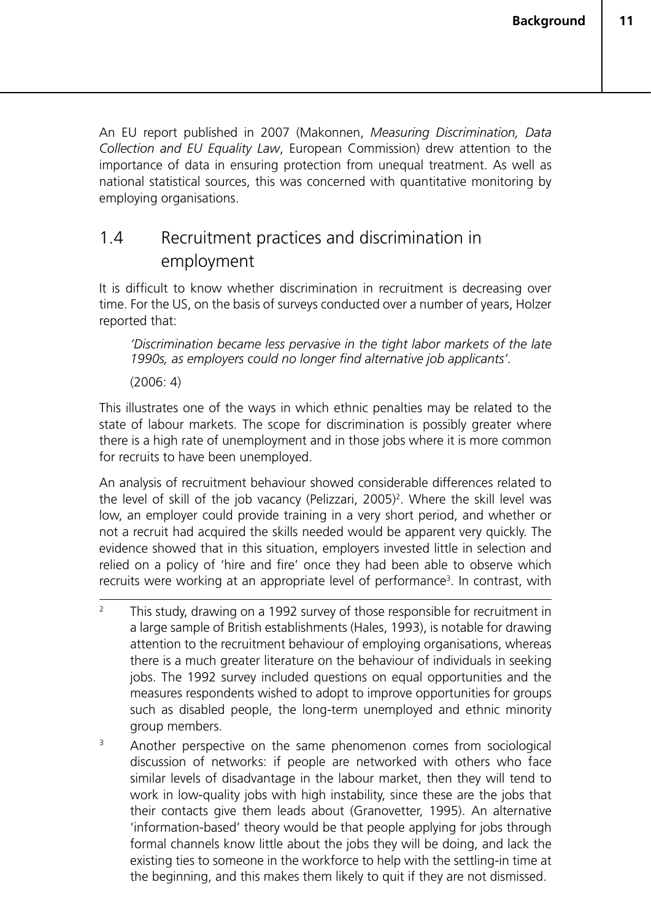An EU report published in 2007 (Makonnen, *Measuring Discrimination, Data Collection and EU Equality Law*, European Commission) drew attention to the importance of data in ensuring protection from unequal treatment. As well as national statistical sources, this was concerned with quantitative monitoring by employing organisations.

## 1.4 Recruitment practices and discrimination in employment

It is difficult to know whether discrimination in recruitment is decreasing over time. For the US, on the basis of surveys conducted over a number of years, Holzer reported that:

> *'Discrimination became less pervasive in the tight labor markets of the late 1990s, as employers could no longer find alternative job applicants'.*
>
> (2006: 4)

This illustrates one of the ways in which ethnic penalties may be related to the state of labour markets. The scope for discrimination is possibly greater where there is a high rate of unemployment and in those jobs where it is more common for recruits to have been unemployed.

An analysis of recruitment behaviour showed considerable differences related to the level of skill of the job vacancy (Pelizzari, 2005)[2]. Where the skill level was low, an employer could provide training in a very short period, and whether or not a recruit had acquired the skills needed would be apparent very quickly. The evidence showed that in this situation, employers invested little in selection and relied on a policy of 'hire and fire' once they had been able to observe which recruits were working at an appropriate level of performance[3]. In contrast, with

---

[2] This study, drawing on a 1992 survey of those responsible for recruitment in a large sample of British establishments (Hales, 1993), is notable for drawing attention to the recruitment behaviour of employing organisations, whereas there is a much greater literature on the behaviour of individuals in seeking jobs. The 1992 survey included questions on equal opportunities and the measures respondents wished to adopt to improve opportunities for groups such as disabled people, the long-term unemployed and ethnic minority group members.

[3] Another perspective on the same phenomenon comes from sociological discussion of networks: if people are networked with others who face similar levels of disadvantage in the labour market, then they will tend to work in low-quality jobs with high instability, since these are the jobs that their contacts give them leads about (Granovetter, 1995). An alternative 'information-based' theory would be that people applying for jobs through formal channels know little about the jobs they will be doing, and lack the existing ties to someone in the workforce to help with the settling-in time at the beginning, and this makes them likely to quit if they are not dismissed.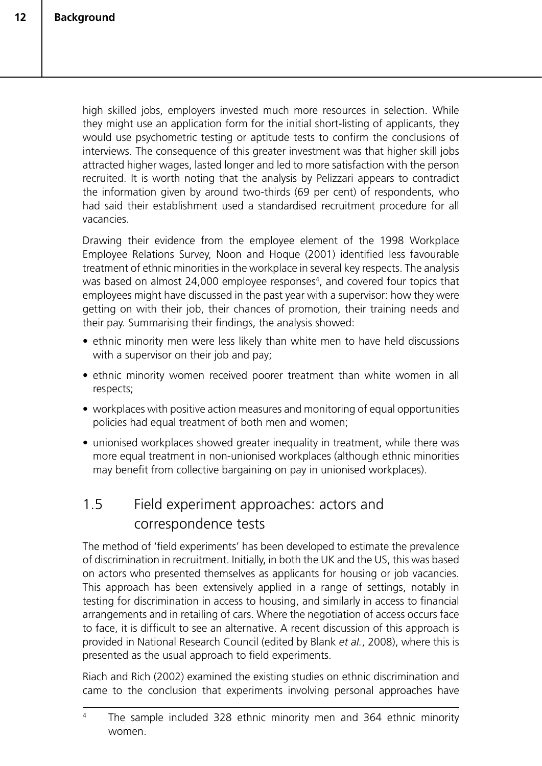high skilled jobs, employers invested much more resources in selection. While they might use an application form for the initial short-listing of applicants, they would use psychometric testing or aptitude tests to confirm the conclusions of interviews. The consequence of this greater investment was that higher skill jobs attracted higher wages, lasted longer and led to more satisfaction with the person recruited. It is worth noting that the analysis by Pelizzari appears to contradict the information given by around two-thirds (69 per cent) of respondents, who had said their establishment used a standardised recruitment procedure for all vacancies.

Drawing their evidence from the employee element of the 1998 Workplace Employee Relations Survey, Noon and Hoque (2001) identified less favourable treatment of ethnic minorities in the workplace in several key respects. The analysis was based on almost 24,000 employee responses[4], and covered four topics that employees might have discussed in the past year with a supervisor: how they were getting on with their job, their chances of promotion, their training needs and their pay. Summarising their findings, the analysis showed:

- ethnic minority men were less likely than white men to have held discussions with a supervisor on their job and pay;
- ethnic minority women received poorer treatment than white women in all respects;
- workplaces with positive action measures and monitoring of equal opportunities policies had equal treatment of both men and women;
- unionised workplaces showed greater inequality in treatment, while there was more equal treatment in non-unionised workplaces (although ethnic minorities may benefit from collective bargaining on pay in unionised workplaces).

## 1.5 Field experiment approaches: actors and correspondence tests

The method of 'field experiments' has been developed to estimate the prevalence of discrimination in recruitment. Initially, in both the UK and the US, this was based on actors who presented themselves as applicants for housing or job vacancies. This approach has been extensively applied in a range of settings, notably in testing for discrimination in access to housing, and similarly in access to financial arrangements and in retailing of cars. Where the negotiation of access occurs face to face, it is difficult to see an alternative. A recent discussion of this approach is provided in National Research Council (edited by Blank *et al.*, 2008), where this is presented as the usual approach to field experiments.

Riach and Rich (2002) examined the existing studies on ethnic discrimination and came to the conclusion that experiments involving personal approaches have

[4] The sample included 328 ethnic minority men and 364 ethnic minority women.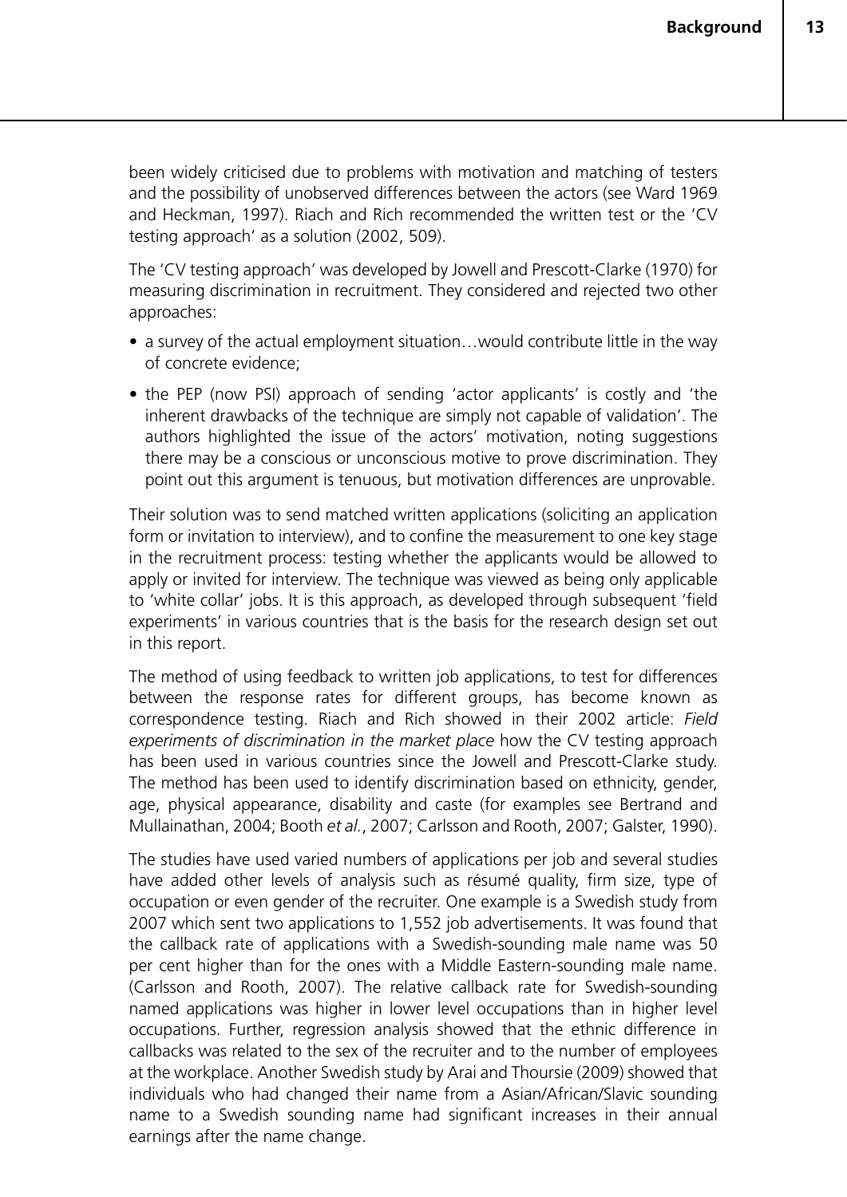been widely criticised due to problems with motivation and matching of testers and the possibility of unobserved differences between the actors (see Ward 1969 and Heckman, 1997). Riach and Rich recommended the written test or the 'CV testing approach' as a solution (2002, 509).

The 'CV testing approach' was developed by Jowell and Prescott-Clarke (1970) for measuring discrimination in recruitment. They considered and rejected two other approaches:

- a survey of the actual employment situation…would contribute little in the way of concrete evidence;
- the PEP (now PSI) approach of sending 'actor applicants' is costly and 'the inherent drawbacks of the technique are simply not capable of validation'. The authors highlighted the issue of the actors' motivation, noting suggestions there may be a conscious or unconscious motive to prove discrimination. They point out this argument is tenuous, but motivation differences are unprovable.

Their solution was to send matched written applications (soliciting an application form or invitation to interview), and to confine the measurement to one key stage in the recruitment process: testing whether the applicants would be allowed to apply or invited for interview. The technique was viewed as being only applicable to 'white collar' jobs. It is this approach, as developed through subsequent 'field experiments' in various countries that is the basis for the research design set out in this report.

The method of using feedback to written job applications, to test for differences between the response rates for different groups, has become known as correspondence testing. Riach and Rich showed in their 2002 article: *Field experiments of discrimination in the market place* how the CV testing approach has been used in various countries since the Jowell and Prescott-Clarke study. The method has been used to identify discrimination based on ethnicity, gender, age, physical appearance, disability and caste (for examples see Bertrand and Mullainathan, 2004; Booth *et al.*, 2007; Carlsson and Rooth, 2007; Galster, 1990).

The studies have used varied numbers of applications per job and several studies have added other levels of analysis such as résumé quality, firm size, type of occupation or even gender of the recruiter. One example is a Swedish study from 2007 which sent two applications to 1,552 job advertisements. It was found that the callback rate of applications with a Swedish-sounding male name was 50 per cent higher than for the ones with a Middle Eastern-sounding male name. (Carlsson and Rooth, 2007). The relative callback rate for Swedish-sounding named applications was higher in lower level occupations than in higher level occupations. Further, regression analysis showed that the ethnic difference in callbacks was related to the sex of the recruiter and to the number of employees at the workplace. Another Swedish study by Arai and Thoursie (2009) showed that individuals who had changed their name from a Asian/African/Slavic sounding name to a Swedish sounding name had significant increases in their annual earnings after the name change.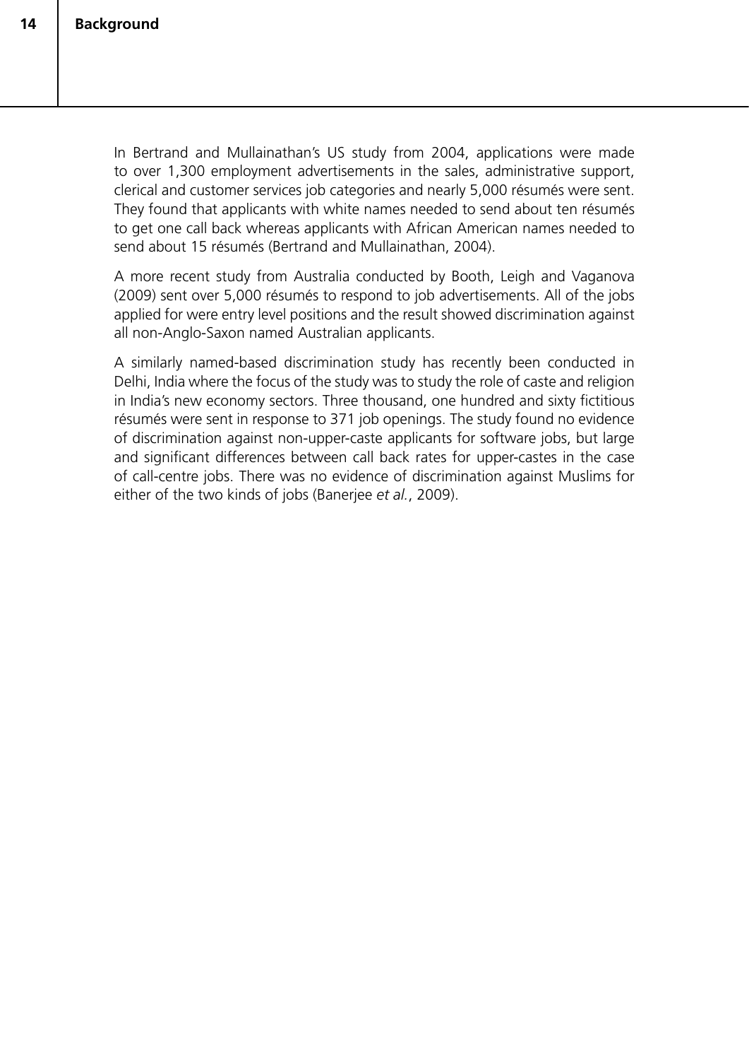In Bertrand and Mullainathan's US study from 2004, applications were made to over 1,300 employment advertisements in the sales, administrative support, clerical and customer services job categories and nearly 5,000 résumés were sent. They found that applicants with white names needed to send about ten résumés to get one call back whereas applicants with African American names needed to send about 15 résumés (Bertrand and Mullainathan, 2004).

A more recent study from Australia conducted by Booth, Leigh and Vaganova (2009) sent over 5,000 résumés to respond to job advertisements. All of the jobs applied for were entry level positions and the result showed discrimination against all non-Anglo-Saxon named Australian applicants.

A similarly named-based discrimination study has recently been conducted in Delhi, India where the focus of the study was to study the role of caste and religion in India's new economy sectors. Three thousand, one hundred and sixty fictitious résumés were sent in response to 371 job openings. The study found no evidence of discrimination against non-upper-caste applicants for software jobs, but large and significant differences between call back rates for upper-castes in the case of call-centre jobs. There was no evidence of discrimination against Muslims for either of the two kinds of jobs (Banerjee *et al.*, 2009).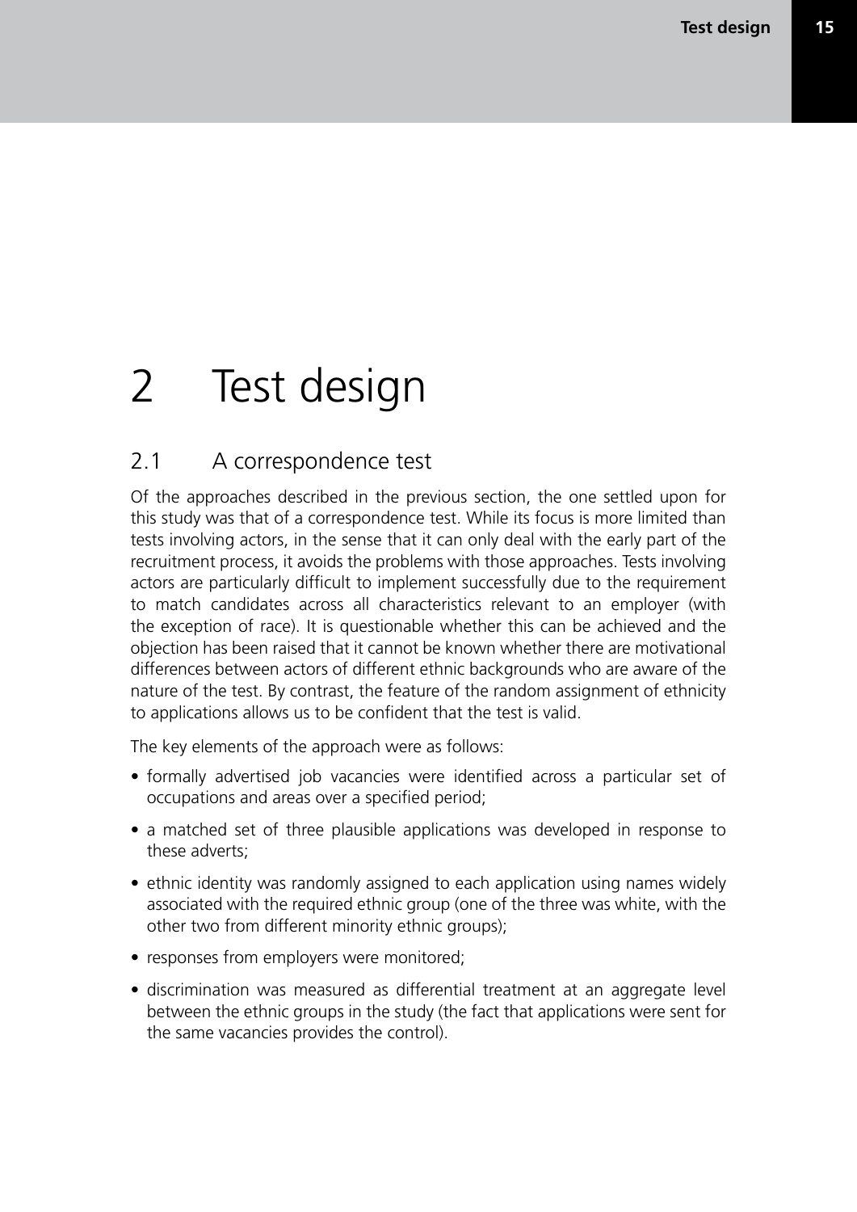# 2 Test design

## 2.1 A correspondence test

Of the approaches described in the previous section, the one settled upon for this study was that of a correspondence test. While its focus is more limited than tests involving actors, in the sense that it can only deal with the early part of the recruitment process, it avoids the problems with those approaches. Tests involving actors are particularly difficult to implement successfully due to the requirement to match candidates across all characteristics relevant to an employer (with the exception of race). It is questionable whether this can be achieved and the objection has been raised that it cannot be known whether there are motivational differences between actors of different ethnic backgrounds who are aware of the nature of the test. By contrast, the feature of the random assignment of ethnicity to applications allows us to be confident that the test is valid.

The key elements of the approach were as follows:

- formally advertised job vacancies were identified across a particular set of occupations and areas over a specified period;
- a matched set of three plausible applications was developed in response to these adverts;
- ethnic identity was randomly assigned to each application using names widely associated with the required ethnic group (one of the three was white, with the other two from different minority ethnic groups);
- responses from employers were monitored;
- discrimination was measured as differential treatment at an aggregate level between the ethnic groups in the study (the fact that applications were sent for the same vacancies provides the control).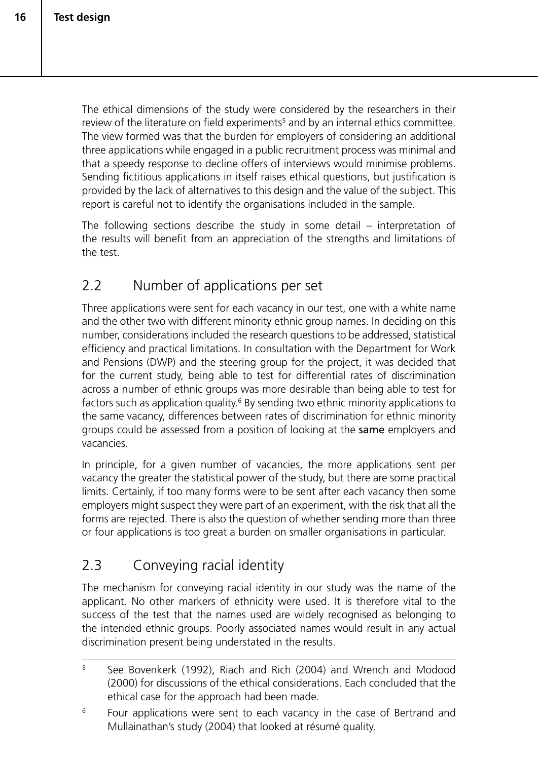The ethical dimensions of the study were considered by the researchers in their review of the literature on field experiments[5] and by an internal ethics committee. The view formed was that the burden for employers of considering an additional three applications while engaged in a public recruitment process was minimal and that a speedy response to decline offers of interviews would minimise problems. Sending fictitious applications in itself raises ethical questions, but justification is provided by the lack of alternatives to this design and the value of the subject. This report is careful not to identify the organisations included in the sample.

The following sections describe the study in some detail – interpretation of the results will benefit from an appreciation of the strengths and limitations of the test.

## 2.2 Number of applications per set

Three applications were sent for each vacancy in our test, one with a white name and the other two with different minority ethnic group names. In deciding on this number, considerations included the research questions to be addressed, statistical efficiency and practical limitations. In consultation with the Department for Work and Pensions (DWP) and the steering group for the project, it was decided that for the current study, being able to test for differential rates of discrimination across a number of ethnic groups was more desirable than being able to test for factors such as application quality.[6] By sending two ethnic minority applications to the same vacancy, differences between rates of discrimination for ethnic minority groups could be assessed from a position of looking at the **same** employers and vacancies.

In principle, for a given number of vacancies, the more applications sent per vacancy the greater the statistical power of the study, but there are some practical limits. Certainly, if too many forms were to be sent after each vacancy then some employers might suspect they were part of an experiment, with the risk that all the forms are rejected. There is also the question of whether sending more than three or four applications is too great a burden on smaller organisations in particular.

## 2.3 Conveying racial identity

The mechanism for conveying racial identity in our study was the name of the applicant. No other markers of ethnicity were used. It is therefore vital to the success of the test that the names used are widely recognised as belonging to the intended ethnic groups. Poorly associated names would result in any actual discrimination present being understated in the results.

---

[5] See Bovenkerk (1992), Riach and Rich (2004) and Wrench and Modood (2000) for discussions of the ethical considerations. Each concluded that the ethical case for the approach had been made.

[6] Four applications were sent to each vacancy in the case of Bertrand and Mullainathan's study (2004) that looked at résumé quality.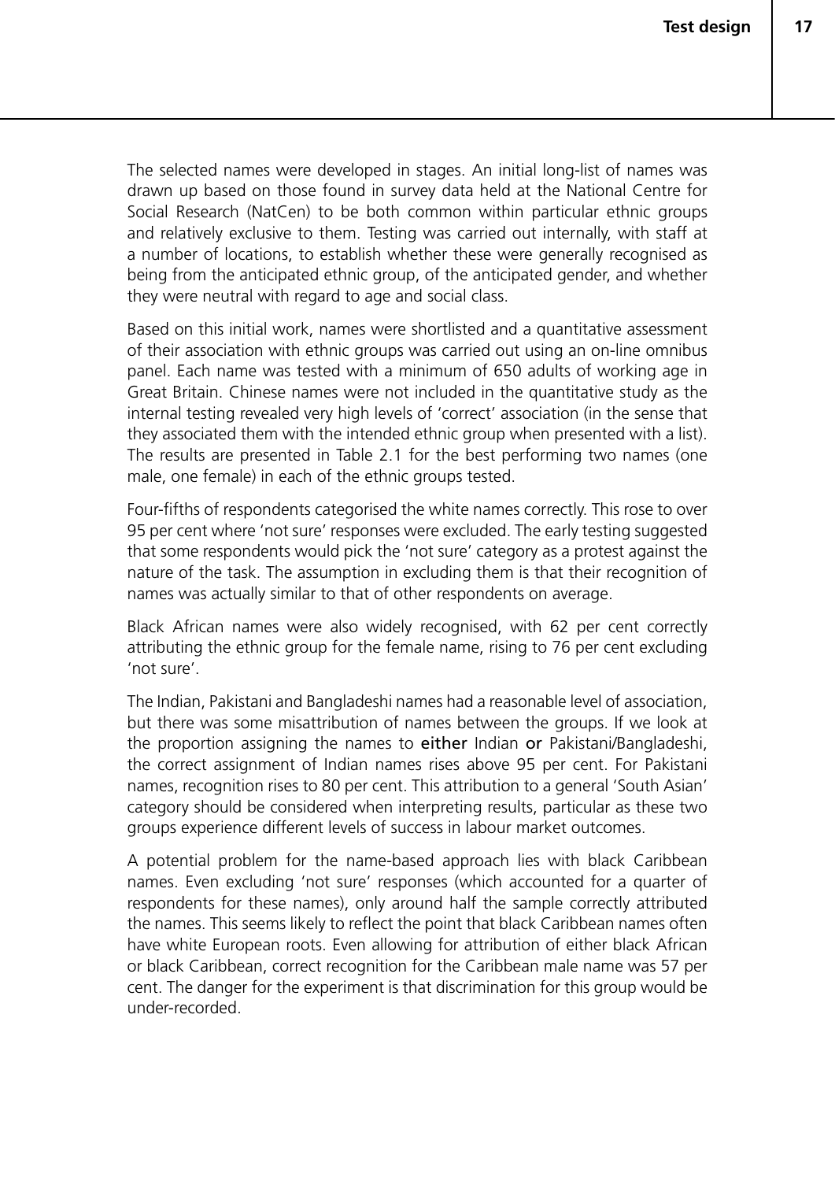The selected names were developed in stages. An initial long-list of names was drawn up based on those found in survey data held at the National Centre for Social Research (NatCen) to be both common within particular ethnic groups and relatively exclusive to them. Testing was carried out internally, with staff at a number of locations, to establish whether these were generally recognised as being from the anticipated ethnic group, of the anticipated gender, and whether they were neutral with regard to age and social class.

Based on this initial work, names were shortlisted and a quantitative assessment of their association with ethnic groups was carried out using an on-line omnibus panel. Each name was tested with a minimum of 650 adults of working age in Great Britain. Chinese names were not included in the quantitative study as the internal testing revealed very high levels of 'correct' association (in the sense that they associated them with the intended ethnic group when presented with a list). The results are presented in Table 2.1 for the best performing two names (one male, one female) in each of the ethnic groups tested.

Four-fifths of respondents categorised the white names correctly. This rose to over 95 per cent where 'not sure' responses were excluded. The early testing suggested that some respondents would pick the 'not sure' category as a protest against the nature of the task. The assumption in excluding them is that their recognition of names was actually similar to that of other respondents on average.

Black African names were also widely recognised, with 62 per cent correctly attributing the ethnic group for the female name, rising to 76 per cent excluding 'not sure'.

The Indian, Pakistani and Bangladeshi names had a reasonable level of association, but there was some misattribution of names between the groups. If we look at the proportion assigning the names to **either** Indian **or** Pakistani/Bangladeshi, the correct assignment of Indian names rises above 95 per cent. For Pakistani names, recognition rises to 80 per cent. This attribution to a general 'South Asian' category should be considered when interpreting results, particular as these two groups experience different levels of success in labour market outcomes.

A potential problem for the name-based approach lies with black Caribbean names. Even excluding 'not sure' responses (which accounted for a quarter of respondents for these names), only around half the sample correctly attributed the names. This seems likely to reflect the point that black Caribbean names often have white European roots. Even allowing for attribution of either black African or black Caribbean, correct recognition for the Caribbean male name was 57 per cent. The danger for the experiment is that discrimination for this group would be under-recorded.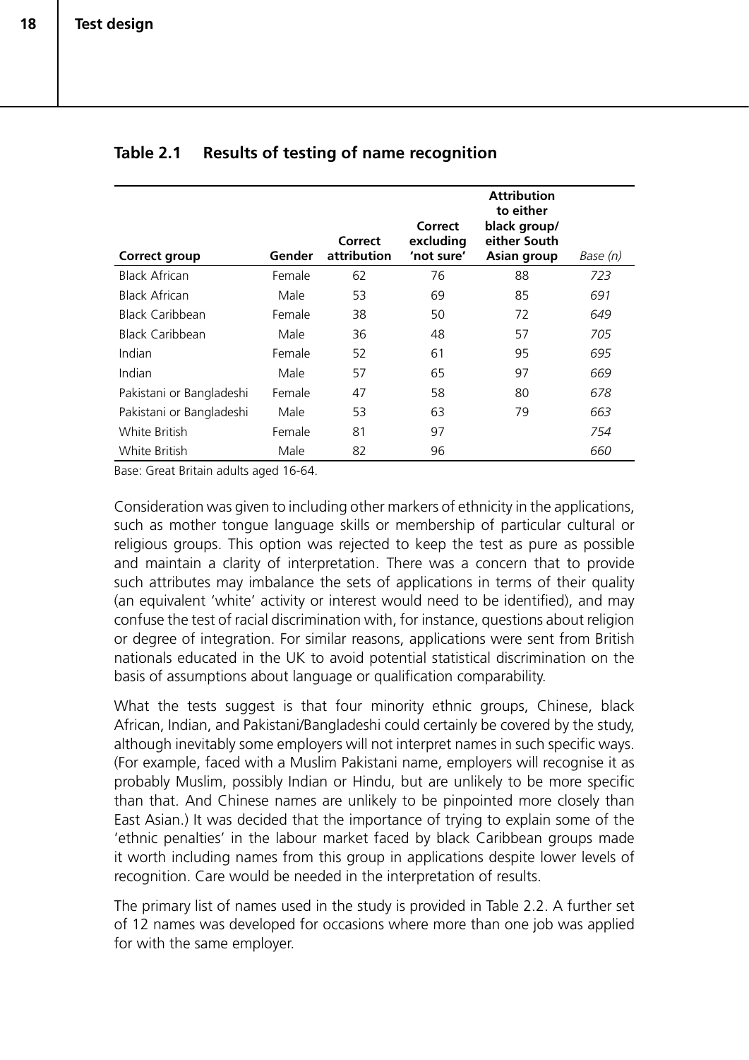**Table 2.1 Results of testing of name recognition**

| Correct group | Gender | Correct attribution | Correct excluding 'not sure' | Attribution to either black group/ either South Asian group | *Base (n)* |
|---|---|---|---|---|---|
| Black African | Female | 62 | 76 | 88 | *723* |
| Black African | Male | 53 | 69 | 85 | *691* |
| Black Caribbean | Female | 38 | 50 | 72 | *649* |
| Black Caribbean | Male | 36 | 48 | 57 | *705* |
| Indian | Female | 52 | 61 | 95 | *695* |
| Indian | Male | 57 | 65 | 97 | *669* |
| Pakistani or Bangladeshi | Female | 47 | 58 | 80 | *678* |
| Pakistani or Bangladeshi | Male | 53 | 63 | 79 | *663* |
| White British | Female | 81 | 97 | | *754* |
| White British | Male | 82 | 96 | | *660* |

Base: Great Britain adults aged 16-64.

Consideration was given to including other markers of ethnicity in the applications, such as mother tongue language skills or membership of particular cultural or religious groups. This option was rejected to keep the test as pure as possible and maintain a clarity of interpretation. There was a concern that to provide such attributes may imbalance the sets of applications in terms of their quality (an equivalent 'white' activity or interest would need to be identified), and may confuse the test of racial discrimination with, for instance, questions about religion or degree of integration. For similar reasons, applications were sent from British nationals educated in the UK to avoid potential statistical discrimination on the basis of assumptions about language or qualification comparability.

What the tests suggest is that four minority ethnic groups, Chinese, black African, Indian, and Pakistani/Bangladeshi could certainly be covered by the study, although inevitably some employers will not interpret names in such specific ways. (For example, faced with a Muslim Pakistani name, employers will recognise it as probably Muslim, possibly Indian or Hindu, but are unlikely to be more specific than that. And Chinese names are unlikely to be pinpointed more closely than East Asian.) It was decided that the importance of trying to explain some of the 'ethnic penalties' in the labour market faced by black Caribbean groups made it worth including names from this group in applications despite lower levels of recognition. Care would be needed in the interpretation of results.

The primary list of names used in the study is provided in Table 2.2. A further set of 12 names was developed for occasions where more than one job was applied for with the same employer.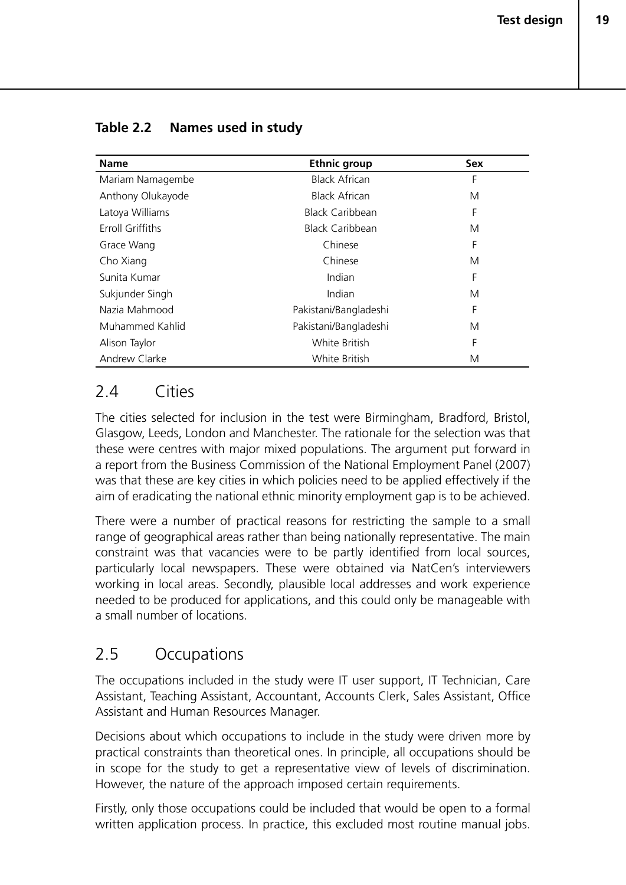**Table 2.2 Names used in study**

| Name | Ethnic group | Sex |
|---|---|---|
| Mariam Namagembe | Black African | F |
| Anthony Olukayode | Black African | M |
| Latoya Williams | Black Caribbean | F |
| Erroll Griffiths | Black Caribbean | M |
| Grace Wang | Chinese | F |
| Cho Xiang | Chinese | M |
| Sunita Kumar | Indian | F |
| Sukjunder Singh | Indian | M |
| Nazia Mahmood | Pakistani/Bangladeshi | F |
| Muhammed Kahlid | Pakistani/Bangladeshi | M |
| Alison Taylor | White British | F |
| Andrew Clarke | White British | M |

## 2.4 Cities

The cities selected for inclusion in the test were Birmingham, Bradford, Bristol, Glasgow, Leeds, London and Manchester. The rationale for the selection was that these were centres with major mixed populations. The argument put forward in a report from the Business Commission of the National Employment Panel (2007) was that these are key cities in which policies need to be applied effectively if the aim of eradicating the national ethnic minority employment gap is to be achieved.

There were a number of practical reasons for restricting the sample to a small range of geographical areas rather than being nationally representative. The main constraint was that vacancies were to be partly identified from local sources, particularly local newspapers. These were obtained via NatCen's interviewers working in local areas. Secondly, plausible local addresses and work experience needed to be produced for applications, and this could only be manageable with a small number of locations.

## 2.5 Occupations

The occupations included in the study were IT user support, IT Technician, Care Assistant, Teaching Assistant, Accountant, Accounts Clerk, Sales Assistant, Office Assistant and Human Resources Manager.

Decisions about which occupations to include in the study were driven more by practical constraints than theoretical ones. In principle, all occupations should be in scope for the study to get a representative view of levels of discrimination. However, the nature of the approach imposed certain requirements.

Firstly, only those occupations could be included that would be open to a formal written application process. In practice, this excluded most routine manual jobs.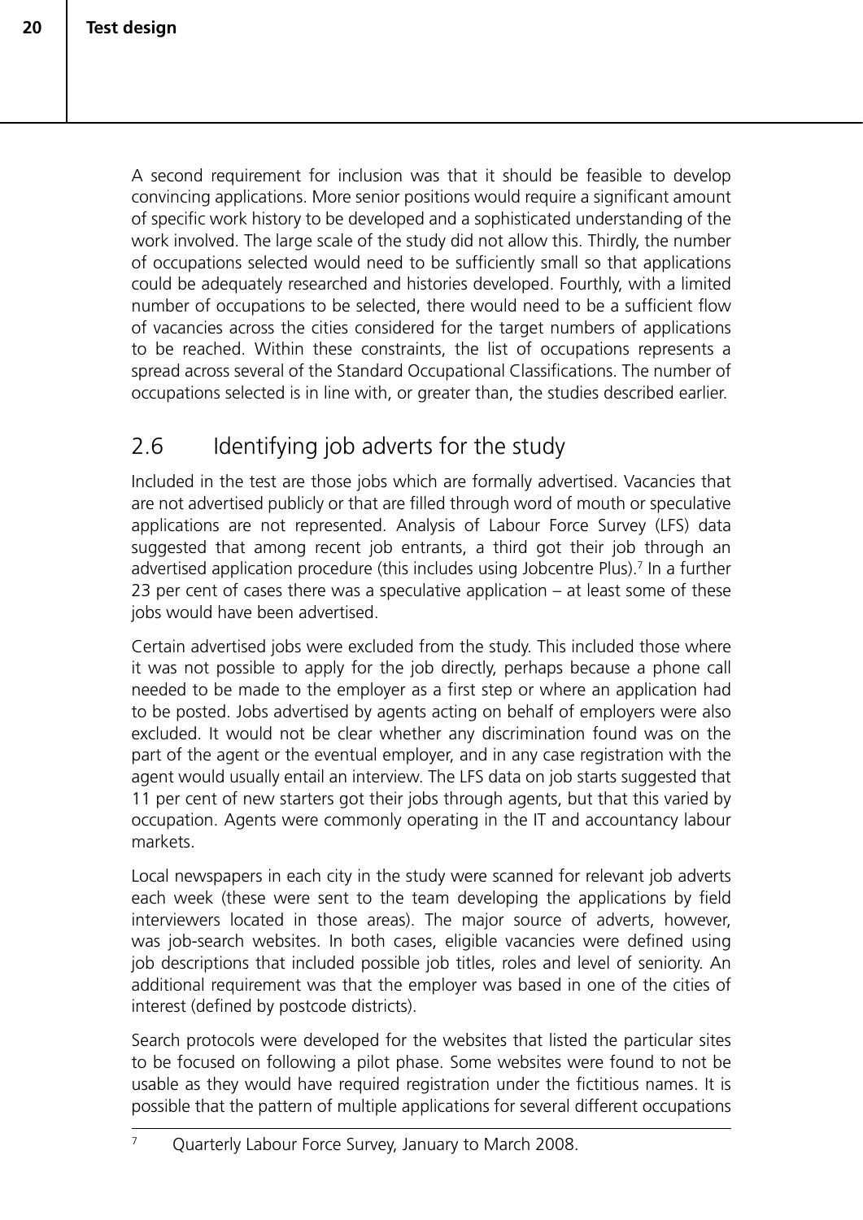A second requirement for inclusion was that it should be feasible to develop convincing applications. More senior positions would require a significant amount of specific work history to be developed and a sophisticated understanding of the work involved. The large scale of the study did not allow this. Thirdly, the number of occupations selected would need to be sufficiently small so that applications could be adequately researched and histories developed. Fourthly, with a limited number of occupations to be selected, there would need to be a sufficient flow of vacancies across the cities considered for the target numbers of applications to be reached. Within these constraints, the list of occupations represents a spread across several of the Standard Occupational Classifications. The number of occupations selected is in line with, or greater than, the studies described earlier.

## 2.6 Identifying job adverts for the study

Included in the test are those jobs which are formally advertised. Vacancies that are not advertised publicly or that are filled through word of mouth or speculative applications are not represented. Analysis of Labour Force Survey (LFS) data suggested that among recent job entrants, a third got their job through an advertised application procedure (this includes using Jobcentre Plus).[7] In a further 23 per cent of cases there was a speculative application – at least some of these jobs would have been advertised.

Certain advertised jobs were excluded from the study. This included those where it was not possible to apply for the job directly, perhaps because a phone call needed to be made to the employer as a first step or where an application had to be posted. Jobs advertised by agents acting on behalf of employers were also excluded. It would not be clear whether any discrimination found was on the part of the agent or the eventual employer, and in any case registration with the agent would usually entail an interview. The LFS data on job starts suggested that 11 per cent of new starters got their jobs through agents, but that this varied by occupation. Agents were commonly operating in the IT and accountancy labour markets.

Local newspapers in each city in the study were scanned for relevant job adverts each week (these were sent to the team developing the applications by field interviewers located in those areas). The major source of adverts, however, was job-search websites. In both cases, eligible vacancies were defined using job descriptions that included possible job titles, roles and level of seniority. An additional requirement was that the employer was based in one of the cities of interest (defined by postcode districts).

Search protocols were developed for the websites that listed the particular sites to be focused on following a pilot phase. Some websites were found to not be usable as they would have required registration under the fictitious names. It is possible that the pattern of multiple applications for several different occupations

[7] Quarterly Labour Force Survey, January to March 2008.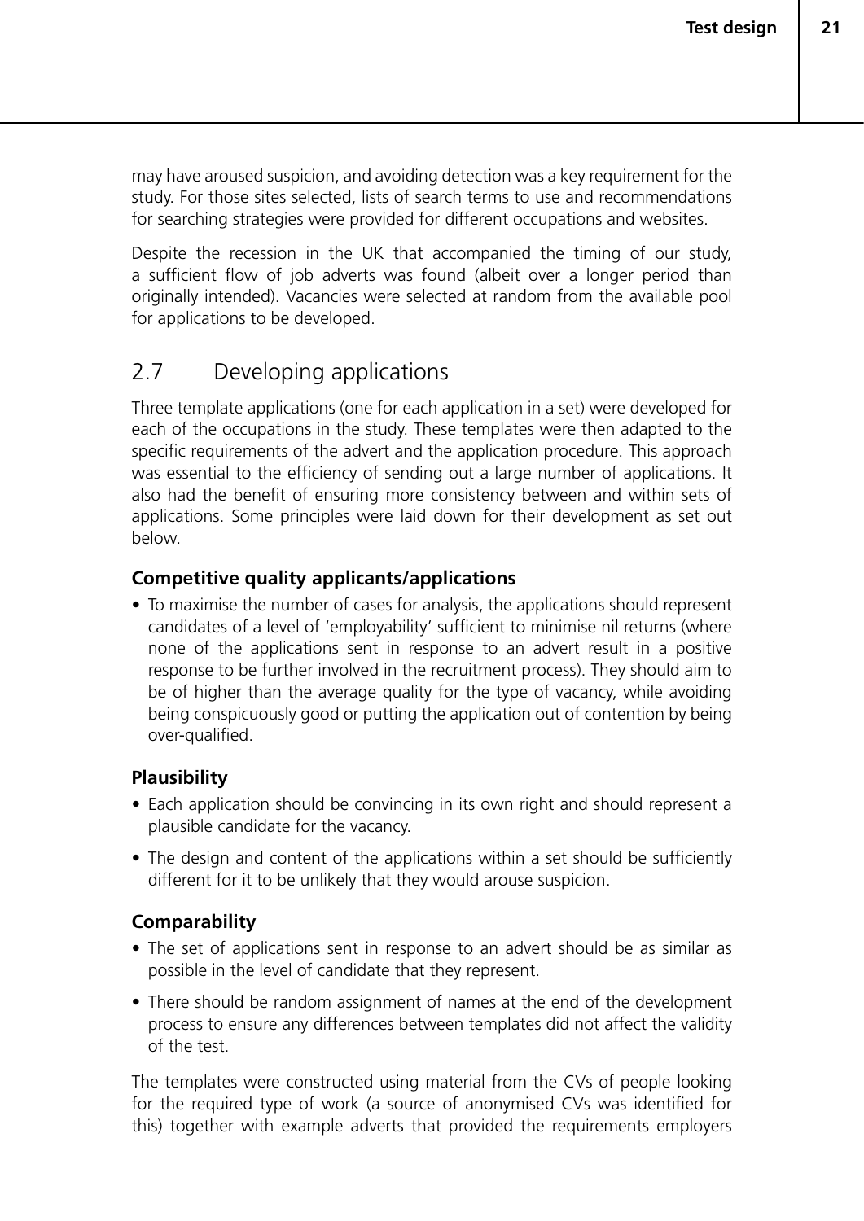may have aroused suspicion, and avoiding detection was a key requirement for the study. For those sites selected, lists of search terms to use and recommendations for searching strategies were provided for different occupations and websites.

Despite the recession in the UK that accompanied the timing of our study, a sufficient flow of job adverts was found (albeit over a longer period than originally intended). Vacancies were selected at random from the available pool for applications to be developed.

## 2.7 Developing applications

Three template applications (one for each application in a set) were developed for each of the occupations in the study. These templates were then adapted to the specific requirements of the advert and the application procedure. This approach was essential to the efficiency of sending out a large number of applications. It also had the benefit of ensuring more consistency between and within sets of applications. Some principles were laid down for their development as set out below.

### Competitive quality applicants/applications

- To maximise the number of cases for analysis, the applications should represent candidates of a level of 'employability' sufficient to minimise nil returns (where none of the applications sent in response to an advert result in a positive response to be further involved in the recruitment process). They should aim to be of higher than the average quality for the type of vacancy, while avoiding being conspicuously good or putting the application out of contention by being over-qualified.

### Plausibility

- Each application should be convincing in its own right and should represent a plausible candidate for the vacancy.
- The design and content of the applications within a set should be sufficiently different for it to be unlikely that they would arouse suspicion.

### Comparability

- The set of applications sent in response to an advert should be as similar as possible in the level of candidate that they represent.
- There should be random assignment of names at the end of the development process to ensure any differences between templates did not affect the validity of the test.

The templates were constructed using material from the CVs of people looking for the required type of work (a source of anonymised CVs was identified for this) together with example adverts that provided the requirements employers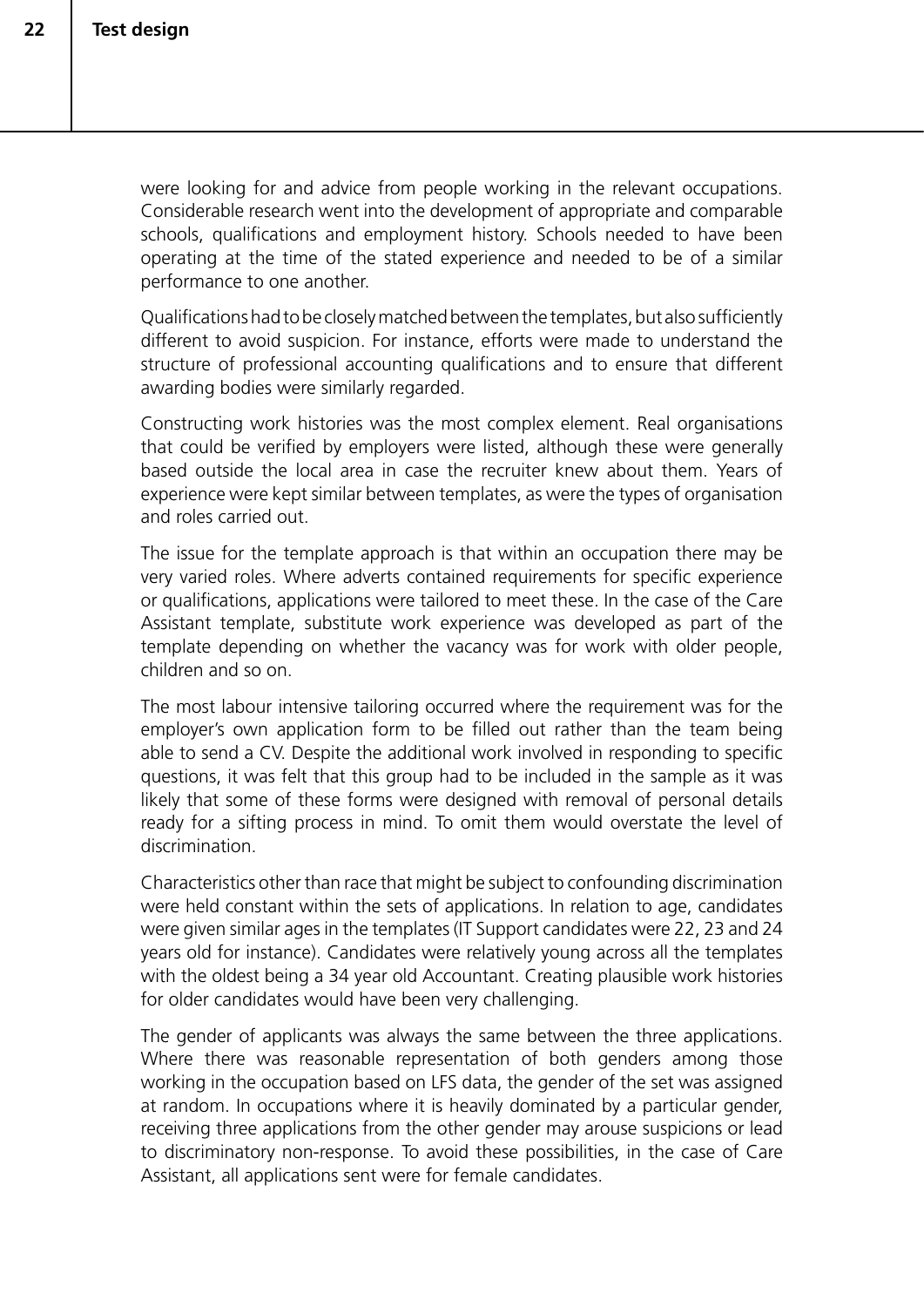were looking for and advice from people working in the relevant occupations. Considerable research went into the development of appropriate and comparable schools, qualifications and employment history. Schools needed to have been operating at the time of the stated experience and needed to be of a similar performance to one another.

Qualifications had to be closely matched between the templates, but also sufficiently different to avoid suspicion. For instance, efforts were made to understand the structure of professional accounting qualifications and to ensure that different awarding bodies were similarly regarded.

Constructing work histories was the most complex element. Real organisations that could be verified by employers were listed, although these were generally based outside the local area in case the recruiter knew about them. Years of experience were kept similar between templates, as were the types of organisation and roles carried out.

The issue for the template approach is that within an occupation there may be very varied roles. Where adverts contained requirements for specific experience or qualifications, applications were tailored to meet these. In the case of the Care Assistant template, substitute work experience was developed as part of the template depending on whether the vacancy was for work with older people, children and so on.

The most labour intensive tailoring occurred where the requirement was for the employer's own application form to be filled out rather than the team being able to send a CV. Despite the additional work involved in responding to specific questions, it was felt that this group had to be included in the sample as it was likely that some of these forms were designed with removal of personal details ready for a sifting process in mind. To omit them would overstate the level of discrimination.

Characteristics other than race that might be subject to confounding discrimination were held constant within the sets of applications. In relation to age, candidates were given similar ages in the templates (IT Support candidates were 22, 23 and 24 years old for instance). Candidates were relatively young across all the templates with the oldest being a 34 year old Accountant. Creating plausible work histories for older candidates would have been very challenging.

The gender of applicants was always the same between the three applications. Where there was reasonable representation of both genders among those working in the occupation based on LFS data, the gender of the set was assigned at random. In occupations where it is heavily dominated by a particular gender, receiving three applications from the other gender may arouse suspicions or lead to discriminatory non-response. To avoid these possibilities, in the case of Care Assistant, all applications sent were for female candidates.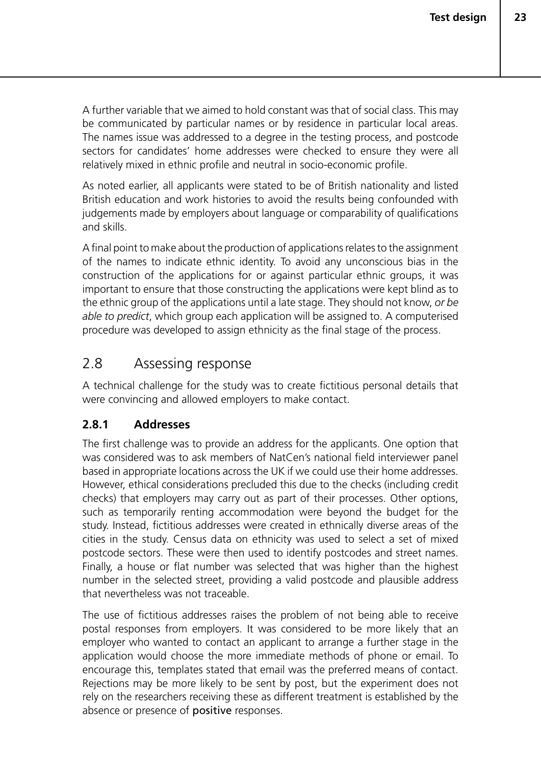A further variable that we aimed to hold constant was that of social class. This may be communicated by particular names or by residence in particular local areas. The names issue was addressed to a degree in the testing process, and postcode sectors for candidates' home addresses were checked to ensure they were all relatively mixed in ethnic profile and neutral in socio-economic profile.

As noted earlier, all applicants were stated to be of British nationality and listed British education and work histories to avoid the results being confounded with judgements made by employers about language or comparability of qualifications and skills.

A final point to make about the production of applications relates to the assignment of the names to indicate ethnic identity. To avoid any unconscious bias in the construction of the applications for or against particular ethnic groups, it was important to ensure that those constructing the applications were kept blind as to the ethnic group of the applications until a late stage. They should not know, *or be able to predict*, which group each application will be assigned to. A computerised procedure was developed to assign ethnicity as the final stage of the process.

## 2.8 Assessing response

A technical challenge for the study was to create fictitious personal details that were convincing and allowed employers to make contact.

### 2.8.1 Addresses

The first challenge was to provide an address for the applicants. One option that was considered was to ask members of NatCen's national field interviewer panel based in appropriate locations across the UK if we could use their home addresses. However, ethical considerations precluded this due to the checks (including credit checks) that employers may carry out as part of their processes. Other options, such as temporarily renting accommodation were beyond the budget for the study. Instead, fictitious addresses were created in ethnically diverse areas of the cities in the study. Census data on ethnicity was used to select a set of mixed postcode sectors. These were then used to identify postcodes and street names. Finally, a house or flat number was selected that was higher than the highest number in the selected street, providing a valid postcode and plausible address that nevertheless was not traceable.

The use of fictitious addresses raises the problem of not being able to receive postal responses from employers. It was considered to be more likely that an employer who wanted to contact an applicant to arrange a further stage in the application would choose the more immediate methods of phone or email. To encourage this, templates stated that email was the preferred means of contact. Rejections may be more likely to be sent by post, but the experiment does not rely on the researchers receiving these as different treatment is established by the absence or presence of positive responses.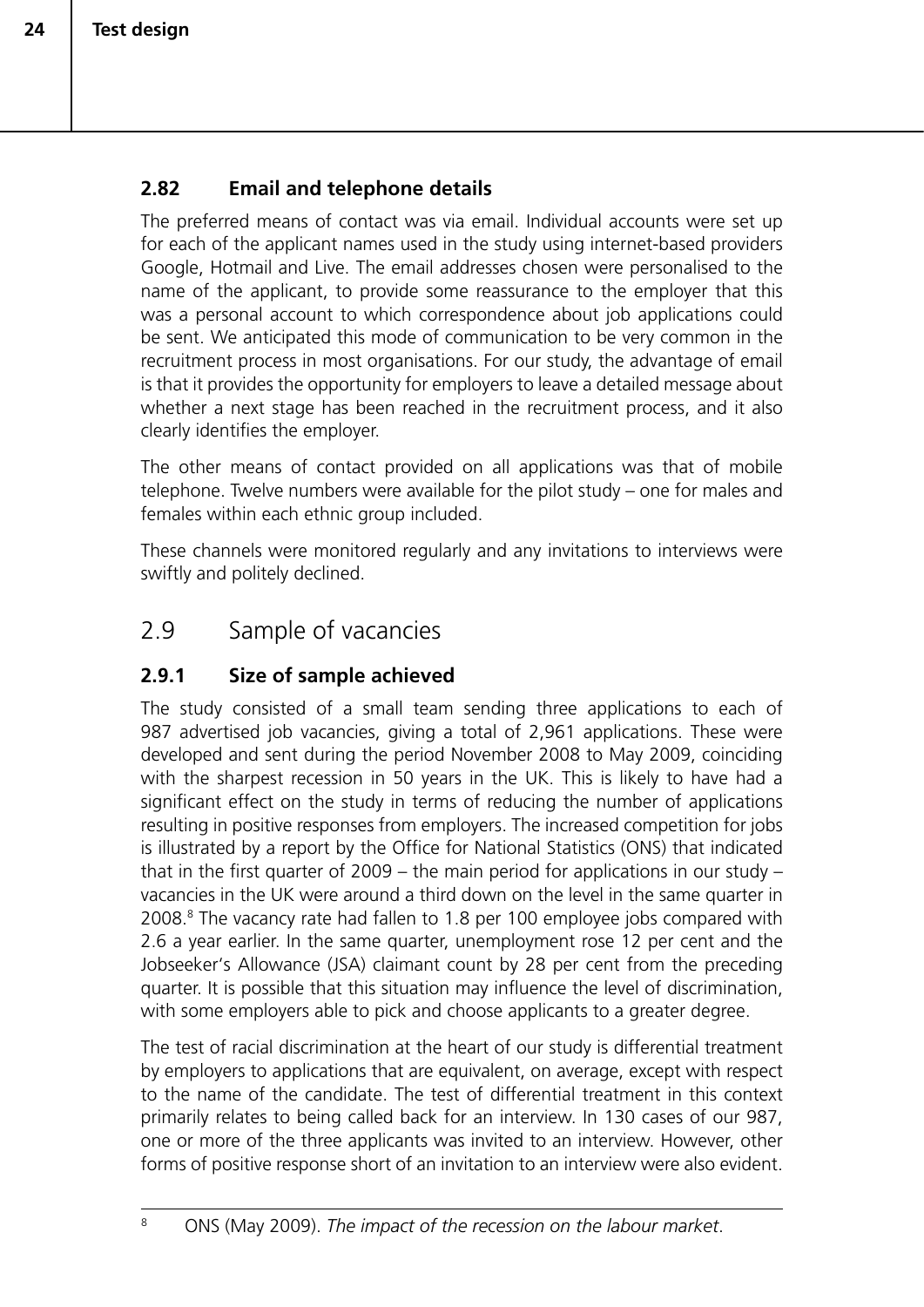### 2.82 Email and telephone details

The preferred means of contact was via email. Individual accounts were set up for each of the applicant names used in the study using internet-based providers Google, Hotmail and Live. The email addresses chosen were personalised to the name of the applicant, to provide some reassurance to the employer that this was a personal account to which correspondence about job applications could be sent. We anticipated this mode of communication to be very common in the recruitment process in most organisations. For our study, the advantage of email is that it provides the opportunity for employers to leave a detailed message about whether a next stage has been reached in the recruitment process, and it also clearly identifies the employer.

The other means of contact provided on all applications was that of mobile telephone. Twelve numbers were available for the pilot study – one for males and females within each ethnic group included.

These channels were monitored regularly and any invitations to interviews were swiftly and politely declined.

## 2.9 Sample of vacancies

### 2.9.1 Size of sample achieved

The study consisted of a small team sending three applications to each of 987 advertised job vacancies, giving a total of 2,961 applications. These were developed and sent during the period November 2008 to May 2009, coinciding with the sharpest recession in 50 years in the UK. This is likely to have had a significant effect on the study in terms of reducing the number of applications resulting in positive responses from employers. The increased competition for jobs is illustrated by a report by the Office for National Statistics (ONS) that indicated that in the first quarter of 2009 – the main period for applications in our study – vacancies in the UK were around a third down on the level in the same quarter in 2008.[8] The vacancy rate had fallen to 1.8 per 100 employee jobs compared with 2.6 a year earlier. In the same quarter, unemployment rose 12 per cent and the Jobseeker's Allowance (JSA) claimant count by 28 per cent from the preceding quarter. It is possible that this situation may influence the level of discrimination, with some employers able to pick and choose applicants to a greater degree.

The test of racial discrimination at the heart of our study is differential treatment by employers to applications that are equivalent, on average, except with respect to the name of the candidate. The test of differential treatment in this context primarily relates to being called back for an interview. In 130 cases of our 987, one or more of the three applicants was invited to an interview. However, other forms of positive response short of an invitation to an interview were also evident.

[8] ONS (May 2009). *The impact of the recession on the labour market*.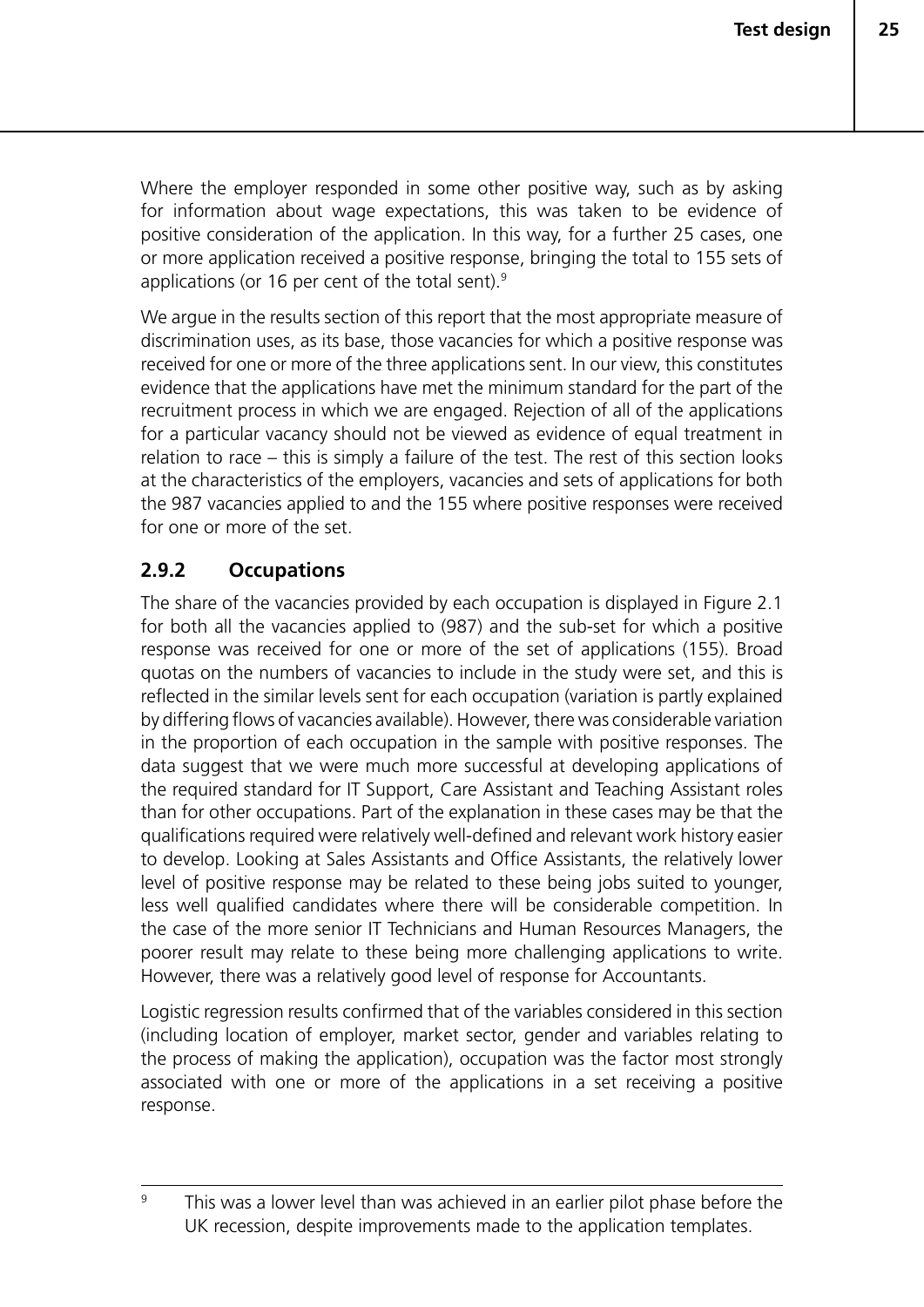Where the employer responded in some other positive way, such as by asking for information about wage expectations, this was taken to be evidence of positive consideration of the application. In this way, for a further 25 cases, one or more application received a positive response, bringing the total to 155 sets of applications (or 16 per cent of the total sent).[9]

We argue in the results section of this report that the most appropriate measure of discrimination uses, as its base, those vacancies for which a positive response was received for one or more of the three applications sent. In our view, this constitutes evidence that the applications have met the minimum standard for the part of the recruitment process in which we are engaged. Rejection of all of the applications for a particular vacancy should not be viewed as evidence of equal treatment in relation to race – this is simply a failure of the test. The rest of this section looks at the characteristics of the employers, vacancies and sets of applications for both the 987 vacancies applied to and the 155 where positive responses were received for one or more of the set.

### 2.9.2 Occupations

The share of the vacancies provided by each occupation is displayed in Figure 2.1 for both all the vacancies applied to (987) and the sub-set for which a positive response was received for one or more of the set of applications (155). Broad quotas on the numbers of vacancies to include in the study were set, and this is reflected in the similar levels sent for each occupation (variation is partly explained by differing flows of vacancies available). However, there was considerable variation in the proportion of each occupation in the sample with positive responses. The data suggest that we were much more successful at developing applications of the required standard for IT Support, Care Assistant and Teaching Assistant roles than for other occupations. Part of the explanation in these cases may be that the qualifications required were relatively well-defined and relevant work history easier to develop. Looking at Sales Assistants and Office Assistants, the relatively lower level of positive response may be related to these being jobs suited to younger, less well qualified candidates where there will be considerable competition. In the case of the more senior IT Technicians and Human Resources Managers, the poorer result may relate to these being more challenging applications to write. However, there was a relatively good level of response for Accountants.

Logistic regression results confirmed that of the variables considered in this section (including location of employer, market sector, gender and variables relating to the process of making the application), occupation was the factor most strongly associated with one or more of the applications in a set receiving a positive response.

---

[9] This was a lower level than was achieved in an earlier pilot phase before the UK recession, despite improvements made to the application templates.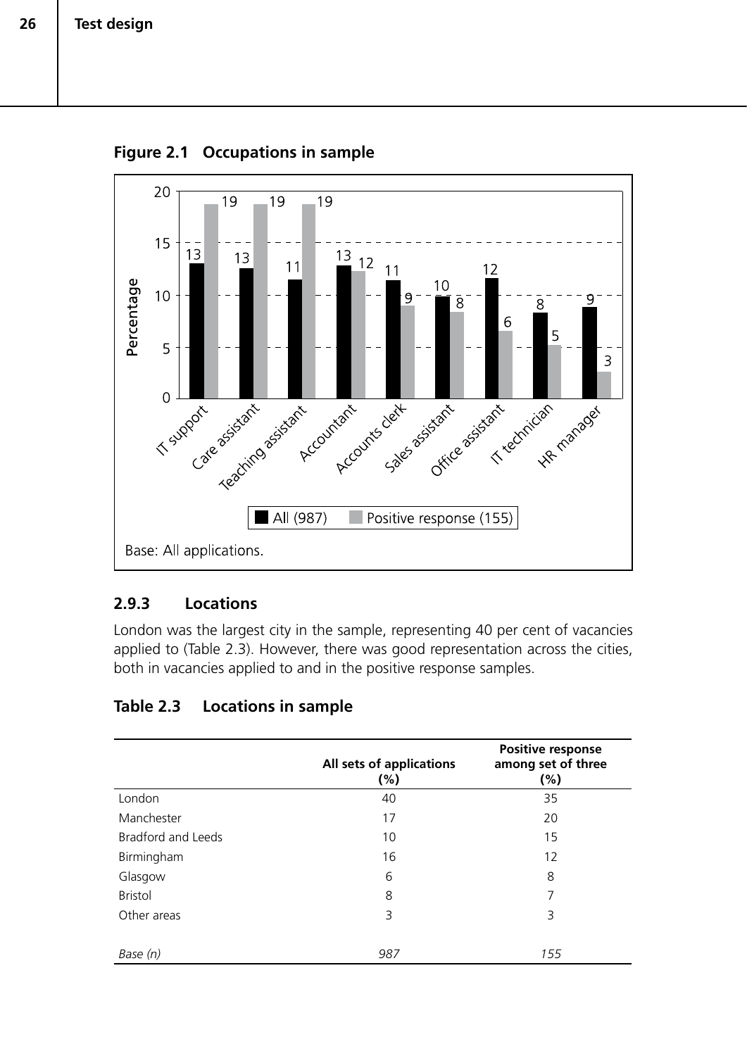**Figure 2.1 Occupations in sample**

| Occupation | All (987) | Positive response (155) |
|---|---|---|
| IT support | 13 | 19 |
| Care assistant | 13 | 19 |
| Teaching assistant | 11 | 19 |
| Accountant | 13 | 12 |
| Accounts clerk | 11 | 9 |
| Sales assistant | 10 | 8 |
| Office assistant | 12 | 6 |
| IT technician | 8 | 5 |
| HR manager | 9 | 3 |

Base: All applications.

### 2.9.3 Locations

London was the largest city in the sample, representing 40 per cent of vacancies applied to (Table 2.3). However, there was good representation across the cities, both in vacancies applied to and in the positive response samples.

**Table 2.3 Locations in sample**

| | All sets of applications (%) | Positive response among set of three (%) |
|---|---|---|
| London | 40 | 35 |
| Manchester | 17 | 20 |
| Bradford and Leeds | 10 | 15 |
| Birmingham | 16 | 12 |
| Glasgow | 6 | 8 |
| Bristol | 8 | 7 |
| Other areas | 3 | 3 |
| *Base (n)* | *987* | *155* |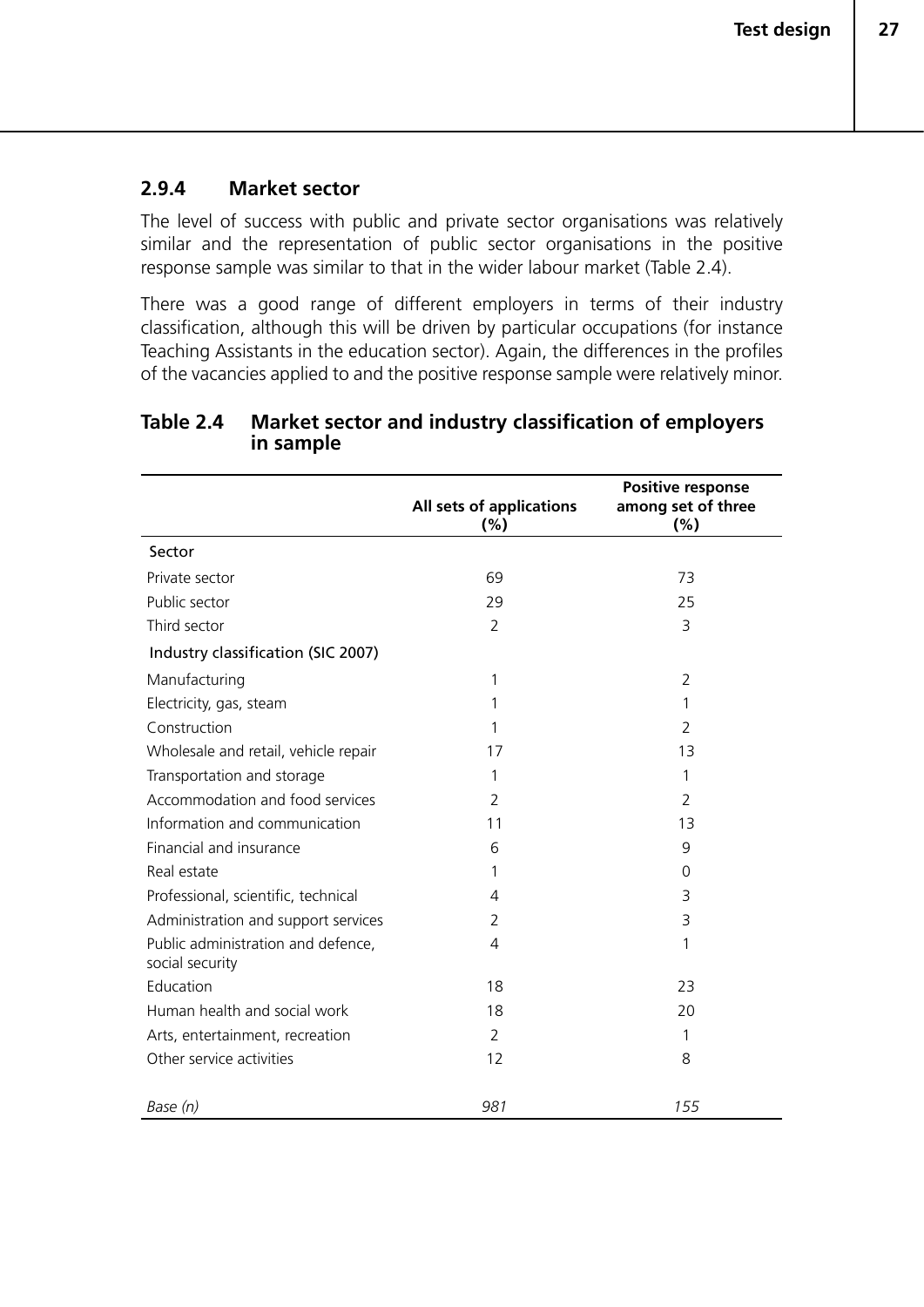### 2.9.4 Market sector

The level of success with public and private sector organisations was relatively similar and the representation of public sector organisations in the positive response sample was similar to that in the wider labour market (Table 2.4).

There was a good range of different employers in terms of their industry classification, although this will be driven by particular occupations (for instance Teaching Assistants in the education sector). Again, the differences in the profiles of the vacancies applied to and the positive response sample were relatively minor.

**Table 2.4 Market sector and industry classification of employers in sample**

| | All sets of applications (%) | Positive response among set of three (%) |
|---|---|---|
| Sector | | |
| Private sector | 69 | 73 |
| Public sector | 29 | 25 |
| Third sector | 2 | 3 |
| Industry classification (SIC 2007) | | |
| Manufacturing | 1 | 2 |
| Electricity, gas, steam | 1 | 1 |
| Construction | 1 | 2 |
| Wholesale and retail, vehicle repair | 17 | 13 |
| Transportation and storage | 1 | 1 |
| Accommodation and food services | 2 | 2 |
| Information and communication | 11 | 13 |
| Financial and insurance | 6 | 9 |
| Real estate | 1 | 0 |
| Professional, scientific, technical | 4 | 3 |
| Administration and support services | 2 | 3 |
| Public administration and defence, social security | 4 | 1 |
| Education | 18 | 23 |
| Human health and social work | 18 | 20 |
| Arts, entertainment, recreation | 2 | 1 |
| Other service activities | 12 | 8 |
| *Base (n)* | *981* | *155* |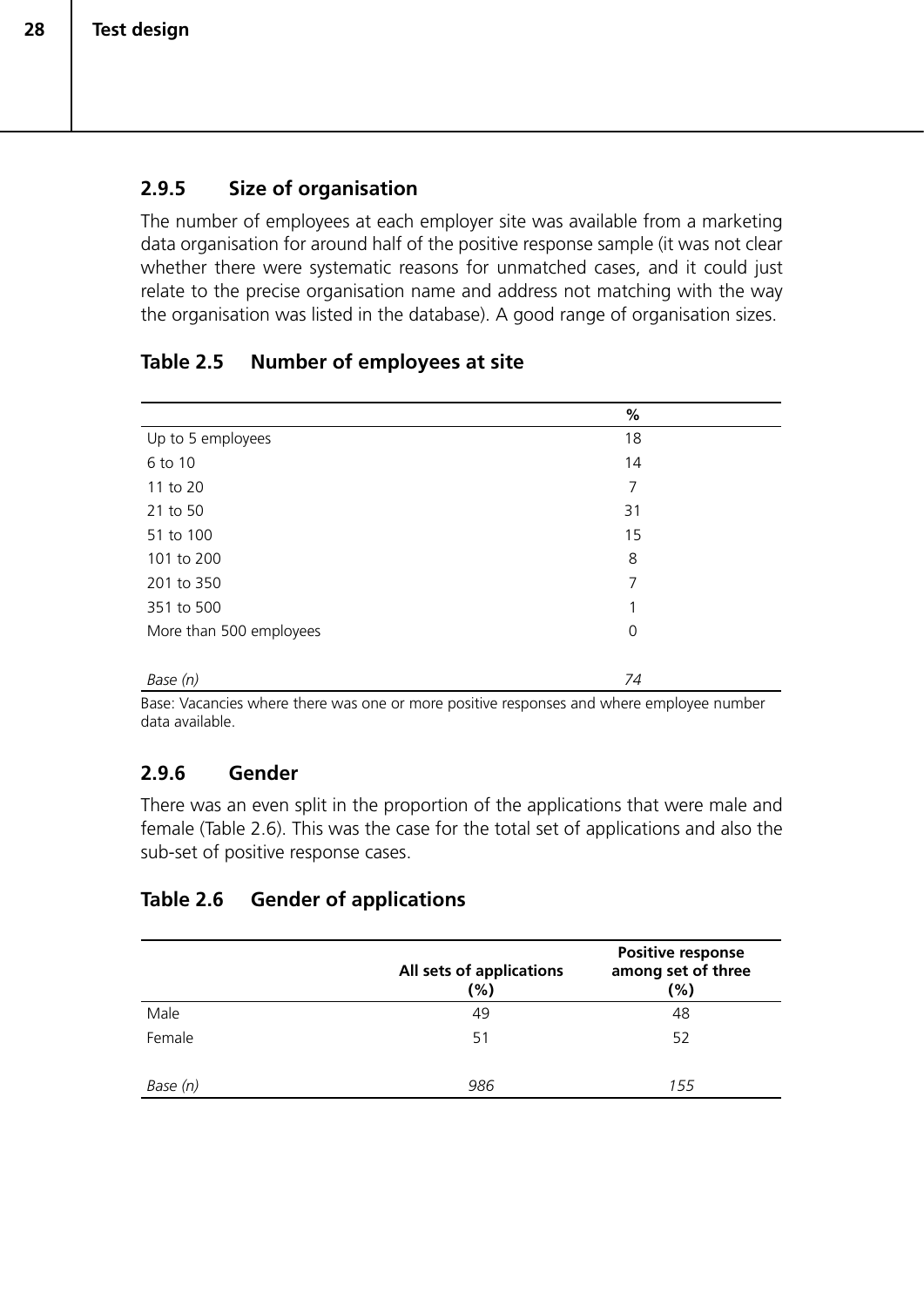### 2.9.5 Size of organisation

The number of employees at each employer site was available from a marketing data organisation for around half of the positive response sample (it was not clear whether there were systematic reasons for unmatched cases, and it could just relate to the precise organisation name and address not matching with the way the organisation was listed in the database). A good range of organisation sizes.

#### Table 2.5 Number of employees at site

| | % |
|---|---|
| Up to 5 employees | 18 |
| 6 to 10 | 14 |
| 11 to 20 | 7 |
| 21 to 50 | 31 |
| 51 to 100 | 15 |
| 101 to 200 | 8 |
| 201 to 350 | 7 |
| 351 to 500 | 1 |
| More than 500 employees | 0 |
| *Base (n)* | *74* |

Base: Vacancies where there was one or more positive responses and where employee number data available.

### 2.9.6 Gender

There was an even split in the proportion of the applications that were male and female (Table 2.6). This was the case for the total set of applications and also the sub-set of positive response cases.

#### Table 2.6 Gender of applications

| | All sets of applications (%) | Positive response among set of three (%) |
|---|---|---|
| Male | 49 | 48 |
| Female | 51 | 52 |
| *Base (n)* | *986* | *155* |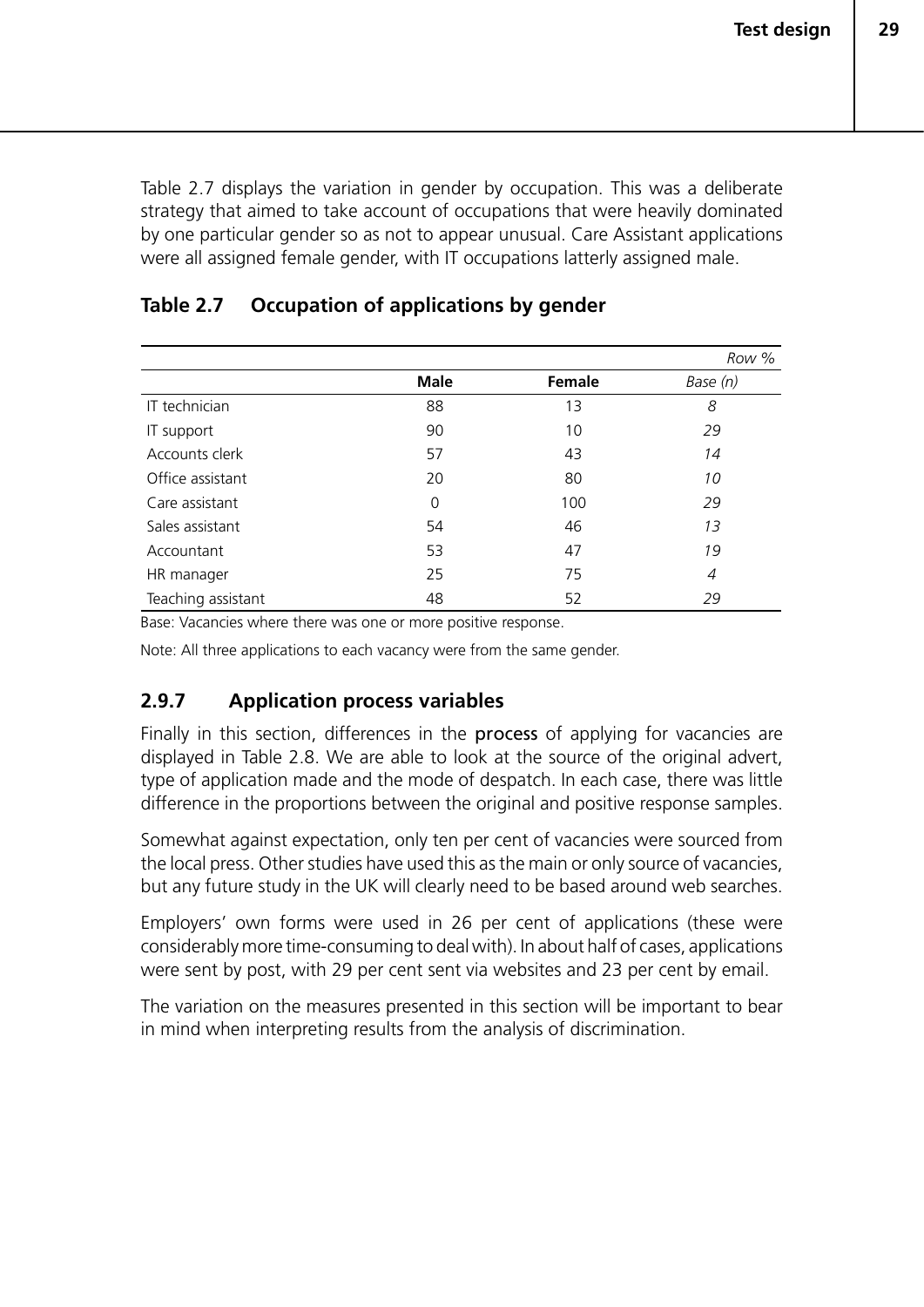Table 2.7 displays the variation in gender by occupation. This was a deliberate strategy that aimed to take account of occupations that were heavily dominated by one particular gender so as not to appear unusual. Care Assistant applications were all assigned female gender, with IT occupations latterly assigned male.

### Table 2.7 Occupation of applications by gender

| | | | *Row %* |
|---|---|---|---|
| | **Male** | **Female** | *Base (n)* |
| IT technician | 88 | 13 | *8* |
| IT support | 90 | 10 | *29* |
| Accounts clerk | 57 | 43 | *14* |
| Office assistant | 20 | 80 | *10* |
| Care assistant | 0 | 100 | *29* |
| Sales assistant | 54 | 46 | *13* |
| Accountant | 53 | 47 | *19* |
| HR manager | 25 | 75 | *4* |
| Teaching assistant | 48 | 52 | *29* |

Base: Vacancies where there was one or more positive response.

Note: All three applications to each vacancy were from the same gender.

### 2.9.7 Application process variables

Finally in this section, differences in the process of applying for vacancies are displayed in Table 2.8. We are able to look at the source of the original advert, type of application made and the mode of despatch. In each case, there was little difference in the proportions between the original and positive response samples.

Somewhat against expectation, only ten per cent of vacancies were sourced from the local press. Other studies have used this as the main or only source of vacancies, but any future study in the UK will clearly need to be based around web searches.

Employers' own forms were used in 26 per cent of applications (these were considerably more time-consuming to deal with). In about half of cases, applications were sent by post, with 29 per cent sent via websites and 23 per cent by email.

The variation on the measures presented in this section will be important to bear in mind when interpreting results from the analysis of discrimination.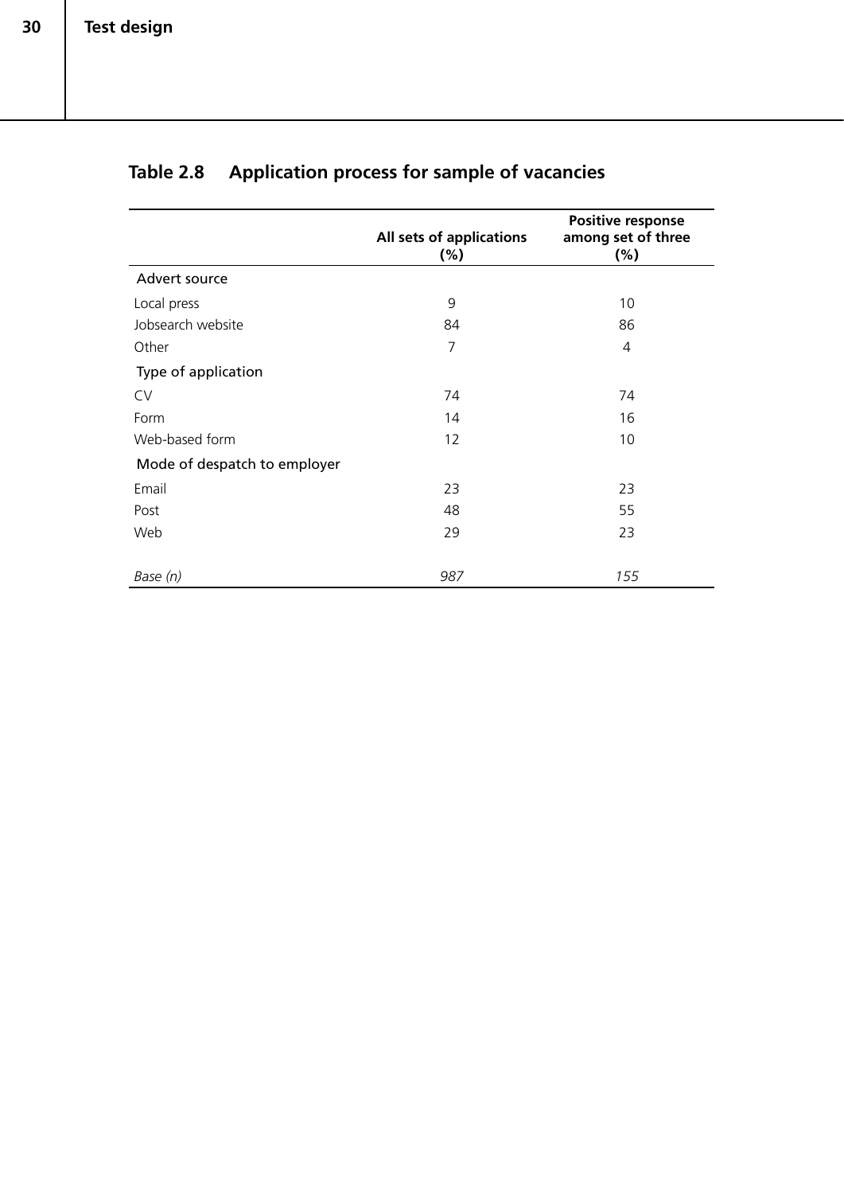## Table 2.8 Application process for sample of vacancies

| | All sets of applications (%) | Positive response among set of three (%) |
|---|---|---|
| Advert source | | |
| Local press | 9 | 10 |
| Jobsearch website | 84 | 86 |
| Other | 7 | 4 |
| Type of application | | |
| CV | 74 | 74 |
| Form | 14 | 16 |
| Web-based form | 12 | 10 |
| Mode of despatch to employer | | |
| Email | 23 | 23 |
| Post | 48 | 55 |
| Web | 29 | 23 |
| *Base (n)* | *987* | *155* |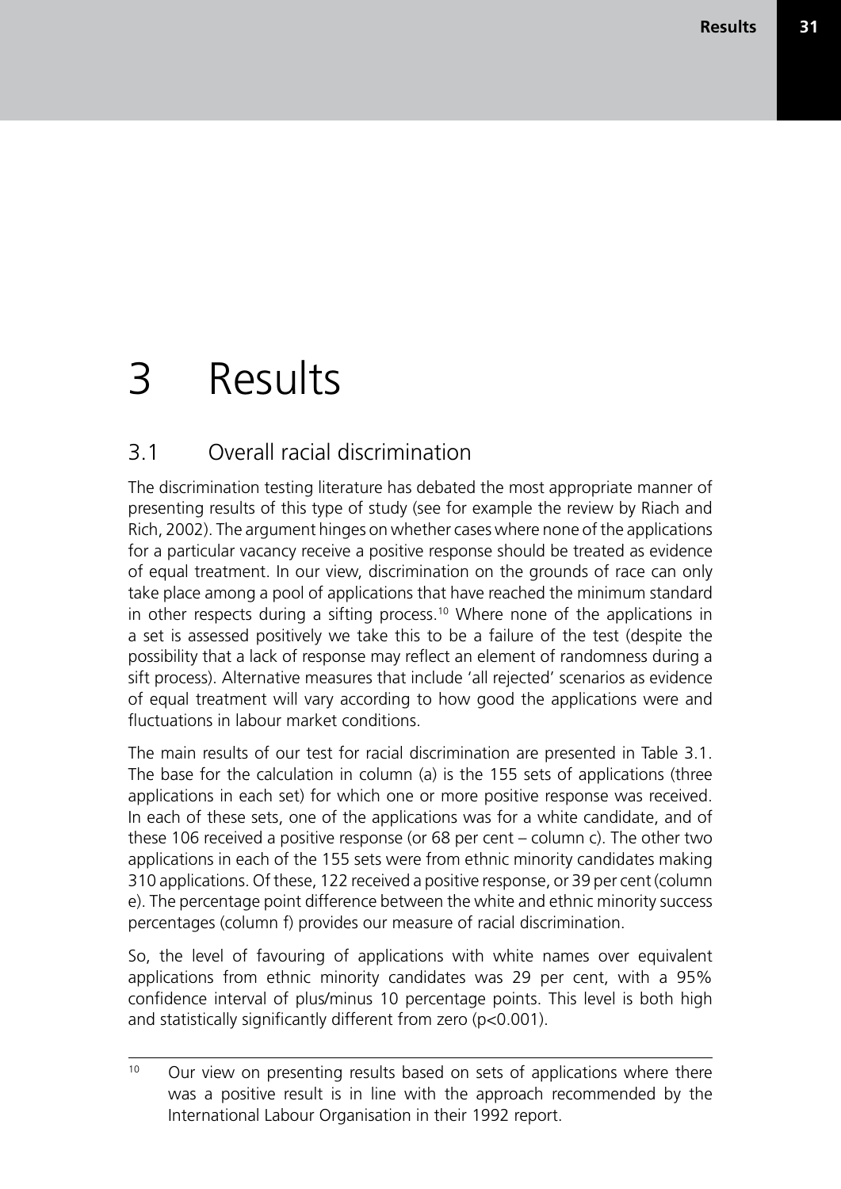# 3 Results

## 3.1 Overall racial discrimination

The discrimination testing literature has debated the most appropriate manner of presenting results of this type of study (see for example the review by Riach and Rich, 2002). The argument hinges on whether cases where none of the applications for a particular vacancy receive a positive response should be treated as evidence of equal treatment. In our view, discrimination on the grounds of race can only take place among a pool of applications that have reached the minimum standard in other respects during a sifting process.[10] Where none of the applications in a set is assessed positively we take this to be a failure of the test (despite the possibility that a lack of response may reflect an element of randomness during a sift process). Alternative measures that include 'all rejected' scenarios as evidence of equal treatment will vary according to how good the applications were and fluctuations in labour market conditions.

The main results of our test for racial discrimination are presented in Table 3.1. The base for the calculation in column (a) is the 155 sets of applications (three applications in each set) for which one or more positive response was received. In each of these sets, one of the applications was for a white candidate, and of these 106 received a positive response (or 68 per cent – column c). The other two applications in each of the 155 sets were from ethnic minority candidates making 310 applications. Of these, 122 received a positive response, or 39 per cent (column e). The percentage point difference between the white and ethnic minority success percentages (column f) provides our measure of racial discrimination.

So, the level of favouring of applications with white names over equivalent applications from ethnic minority candidates was 29 per cent, with a 95% confidence interval of plus/minus 10 percentage points. This level is both high and statistically significantly different from zero ($p<0.001$).

[10] Our view on presenting results based on sets of applications where there was a positive result is in line with the approach recommended by the International Labour Organisation in their 1992 report.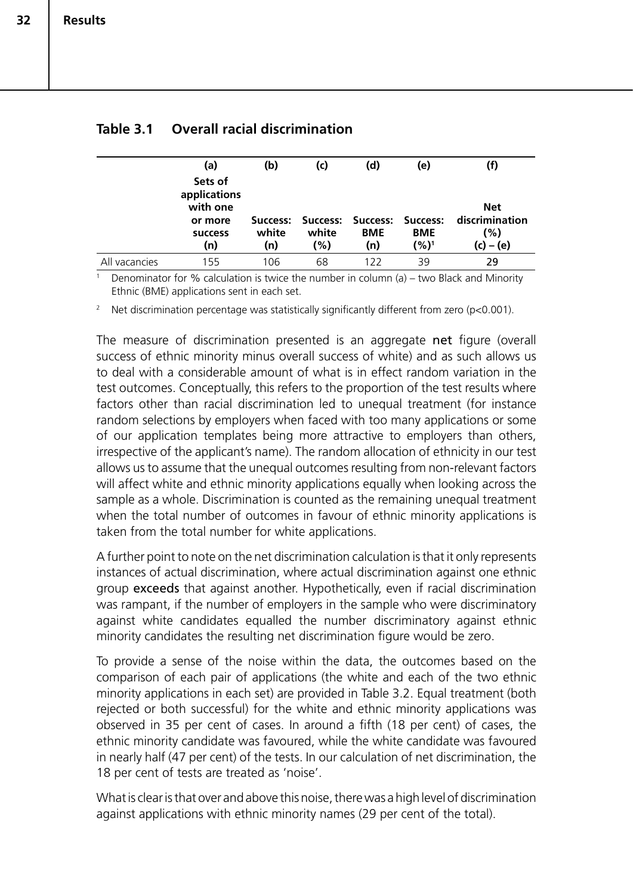## Table 3.1 Overall racial discrimination

| | (a) Sets of applications with one or more success (n) | (b) Success: white (n) | (c) Success: white (%) | (d) Success: BME (n) | (e) Success: BME (%)[1] | (f) Net discrimination (%) (c) – (e) |
|---|---|---|---|---|---|---|
| All vacancies | 155 | 106 | 68 | 122 | 39 | **29** |

[1] Denominator for % calculation is twice the number in column (a) – two Black and Minority Ethnic (BME) applications sent in each set.

[2] Net discrimination percentage was statistically significantly different from zero ($p<0.001$).

The measure of discrimination presented is an aggregate **net** figure (overall success of ethnic minority minus overall success of white) and as such allows us to deal with a considerable amount of what is in effect random variation in the test outcomes. Conceptually, this refers to the proportion of the test results where factors other than racial discrimination led to unequal treatment (for instance random selections by employers when faced with too many applications or some of our application templates being more attractive to employers than others, irrespective of the applicant's name). The random allocation of ethnicity in our test allows us to assume that the unequal outcomes resulting from non-relevant factors will affect white and ethnic minority applications equally when looking across the sample as a whole. Discrimination is counted as the remaining unequal treatment when the total number of outcomes in favour of ethnic minority applications is taken from the total number for white applications.

A further point to note on the net discrimination calculation is that it only represents instances of actual discrimination, where actual discrimination against one ethnic group **exceeds** that against another. Hypothetically, even if racial discrimination was rampant, if the number of employers in the sample who were discriminatory against white candidates equalled the number discriminatory against ethnic minority candidates the resulting net discrimination figure would be zero.

To provide a sense of the noise within the data, the outcomes based on the comparison of each pair of applications (the white and each of the two ethnic minority applications in each set) are provided in Table 3.2. Equal treatment (both rejected or both successful) for the white and ethnic minority applications was observed in 35 per cent of cases. In around a fifth (18 per cent) of cases, the ethnic minority candidate was favoured, while the white candidate was favoured in nearly half (47 per cent) of the tests. In our calculation of net discrimination, the 18 per cent of tests are treated as 'noise'.

What is clear is that over and above this noise, there was a high level of discrimination against applications with ethnic minority names (29 per cent of the total).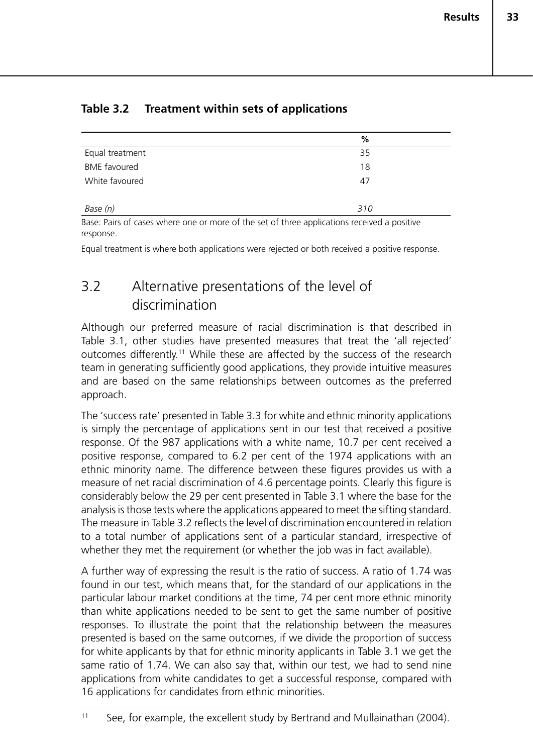**Table 3.2 Treatment within sets of applications**

| | % |
|---|---|
| Equal treatment | 35 |
| BME favoured | 18 |
| White favoured | 47 |
| | |
| *Base (n)* | *310* |

Base: Pairs of cases where one or more of the set of three applications received a positive response.

Equal treatment is where both applications were rejected or both received a positive response.

## 3.2 Alternative presentations of the level of discrimination

Although our preferred measure of racial discrimination is that described in Table 3.1, other studies have presented measures that treat the 'all rejected' outcomes differently.[11] While these are affected by the success of the research team in generating sufficiently good applications, they provide intuitive measures and are based on the same relationships between outcomes as the preferred approach.

The 'success rate' presented in Table 3.3 for white and ethnic minority applications is simply the percentage of applications sent in our test that received a positive response. Of the 987 applications with a white name, 10.7 per cent received a positive response, compared to 6.2 per cent of the 1974 applications with an ethnic minority name. The difference between these figures provides us with a measure of net racial discrimination of 4.6 percentage points. Clearly this figure is considerably below the 29 per cent presented in Table 3.1 where the base for the analysis is those tests where the applications appeared to meet the sifting standard. The measure in Table 3.2 reflects the level of discrimination encountered in relation to a total number of applications sent of a particular standard, irrespective of whether they met the requirement (or whether the job was in fact available).

A further way of expressing the result is the ratio of success. A ratio of 1.74 was found in our test, which means that, for the standard of our applications in the particular labour market conditions at the time, 74 per cent more ethnic minority than white applications needed to be sent to get the same number of positive responses. To illustrate the point that the relationship between the measures presented is based on the same outcomes, if we divide the proportion of success for white applicants by that for ethnic minority applicants in Table 3.1 we get the same ratio of 1.74. We can also say that, within our test, we had to send nine applications from white candidates to get a successful response, compared with 16 applications for candidates from ethnic minorities.

---

[11] See, for example, the excellent study by Bertrand and Mullainathan (2004).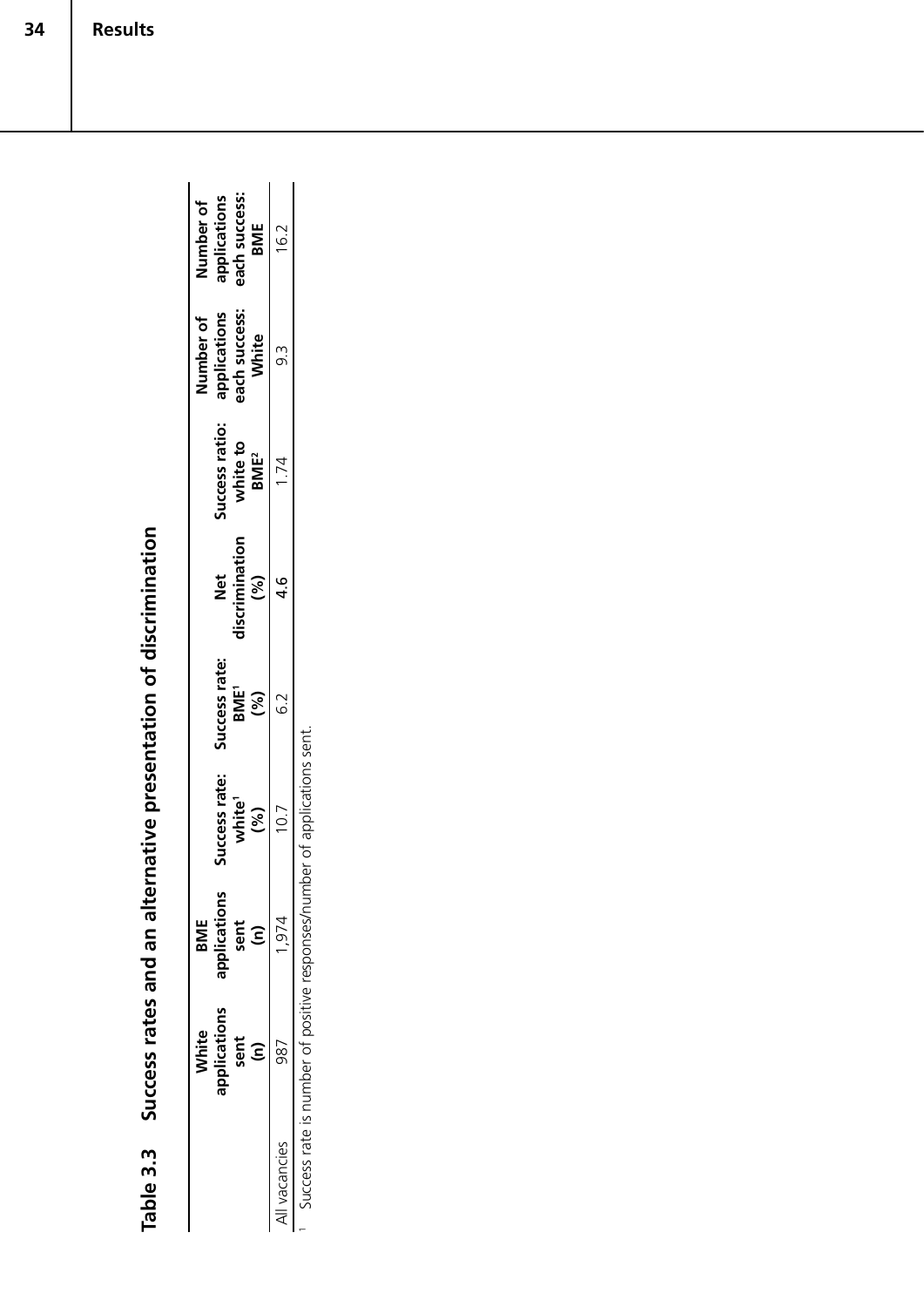**Table 3.3 Success rates and an alternative presentation of discrimination**

| | White applications sent (n) | BME applications sent (n) | Success rate: white[1] (%) | Success rate: BME[1] (%) | Net discrimination (%) | Success ratio: white to BME[2] | Number of applications each success: White | Number of applications each success: BME |
|---|---|---|---|---|---|---|---|---|
| All vacancies | 987 | 1,974 | 10.7 | 6.2 | 4.6 | 1.74 | 9.3 | 16.2 |

[1] Success rate is number of positive responses/number of applications sent.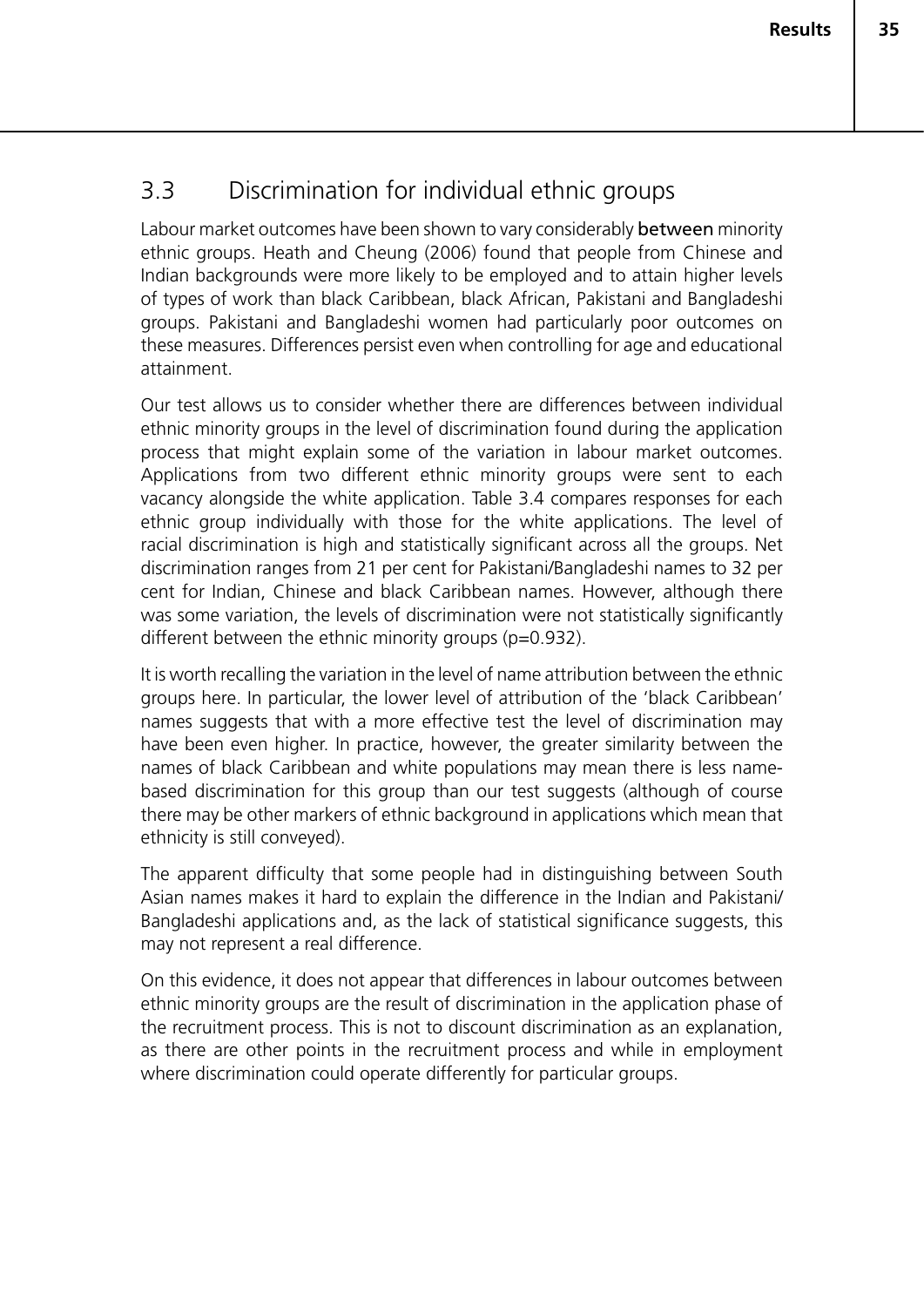## 3.3 Discrimination for individual ethnic groups

Labour market outcomes have been shown to vary considerably **between** minority ethnic groups. Heath and Cheung (2006) found that people from Chinese and Indian backgrounds were more likely to be employed and to attain higher levels of types of work than black Caribbean, black African, Pakistani and Bangladeshi groups. Pakistani and Bangladeshi women had particularly poor outcomes on these measures. Differences persist even when controlling for age and educational attainment.

Our test allows us to consider whether there are differences between individual ethnic minority groups in the level of discrimination found during the application process that might explain some of the variation in labour market outcomes. Applications from two different ethnic minority groups were sent to each vacancy alongside the white application. Table 3.4 compares responses for each ethnic group individually with those for the white applications. The level of racial discrimination is high and statistically significant across all the groups. Net discrimination ranges from 21 per cent for Pakistani/Bangladeshi names to 32 per cent for Indian, Chinese and black Caribbean names. However, although there was some variation, the levels of discrimination were not statistically significantly different between the ethnic minority groups (p=0.932).

It is worth recalling the variation in the level of name attribution between the ethnic groups here. In particular, the lower level of attribution of the 'black Caribbean' names suggests that with a more effective test the level of discrimination may have been even higher. In practice, however, the greater similarity between the names of black Caribbean and white populations may mean there is less name-based discrimination for this group than our test suggests (although of course there may be other markers of ethnic background in applications which mean that ethnicity is still conveyed).

The apparent difficulty that some people had in distinguishing between South Asian names makes it hard to explain the difference in the Indian and Pakistani/Bangladeshi applications and, as the lack of statistical significance suggests, this may not represent a real difference.

On this evidence, it does not appear that differences in labour outcomes between ethnic minority groups are the result of discrimination in the application phase of the recruitment process. This is not to discount discrimination as an explanation, as there are other points in the recruitment process and while in employment where discrimination could operate differently for particular groups.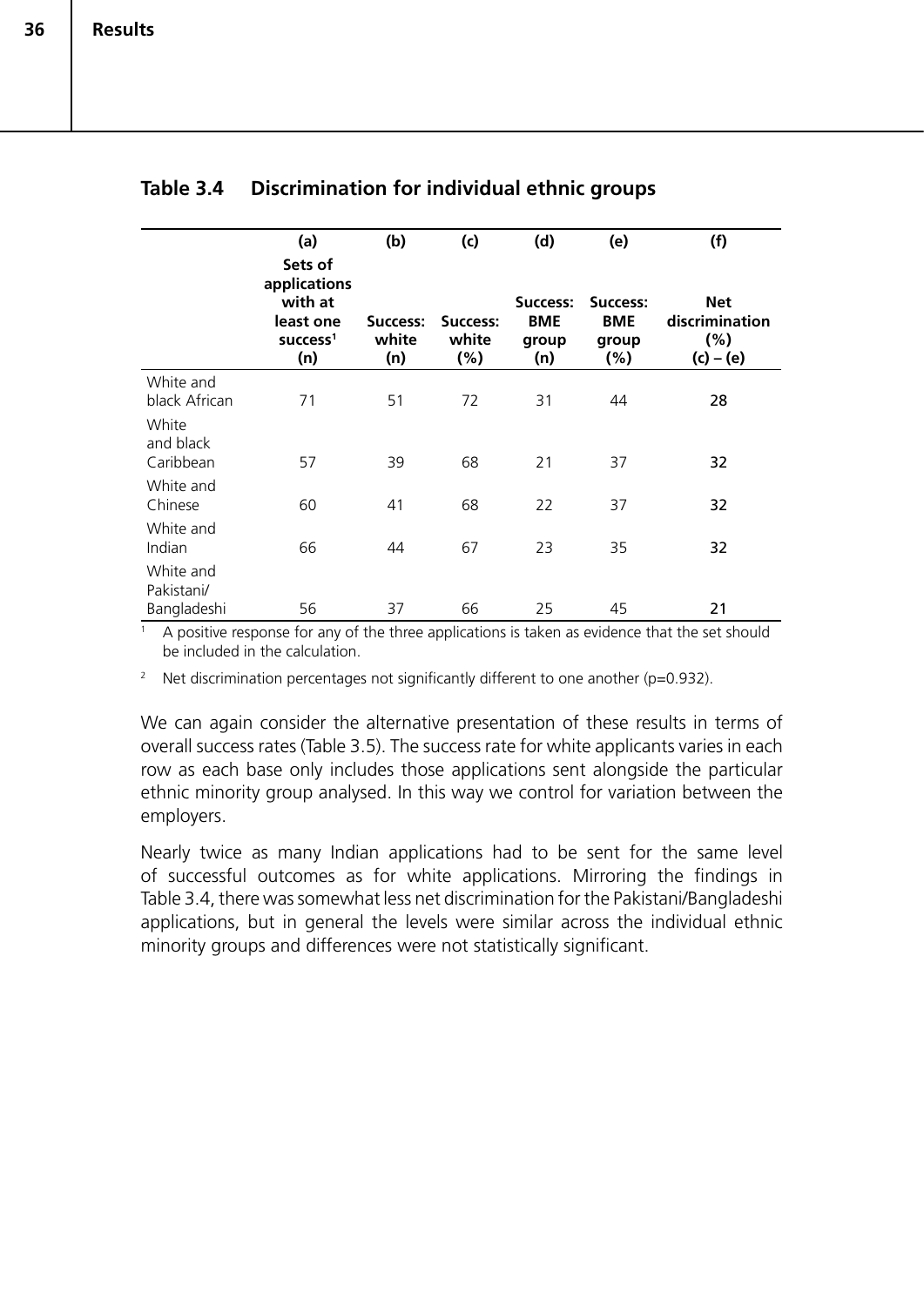### Table 3.4 Discrimination for individual ethnic groups

| | (a) Sets of applications with at least one success[1] (n) | (b) Success: white (n) | (c) Success: white (%) | (d) Success: BME group (n) | (e) Success: BME group (%) | (f) Net discrimination (%) (c) – (e) |
|---|---|---|---|---|---|---|
| White and black African | 71 | 51 | 72 | 31 | 44 | **28** |
| White and black Caribbean | 57 | 39 | 68 | 21 | 37 | **32** |
| White and Chinese | 60 | 41 | 68 | 22 | 37 | **32** |
| White and Indian | 66 | 44 | 67 | 23 | 35 | **32** |
| White and Pakistani/ Bangladeshi | 56 | 37 | 66 | 25 | 45 | **21** |

[1] A positive response for any of the three applications is taken as evidence that the set should be included in the calculation.

[2] Net discrimination percentages not significantly different to one another ($p=0.932$).

We can again consider the alternative presentation of these results in terms of overall success rates (Table 3.5). The success rate for white applicants varies in each row as each base only includes those applications sent alongside the particular ethnic minority group analysed. In this way we control for variation between the employers.

Nearly twice as many Indian applications had to be sent for the same level of successful outcomes as for white applications. Mirroring the findings in Table 3.4, there was somewhat less net discrimination for the Pakistani/Bangladeshi applications, but in general the levels were similar across the individual ethnic minority groups and differences were not statistically significant.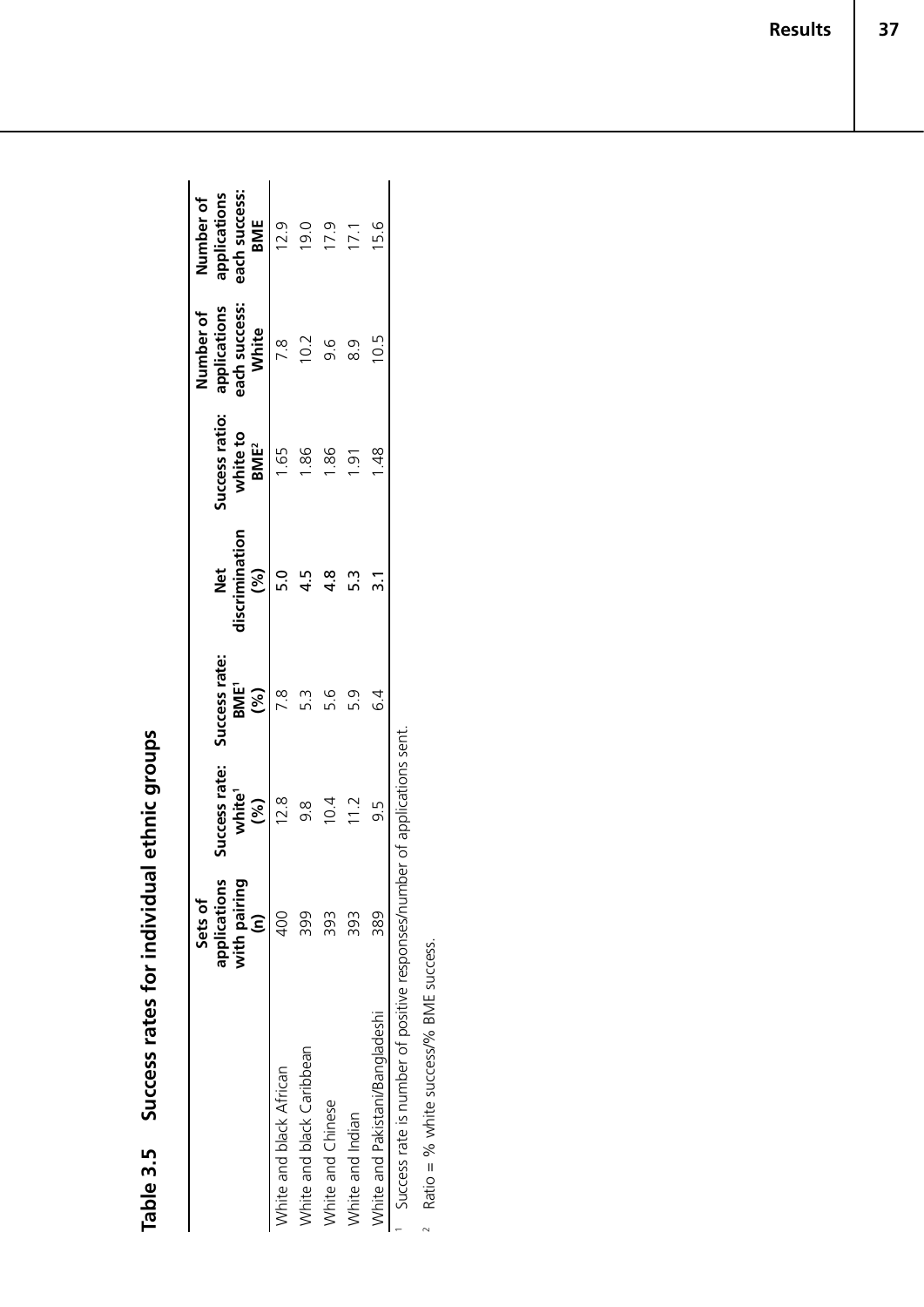**Table 3.5 Success rates for individual ethnic groups**

| | Sets of applications with pairing (n) | Success rate: white[1] (%) | Success rate: BME[1] (%) | Net discrimination (%) | Success ratio: white to BME[2] | Number of applications each success: White | Number of applications each success: BME |
|---|---|---|---|---|---|---|---|
| White and black African | 400 | 12.8 | 7.8 | 5.0 | 1.65 | 7.8 | 12.9 |
| White and black Caribbean | 399 | 9.8 | 5.3 | 4.5 | 1.86 | 10.2 | 19.0 |
| White and Chinese | 393 | 10.4 | 5.6 | 4.8 | 1.86 | 9.6 | 17.9 |
| White and Indian | 393 | 11.2 | 5.9 | 5.3 | 1.91 | 8.9 | 17.1 |
| White and Pakistani/Bangladeshi | 389 | 9.5 | 6.4 | 3.1 | 1.48 | 10.5 | 15.6 |

[1] Success rate is number of positive responses/number of applications sent.

[2] Ratio = % white success/% BME success.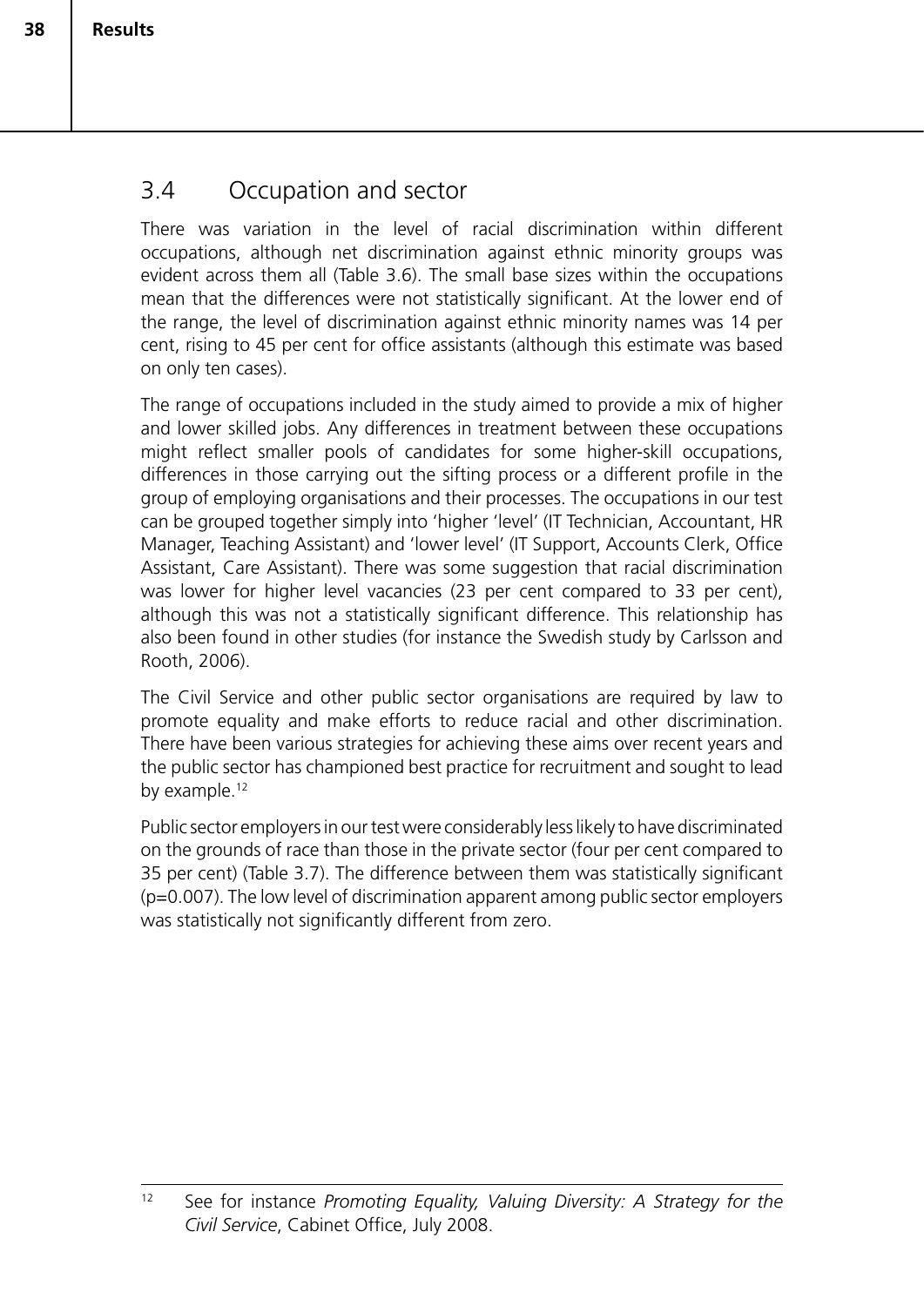## 3.4 Occupation and sector

There was variation in the level of racial discrimination within different occupations, although net discrimination against ethnic minority groups was evident across them all (Table 3.6). The small base sizes within the occupations mean that the differences were not statistically significant. At the lower end of the range, the level of discrimination against ethnic minority names was 14 per cent, rising to 45 per cent for office assistants (although this estimate was based on only ten cases).

The range of occupations included in the study aimed to provide a mix of higher and lower skilled jobs. Any differences in treatment between these occupations might reflect smaller pools of candidates for some higher-skill occupations, differences in those carrying out the sifting process or a different profile in the group of employing organisations and their processes. The occupations in our test can be grouped together simply into 'higher 'level' (IT Technician, Accountant, HR Manager, Teaching Assistant) and 'lower level' (IT Support, Accounts Clerk, Office Assistant, Care Assistant). There was some suggestion that racial discrimination was lower for higher level vacancies (23 per cent compared to 33 per cent), although this was not a statistically significant difference. This relationship has also been found in other studies (for instance the Swedish study by Carlsson and Rooth, 2006).

The Civil Service and other public sector organisations are required by law to promote equality and make efforts to reduce racial and other discrimination. There have been various strategies for achieving these aims over recent years and the public sector has championed best practice for recruitment and sought to lead by example.[12]

Public sector employers in our test were considerably less likely to have discriminated on the grounds of race than those in the private sector (four per cent compared to 35 per cent) (Table 3.7). The difference between them was statistically significant ($p=0.007$). The low level of discrimination apparent among public sector employers was statistically not significantly different from zero.

[12] See for instance *Promoting Equality, Valuing Diversity: A Strategy for the Civil Service*, Cabinet Office, July 2008.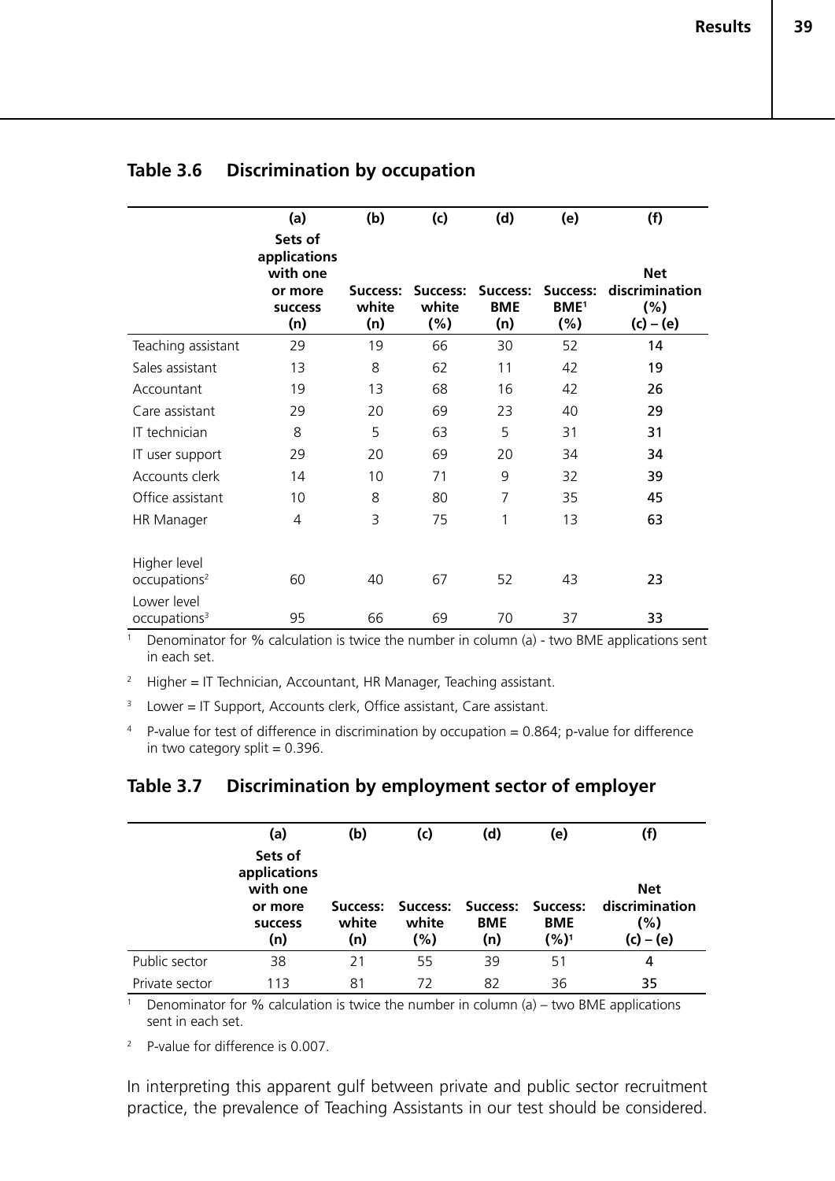## Table 3.6 Discrimination by occupation

| | (a) Sets of applications with one or more success (n) | (b) Success: white (n) | (c) Success: white (%) | (d) Success: BME (n) | (e) Success: BME[1] (%) | (f) Net discrimination (%) (c) – (e) |
|---|---|---|---|---|---|---|
| Teaching assistant | 29 | 19 | 66 | 30 | 52 | **14** |
| Sales assistant | 13 | 8 | 62 | 11 | 42 | **19** |
| Accountant | 19 | 13 | 68 | 16 | 42 | **26** |
| Care assistant | 29 | 20 | 69 | 23 | 40 | **29** |
| IT technician | 8 | 5 | 63 | 5 | 31 | **31** |
| IT user support | 29 | 20 | 69 | 20 | 34 | **34** |
| Accounts clerk | 14 | 10 | 71 | 9 | 32 | **39** |
| Office assistant | 10 | 8 | 80 | 7 | 35 | **45** |
| HR Manager | 4 | 3 | 75 | 1 | 13 | **63** |
| Higher level occupations[2] | 60 | 40 | 67 | 52 | 43 | **23** |
| Lower level occupations[3] | 95 | 66 | 69 | 70 | 37 | **33** |

[1] Denominator for % calculation is twice the number in column (a) - two BME applications sent in each set.

[2] Higher = IT Technician, Accountant, HR Manager, Teaching assistant.

[3] Lower = IT Support, Accounts clerk, Office assistant, Care assistant.

[4] P-value for test of difference in discrimination by occupation = 0.864; p-value for difference in two category split = 0.396.

## Table 3.7 Discrimination by employment sector of employer

| | (a) Sets of applications with one or more success (n) | (b) Success: white (n) | (c) Success: white (%) | (d) Success: BME (n) | (e) Success: BME (%)[1] | (f) Net discrimination (%) (c) – (e) |
|---|---|---|---|---|---|---|
| Public sector | 38 | 21 | 55 | 39 | 51 | **4** |
| Private sector | 113 | 81 | 72 | 82 | 36 | **35** |

[1] Denominator for % calculation is twice the number in column (a) – two BME applications sent in each set.

[2] P-value for difference is 0.007.

In interpreting this apparent gulf between private and public sector recruitment practice, the prevalence of Teaching Assistants in our test should be considered.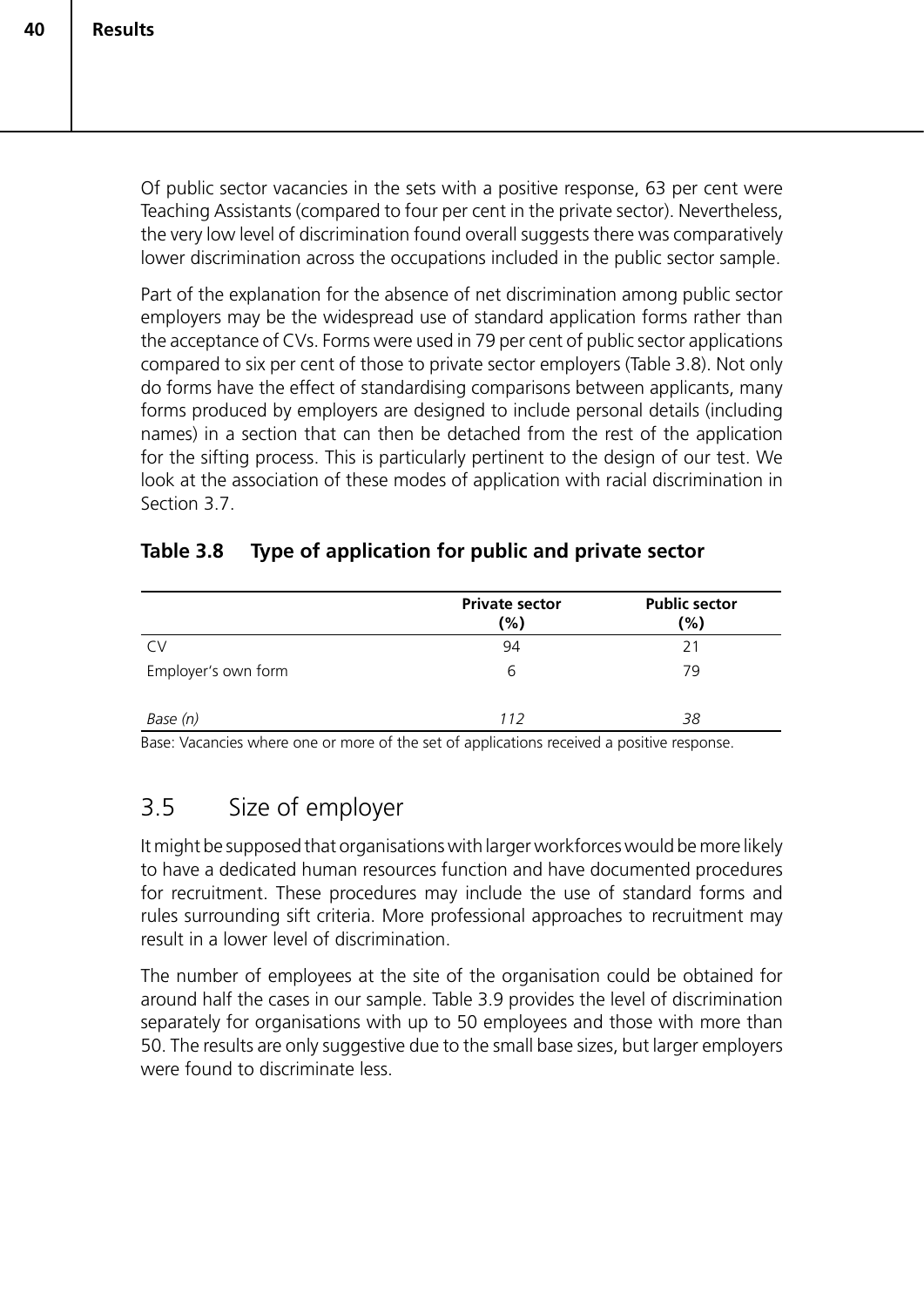Of public sector vacancies in the sets with a positive response, 63 per cent were Teaching Assistants (compared to four per cent in the private sector). Nevertheless, the very low level of discrimination found overall suggests there was comparatively lower discrimination across the occupations included in the public sector sample.

Part of the explanation for the absence of net discrimination among public sector employers may be the widespread use of standard application forms rather than the acceptance of CVs. Forms were used in 79 per cent of public sector applications compared to six per cent of those to private sector employers (Table 3.8). Not only do forms have the effect of standardising comparisons between applicants, many forms produced by employers are designed to include personal details (including names) in a section that can then be detached from the rest of the application for the sifting process. This is particularly pertinent to the design of our test. We look at the association of these modes of application with racial discrimination in Section 3.7.

**Table 3.8 Type of application for public and private sector**

| | Private sector (%) | Public sector (%) |
|---|---|---|
| CV | 94 | 21 |
| Employer's own form | 6 | 79 |
| *Base (n)* | *112* | *38* |

Base: Vacancies where one or more of the set of applications received a positive response.

## 3.5 Size of employer

It might be supposed that organisations with larger workforces would be more likely to have a dedicated human resources function and have documented procedures for recruitment. These procedures may include the use of standard forms and rules surrounding sift criteria. More professional approaches to recruitment may result in a lower level of discrimination.

The number of employees at the site of the organisation could be obtained for around half the cases in our sample. Table 3.9 provides the level of discrimination separately for organisations with up to 50 employees and those with more than 50. The results are only suggestive due to the small base sizes, but larger employers were found to discriminate less.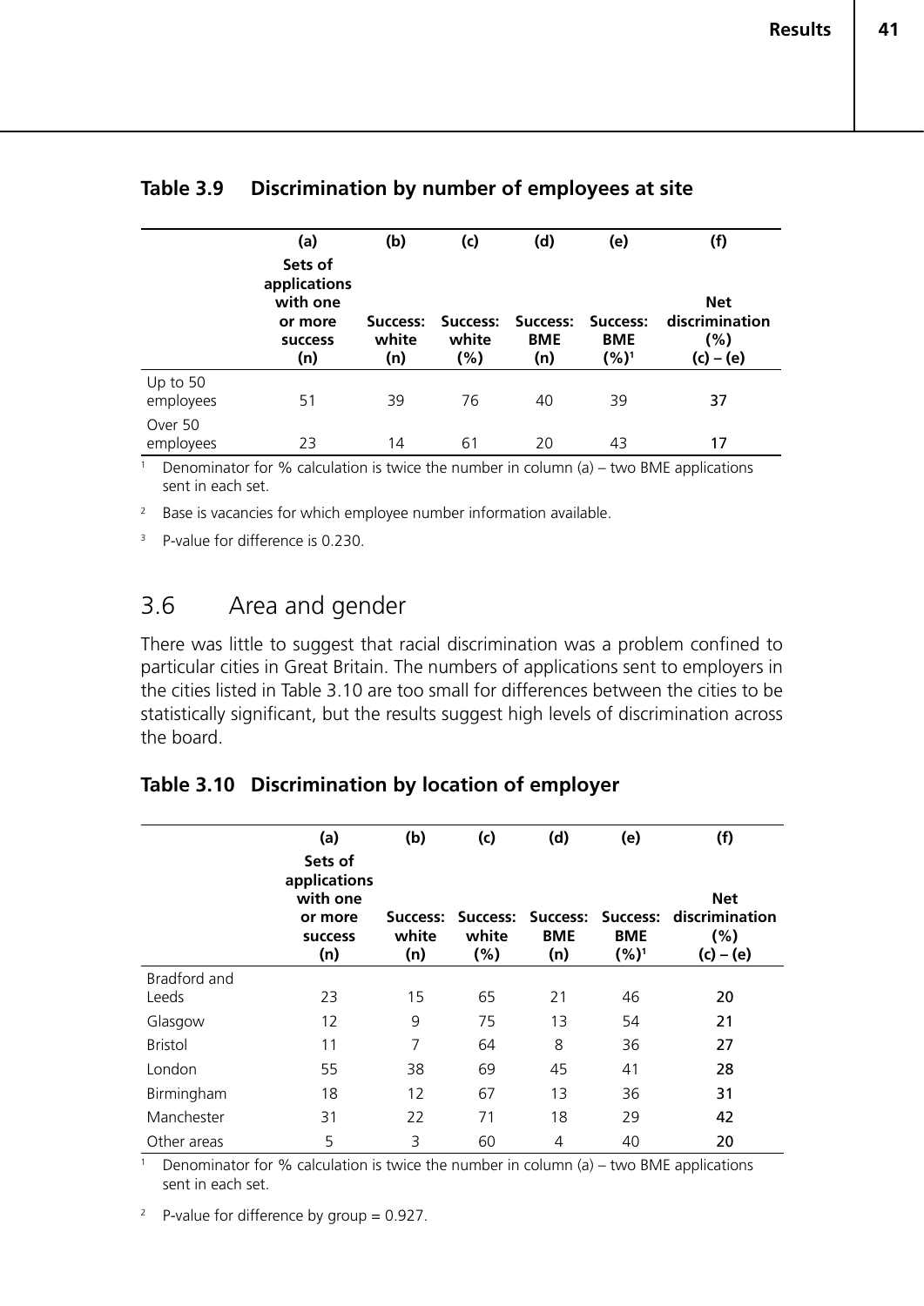### Table 3.9 Discrimination by number of employees at site

| | (a) Sets of applications with one or more success (n) | (b) Success: white (n) | (c) Success: white (%) | (d) Success: BME (n) | (e) Success: BME (%)[1] | (f) Net discrimination (%) (c) – (e) |
|---|---|---|---|---|---|---|
| Up to 50 employees | 51 | 39 | 76 | 40 | 39 | **37** |
| Over 50 employees | 23 | 14 | 61 | 20 | 43 | **17** |

[1] Denominator for % calculation is twice the number in column (a) – two BME applications sent in each set.

[2] Base is vacancies for which employee number information available.

[3] P-value for difference is 0.230.

## 3.6 Area and gender

There was little to suggest that racial discrimination was a problem confined to particular cities in Great Britain. The numbers of applications sent to employers in the cities listed in Table 3.10 are too small for differences between the cities to be statistically significant, but the results suggest high levels of discrimination across the board.

### Table 3.10 Discrimination by location of employer

| | (a) Sets of applications with one or more success (n) | (b) Success: white (n) | (c) Success: white (%) | (d) Success: BME (n) | (e) Success: BME (%)[1] | (f) Net discrimination (%) (c) – (e) |
|---|---|---|---|---|---|---|
| Bradford and Leeds | 23 | 15 | 65 | 21 | 46 | **20** |
| Glasgow | 12 | 9 | 75 | 13 | 54 | **21** |
| Bristol | 11 | 7 | 64 | 8 | 36 | **27** |
| London | 55 | 38 | 69 | 45 | 41 | **28** |
| Birmingham | 18 | 12 | 67 | 13 | 36 | **31** |
| Manchester | 31 | 22 | 71 | 18 | 29 | **42** |
| Other areas | 5 | 3 | 60 | 4 | 40 | **20** |

[1] Denominator for % calculation is twice the number in column (a) – two BME applications sent in each set.

[2] P-value for difference by group = 0.927.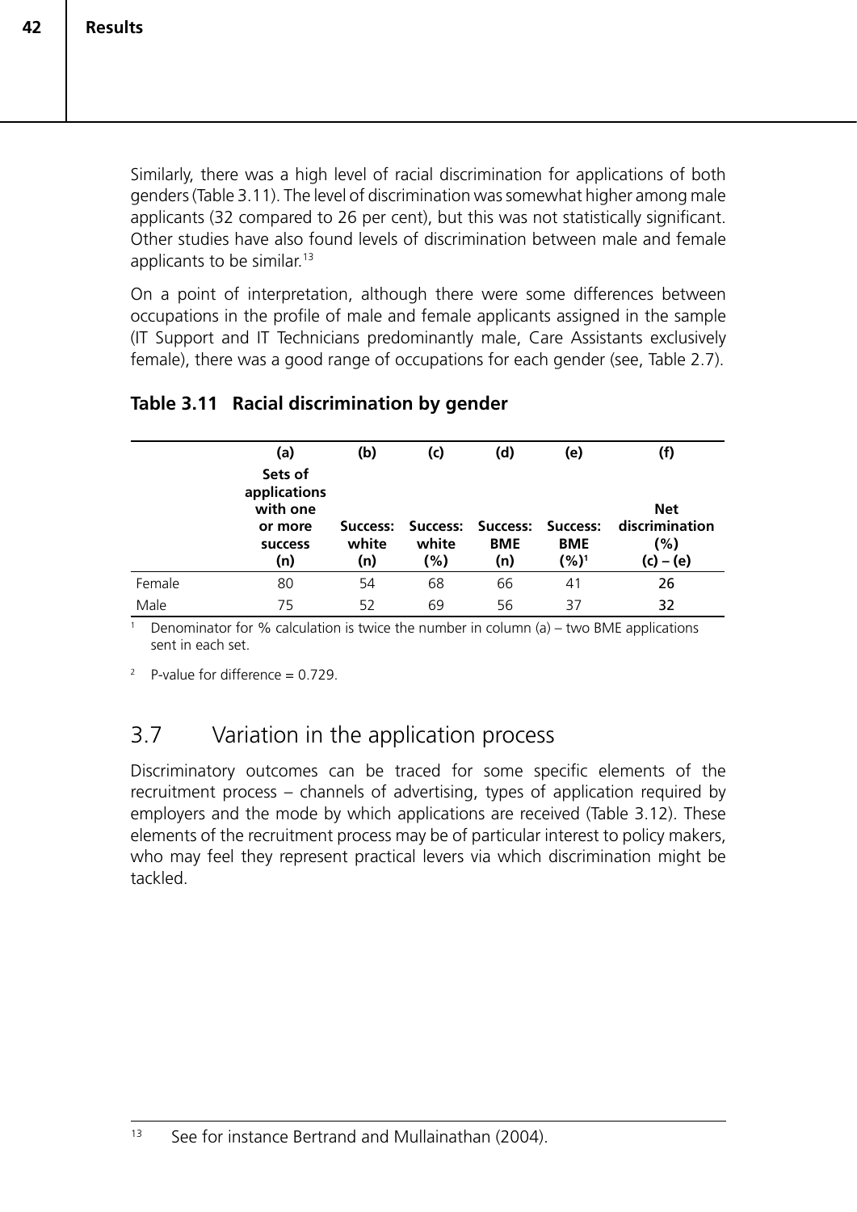Similarly, there was a high level of racial discrimination for applications of both genders (Table 3.11). The level of discrimination was somewhat higher among male applicants (32 compared to 26 per cent), but this was not statistically significant. Other studies have also found levels of discrimination between male and female applicants to be similar.[13]

On a point of interpretation, although there were some differences between occupations in the profile of male and female applicants assigned in the sample (IT Support and IT Technicians predominantly male, Care Assistants exclusively female), there was a good range of occupations for each gender (see, Table 2.7).

**Table 3.11 Racial discrimination by gender**

| | (a) Sets of applications with one or more success (n) | (b) Success: white (n) | (c) Success: white (%) | (d) Success: BME (n) | (e) Success: BME (%)[1] | (f) Net discrimination (%) (c) – (e) |
|---|---|---|---|---|---|---|
| Female | 80 | 54 | 68 | 66 | 41 | **26** |
| Male | 75 | 52 | 69 | 56 | 37 | **32** |

[1] Denominator for % calculation is twice the number in column (a) – two BME applications sent in each set.

[2] P-value for difference = 0.729.

## 3.7 Variation in the application process

Discriminatory outcomes can be traced for some specific elements of the recruitment process – channels of advertising, types of application required by employers and the mode by which applications are received (Table 3.12). These elements of the recruitment process may be of particular interest to policy makers, who may feel they represent practical levers via which discrimination might be tackled.

[13] See for instance Bertrand and Mullainathan (2004).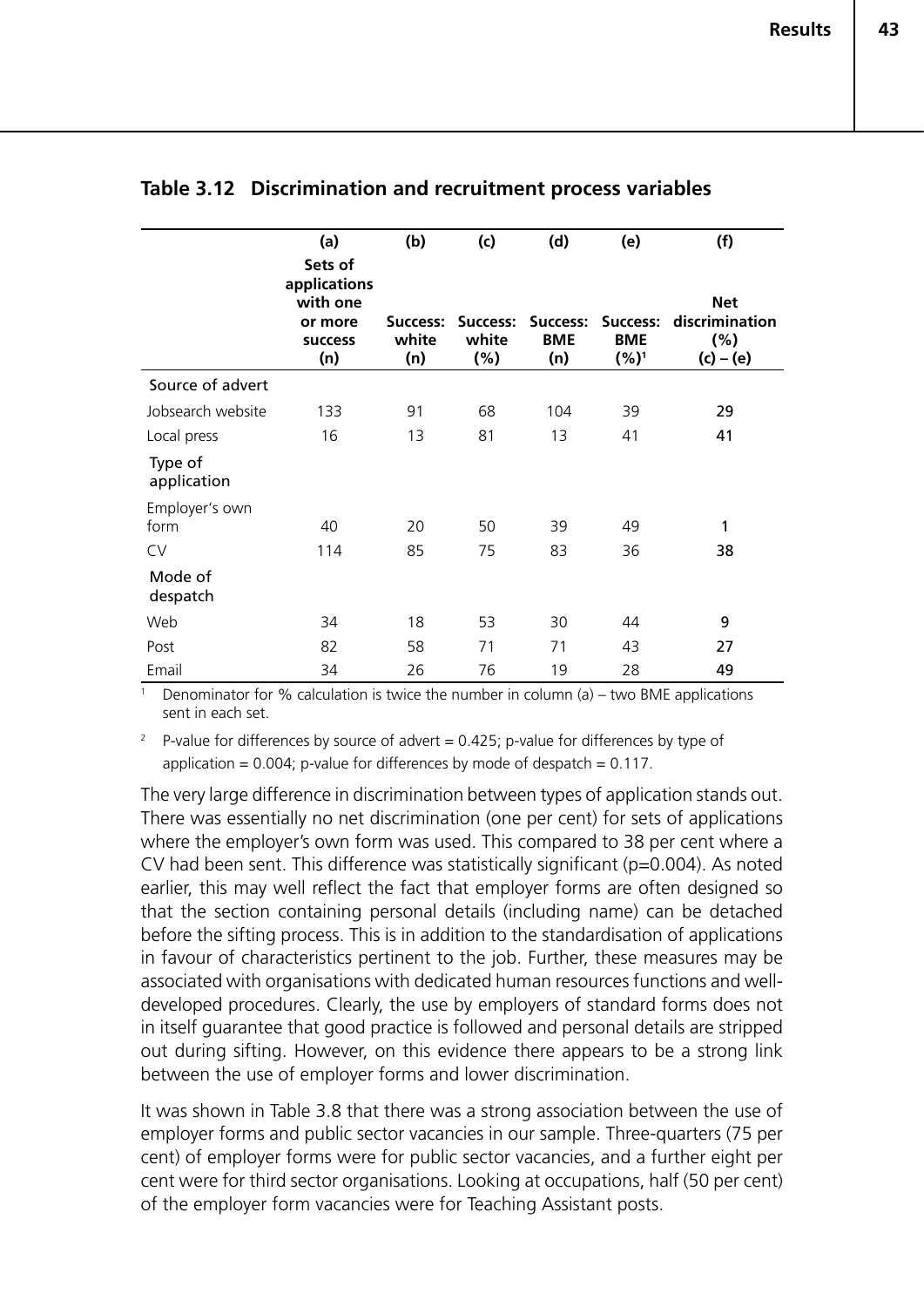### Table 3.12 Discrimination and recruitment process variables

| | (a) Sets of applications with one or more success (n) | (b) Success: white (n) | (c) Success: white (%) | (d) Success: BME (n) | (e) Success: BME (%)[1] | (f) Net discrimination (%) (c) – (e) |
|---|---|---|---|---|---|---|
| Source of advert | | | | | | |
| Jobsearch website | 133 | 91 | 68 | 104 | 39 | **29** |
| Local press | 16 | 13 | 81 | 13 | 41 | **41** |
| Type of application | | | | | | |
| Employer's own form | 40 | 20 | 50 | 39 | 49 | **1** |
| CV | 114 | 85 | 75 | 83 | 36 | **38** |
| Mode of despatch | | | | | | |
| Web | 34 | 18 | 53 | 30 | 44 | **9** |
| Post | 82 | 58 | 71 | 71 | 43 | **27** |
| Email | 34 | 26 | 76 | 19 | 28 | **49** |

[1] Denominator for % calculation is twice the number in column (a) – two BME applications sent in each set.

[2] P-value for differences by source of advert = 0.425; p-value for differences by type of application = 0.004; p-value for differences by mode of despatch = 0.117.

The very large difference in discrimination between types of application stands out. There was essentially no net discrimination (one per cent) for sets of applications where the employer's own form was used. This compared to 38 per cent where a CV had been sent. This difference was statistically significant (p=0.004). As noted earlier, this may well reflect the fact that employer forms are often designed so that the section containing personal details (including name) can be detached before the sifting process. This is in addition to the standardisation of applications in favour of characteristics pertinent to the job. Further, these measures may be associated with organisations with dedicated human resources functions and well-developed procedures. Clearly, the use by employers of standard forms does not in itself guarantee that good practice is followed and personal details are stripped out during sifting. However, on this evidence there appears to be a strong link between the use of employer forms and lower discrimination.

It was shown in Table 3.8 that there was a strong association between the use of employer forms and public sector vacancies in our sample. Three-quarters (75 per cent) of employer forms were for public sector vacancies, and a further eight per cent were for third sector organisations. Looking at occupations, half (50 per cent) of the employer form vacancies were for Teaching Assistant posts.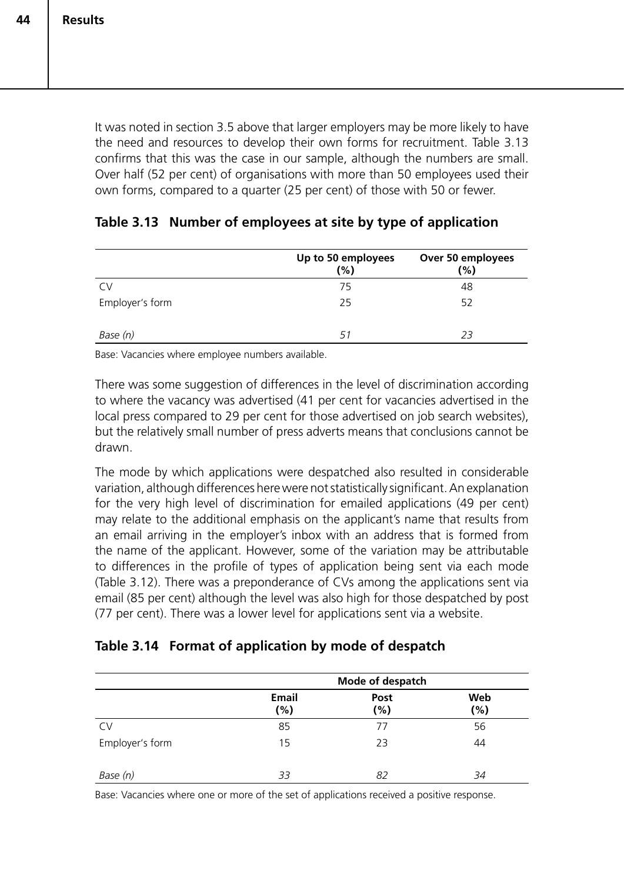It was noted in section 3.5 above that larger employers may be more likely to have the need and resources to develop their own forms for recruitment. Table 3.13 confirms that this was the case in our sample, although the numbers are small. Over half (52 per cent) of organisations with more than 50 employees used their own forms, compared to a quarter (25 per cent) of those with 50 or fewer.

### Table 3.13 Number of employees at site by type of application

| | Up to 50 employees (%) | Over 50 employees (%) |
|---|---|---|
| CV | 75 | 48 |
| Employer's form | 25 | 52 |
| | | |
| *Base (n)* | *51* | *23* |

Base: Vacancies where employee numbers available.

There was some suggestion of differences in the level of discrimination according to where the vacancy was advertised (41 per cent for vacancies advertised in the local press compared to 29 per cent for those advertised on job search websites), but the relatively small number of press adverts means that conclusions cannot be drawn.

The mode by which applications were despatched also resulted in considerable variation, although differences here were not statistically significant. An explanation for the very high level of discrimination for emailed applications (49 per cent) may relate to the additional emphasis on the applicant's name that results from an email arriving in the employer's inbox with an address that is formed from the name of the applicant. However, some of the variation may be attributable to differences in the profile of types of application being sent via each mode (Table 3.12). There was a preponderance of CVs among the applications sent via email (85 per cent) although the level was also high for those despatched by post (77 per cent). There was a lower level for applications sent via a website.

### Table 3.14 Format of application by mode of despatch

| | Mode of despatch | | |
|---|---|---|---|
| | Email (%) | Post (%) | Web (%) |
| CV | 85 | 77 | 56 |
| Employer's form | 15 | 23 | 44 |
| | | | |
| *Base (n)* | *33* | *82* | *34* |

Base: Vacancies where one or more of the set of applications received a positive response.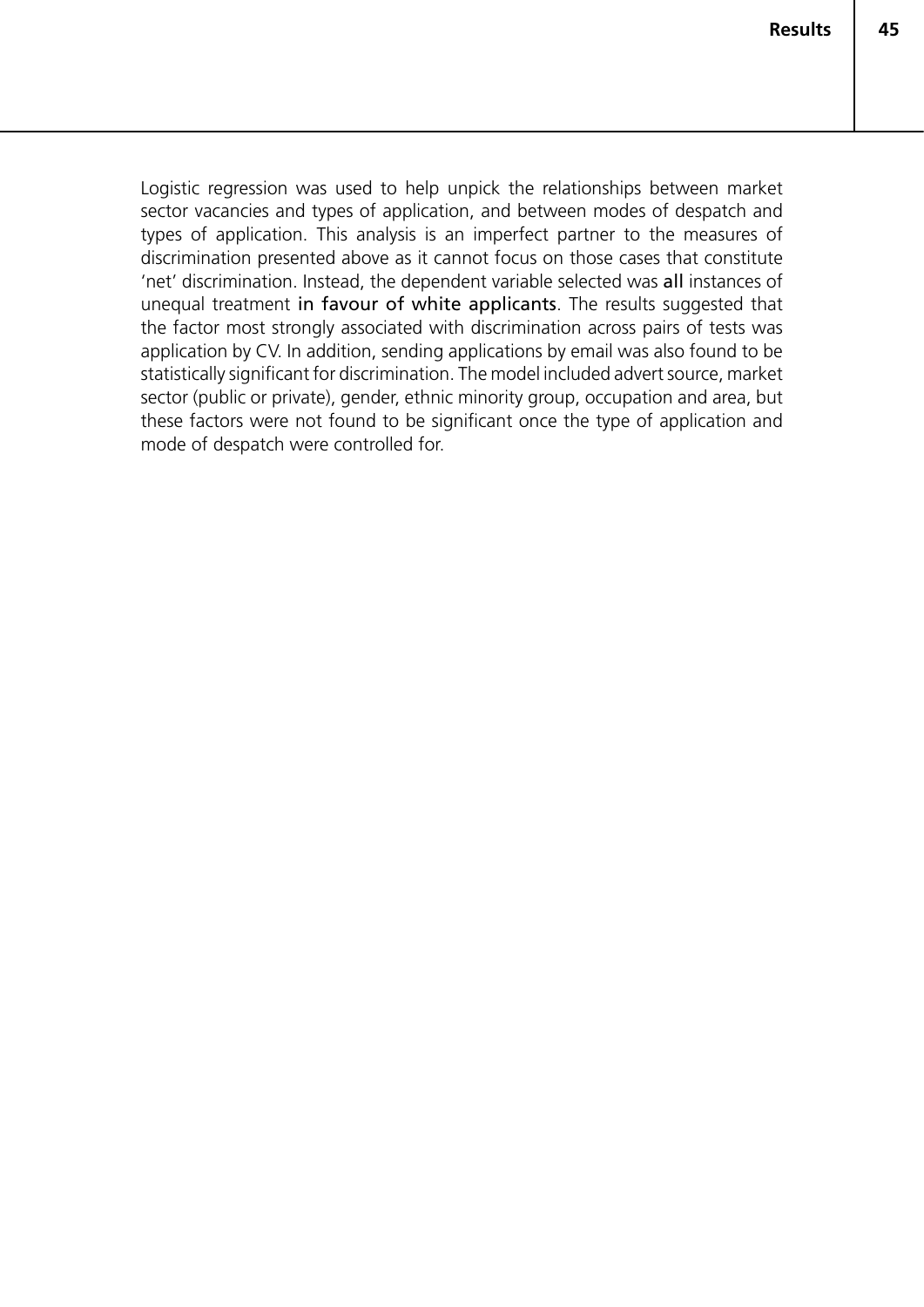Logistic regression was used to help unpick the relationships between market sector vacancies and types of application, and between modes of despatch and types of application. This analysis is an imperfect partner to the measures of discrimination presented above as it cannot focus on those cases that constitute 'net' discrimination. Instead, the dependent variable selected was **all** instances of unequal treatment **in favour of white applicants**. The results suggested that the factor most strongly associated with discrimination across pairs of tests was application by CV. In addition, sending applications by email was also found to be statistically significant for discrimination. The model included advert source, market sector (public or private), gender, ethnic minority group, occupation and area, but these factors were not found to be significant once the type of application and mode of despatch were controlled for.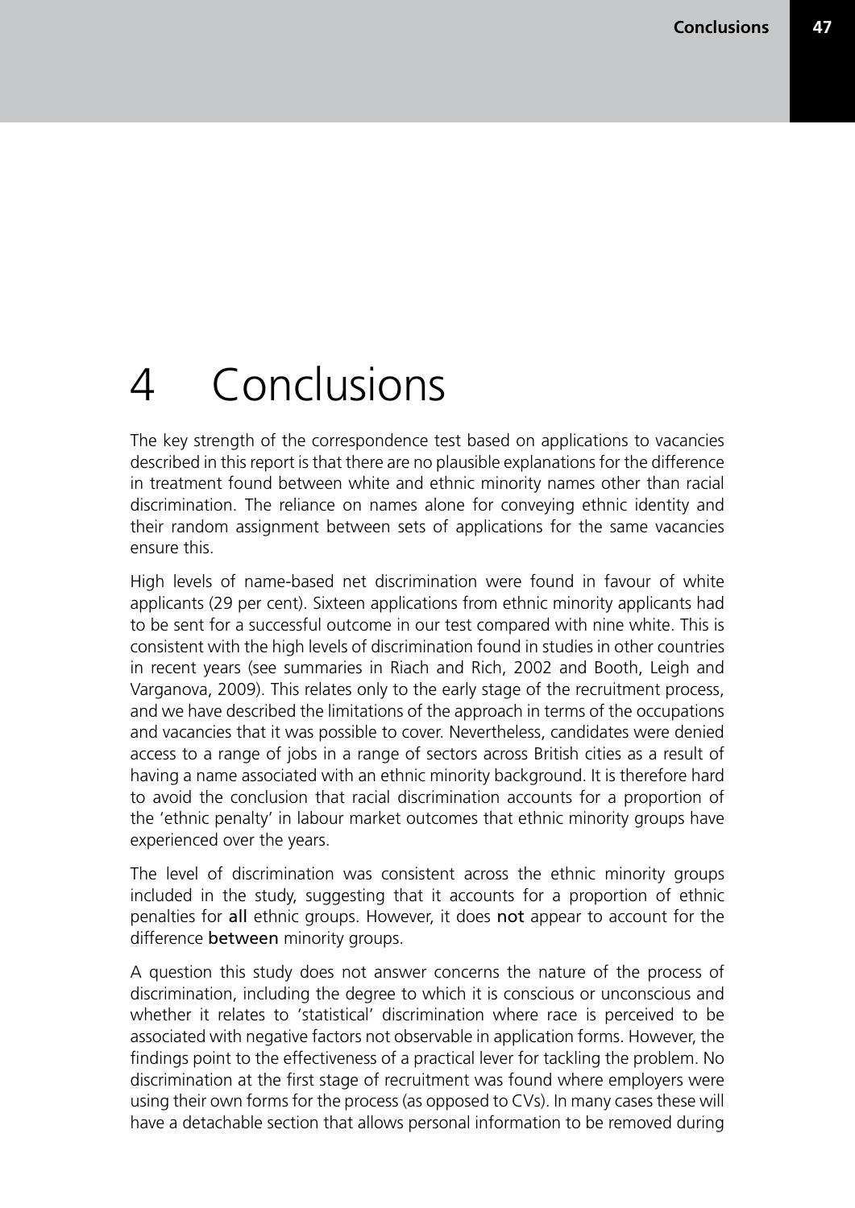# 4 Conclusions

The key strength of the correspondence test based on applications to vacancies described in this report is that there are no plausible explanations for the difference in treatment found between white and ethnic minority names other than racial discrimination. The reliance on names alone for conveying ethnic identity and their random assignment between sets of applications for the same vacancies ensure this.

High levels of name-based net discrimination were found in favour of white applicants (29 per cent). Sixteen applications from ethnic minority applicants had to be sent for a successful outcome in our test compared with nine white. This is consistent with the high levels of discrimination found in studies in other countries in recent years (see summaries in Riach and Rich, 2002 and Booth, Leigh and Varganova, 2009). This relates only to the early stage of the recruitment process, and we have described the limitations of the approach in terms of the occupations and vacancies that it was possible to cover. Nevertheless, candidates were denied access to a range of jobs in a range of sectors across British cities as a result of having a name associated with an ethnic minority background. It is therefore hard to avoid the conclusion that racial discrimination accounts for a proportion of the 'ethnic penalty' in labour market outcomes that ethnic minority groups have experienced over the years.

The level of discrimination was consistent across the ethnic minority groups included in the study, suggesting that it accounts for a proportion of ethnic penalties for **all** ethnic groups. However, it does **not** appear to account for the difference **between** minority groups.

A question this study does not answer concerns the nature of the process of discrimination, including the degree to which it is conscious or unconscious and whether it relates to 'statistical' discrimination where race is perceived to be associated with negative factors not observable in application forms. However, the findings point to the effectiveness of a practical lever for tackling the problem. No discrimination at the first stage of recruitment was found where employers were using their own forms for the process (as opposed to CVs). In many cases these will have a detachable section that allows personal information to be removed during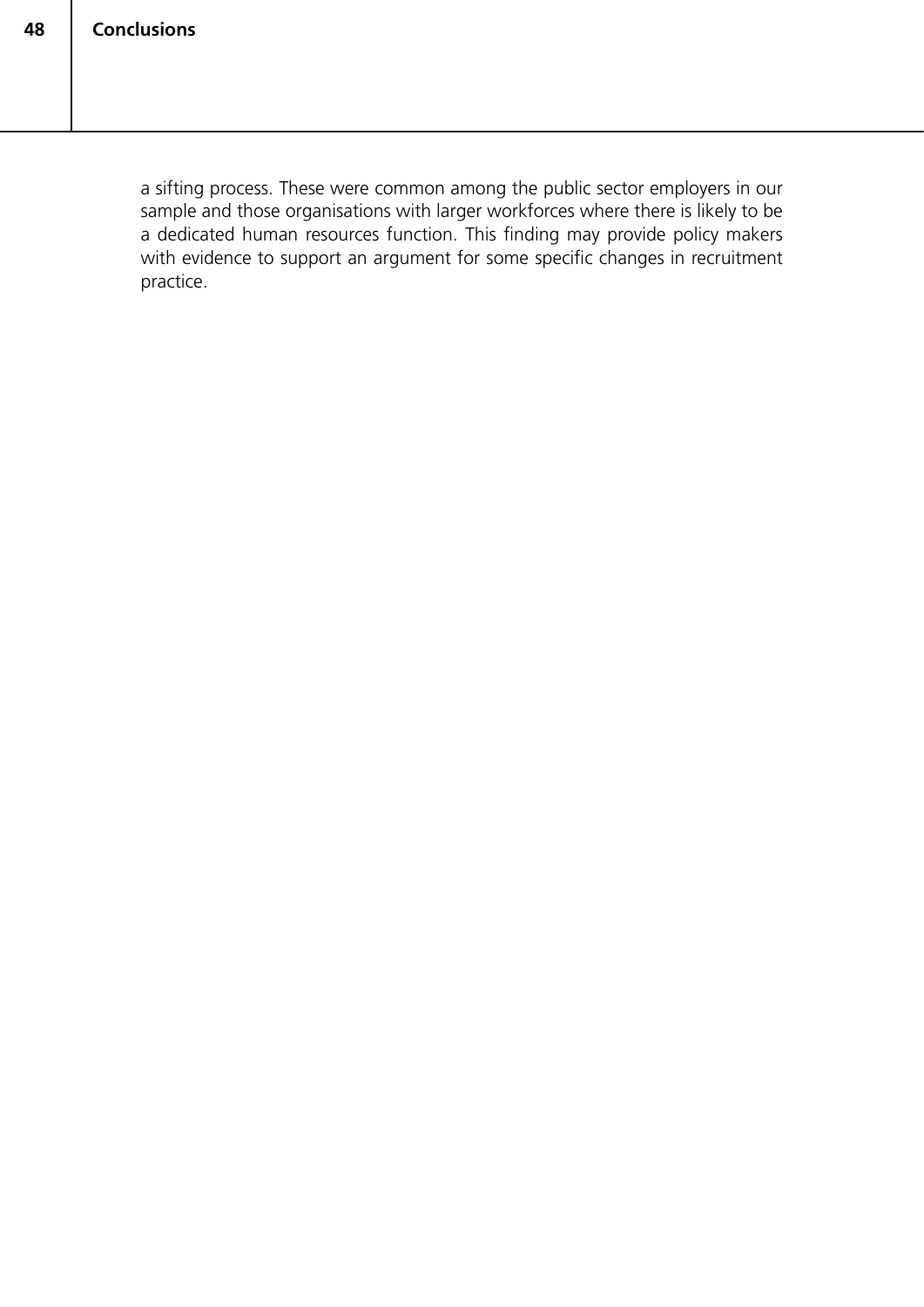a sifting process. These were common among the public sector employers in our sample and those organisations with larger workforces where there is likely to be a dedicated human resources function. This finding may provide policy makers with evidence to support an argument for some specific changes in recruitment practice.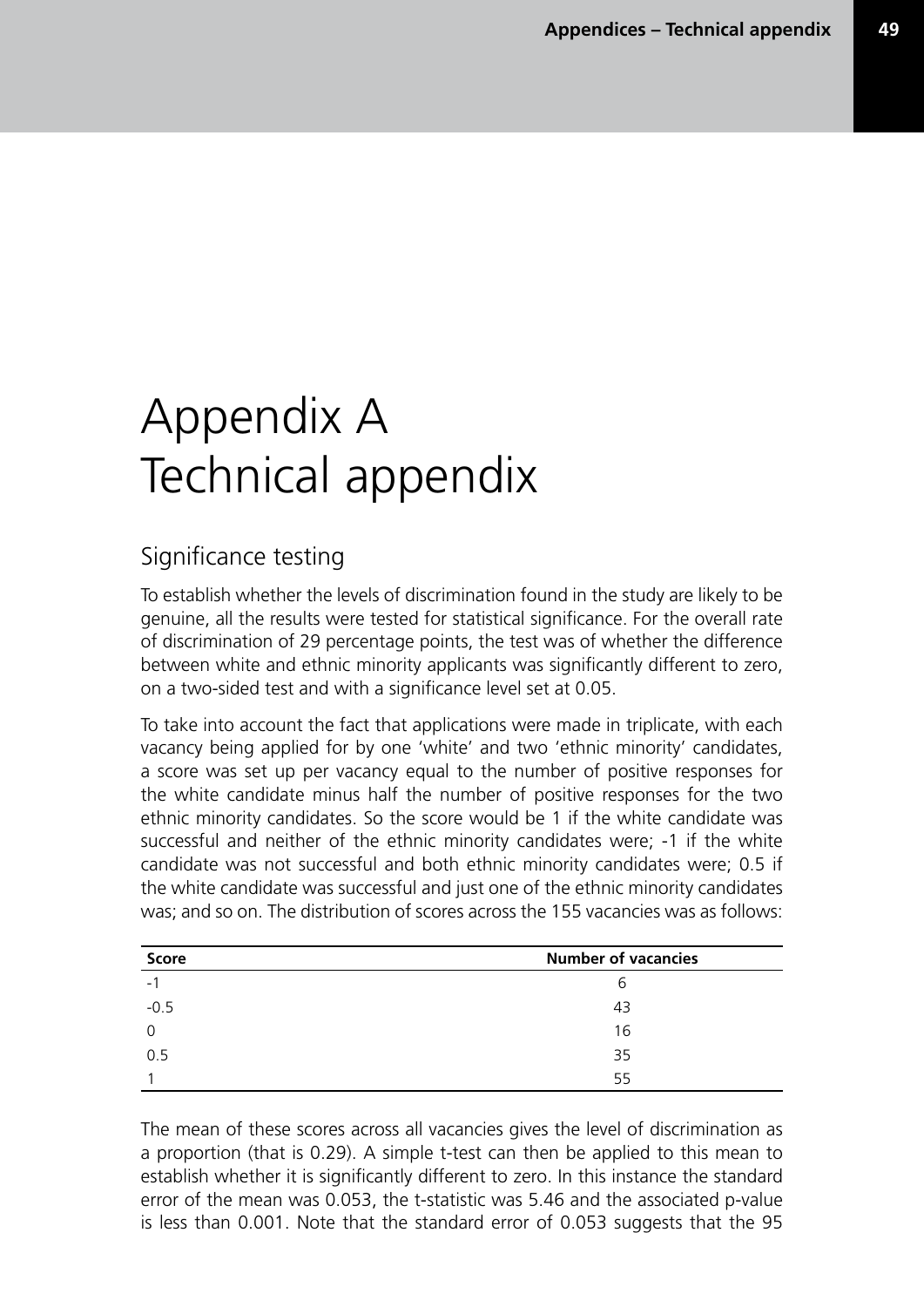# Appendix A
# Technical appendix

## Significance testing

To establish whether the levels of discrimination found in the study are likely to be genuine, all the results were tested for statistical significance. For the overall rate of discrimination of 29 percentage points, the test was of whether the difference between white and ethnic minority applicants was significantly different to zero, on a two-sided test and with a significance level set at 0.05.

To take into account the fact that applications were made in triplicate, with each vacancy being applied for by one 'white' and two 'ethnic minority' candidates, a score was set up per vacancy equal to the number of positive responses for the white candidate minus half the number of positive responses for the two ethnic minority candidates. So the score would be 1 if the white candidate was successful and neither of the ethnic minority candidates were; -1 if the white candidate was not successful and both ethnic minority candidates were; 0.5 if the white candidate was successful and just one of the ethnic minority candidates was; and so on. The distribution of scores across the 155 vacancies was as follows:

| Score | Number of vacancies |
|---|---|
| -1 | 6 |
| -0.5 | 43 |
| 0 | 16 |
| 0.5 | 35 |
| 1 | 55 |

The mean of these scores across all vacancies gives the level of discrimination as a proportion (that is 0.29). A simple t-test can then be applied to this mean to establish whether it is significantly different to zero. In this instance the standard error of the mean was 0.053, the t-statistic was 5.46 and the associated p-value is less than 0.001. Note that the standard error of 0.053 suggests that the 95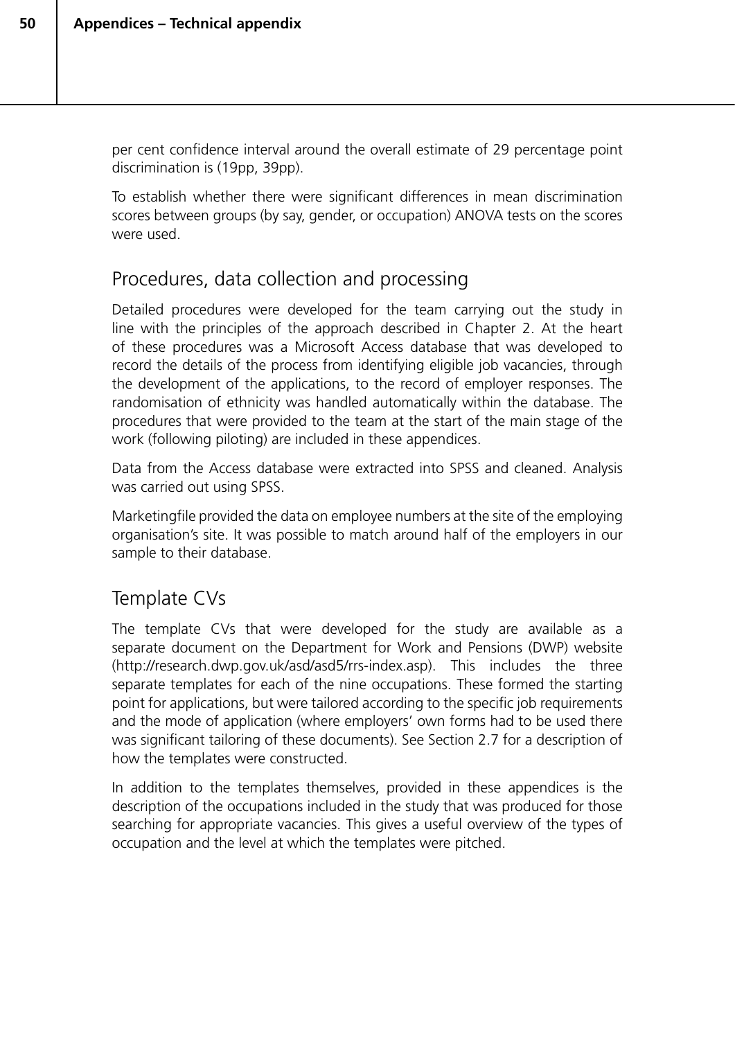per cent confidence interval around the overall estimate of 29 percentage point discrimination is (19pp, 39pp).

To establish whether there were significant differences in mean discrimination scores between groups (by say, gender, or occupation) ANOVA tests on the scores were used.

## Procedures, data collection and processing

Detailed procedures were developed for the team carrying out the study in line with the principles of the approach described in Chapter 2. At the heart of these procedures was a Microsoft Access database that was developed to record the details of the process from identifying eligible job vacancies, through the development of the applications, to the record of employer responses. The randomisation of ethnicity was handled automatically within the database. The procedures that were provided to the team at the start of the main stage of the work (following piloting) are included in these appendices.

Data from the Access database were extracted into SPSS and cleaned. Analysis was carried out using SPSS.

Marketingfile provided the data on employee numbers at the site of the employing organisation's site. It was possible to match around half of the employers in our sample to their database.

## Template CVs

The template CVs that were developed for the study are available as a separate document on the Department for Work and Pensions (DWP) website (http://research.dwp.gov.uk/asd/asd5/rrs-index.asp). This includes the three separate templates for each of the nine occupations. These formed the starting point for applications, but were tailored according to the specific job requirements and the mode of application (where employers' own forms had to be used there was significant tailoring of these documents). See Section 2.7 for a description of how the templates were constructed.

In addition to the templates themselves, provided in these appendices is the description of the occupations included in the study that was produced for those searching for appropriate vacancies. This gives a useful overview of the types of occupation and the level at which the templates were pitched.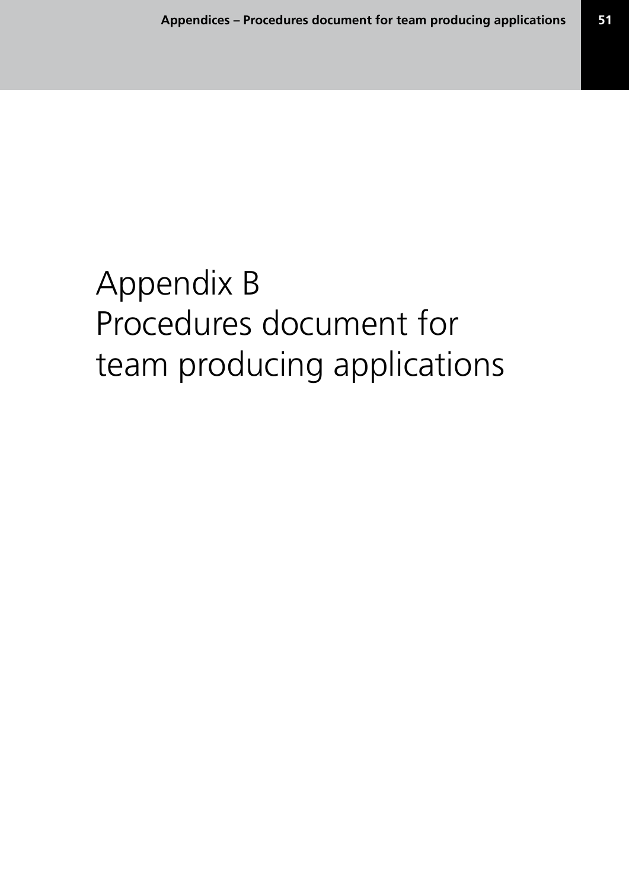# Appendix B
# Procedures document for team producing applications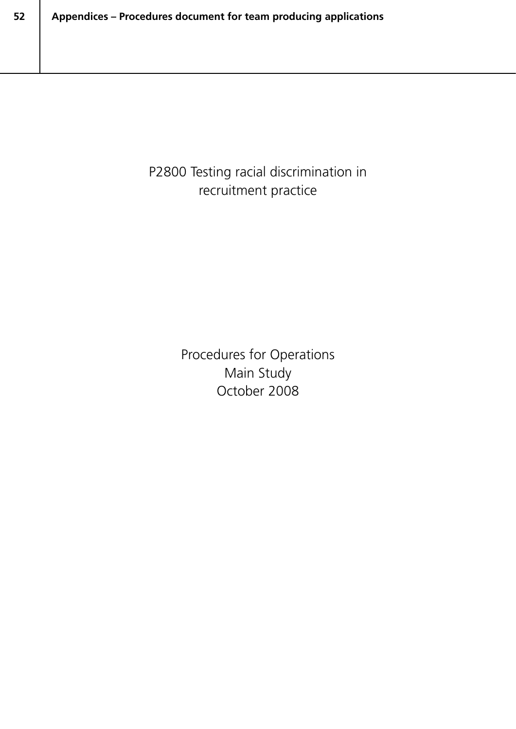P2800 Testing racial discrimination in recruitment practice

Procedures for Operations
Main Study
October 2008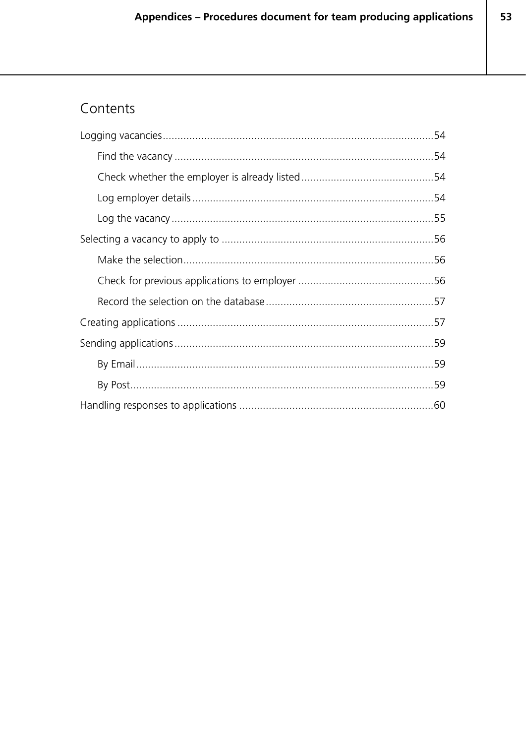## Contents

Logging vacancies........................................................................................54

- Find the vacancy .....................................................................................54
- Check whether the employer is already listed............................................54
- Log employer details................................................................................54
- Log the vacancy.......................................................................................55

Selecting a vacancy to apply to .......................................................................56

- Make the selection...................................................................................56
- Check for previous applications to employer .............................................56
- Record the selection on the database........................................................57

Creating applications ......................................................................................57

Sending applications.......................................................................................59

- By Email..................................................................................................59
- By Post....................................................................................................59

Handling responses to applications .................................................................60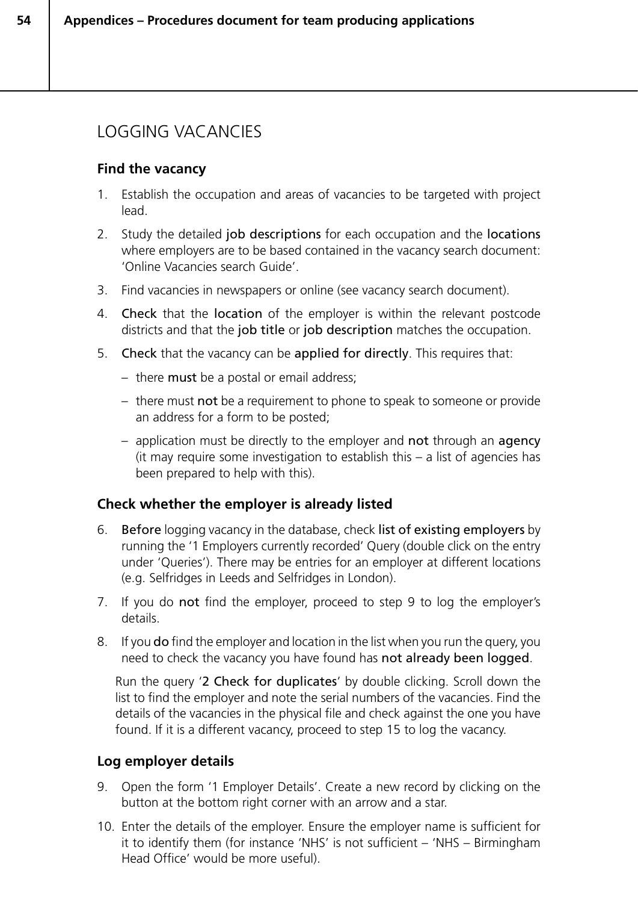## LOGGING VACANCIES

### Find the vacancy

1. Establish the occupation and areas of vacancies to be targeted with project lead.
2. Study the detailed job descriptions for each occupation and the locations where employers are to be based contained in the vacancy search document: 'Online Vacancies search Guide'.
3. Find vacancies in newspapers or online (see vacancy search document).
4. Check that the location of the employer is within the relevant postcode districts and that the job title or job description matches the occupation.
5. Check that the vacancy can be applied for directly. This requires that:
   - there must be a postal or email address;
   - there must not be a requirement to phone to speak to someone or provide an address for a form to be posted;
   - application must be directly to the employer and not through an agency (it may require some investigation to establish this – a list of agencies has been prepared to help with this).

### Check whether the employer is already listed

6. Before logging vacancy in the database, check list of existing employers by running the '1 Employers currently recorded' Query (double click on the entry under 'Queries'). There may be entries for an employer at different locations (e.g. Selfridges in Leeds and Selfridges in London).
7. If you do not find the employer, proceed to step 9 to log the employer's details.
8. If you do find the employer and location in the list when you run the query, you need to check the vacancy you have found has not already been logged.

   Run the query '2 Check for duplicates' by double clicking. Scroll down the list to find the employer and note the serial numbers of the vacancies. Find the details of the vacancies in the physical file and check against the one you have found. If it is a different vacancy, proceed to step 15 to log the vacancy.

### Log employer details

9. Open the form '1 Employer Details'. Create a new record by clicking on the button at the bottom right corner with an arrow and a star.
10. Enter the details of the employer. Ensure the employer name is sufficient for it to identify them (for instance 'NHS' is not sufficient – 'NHS – Birmingham Head Office' would be more useful).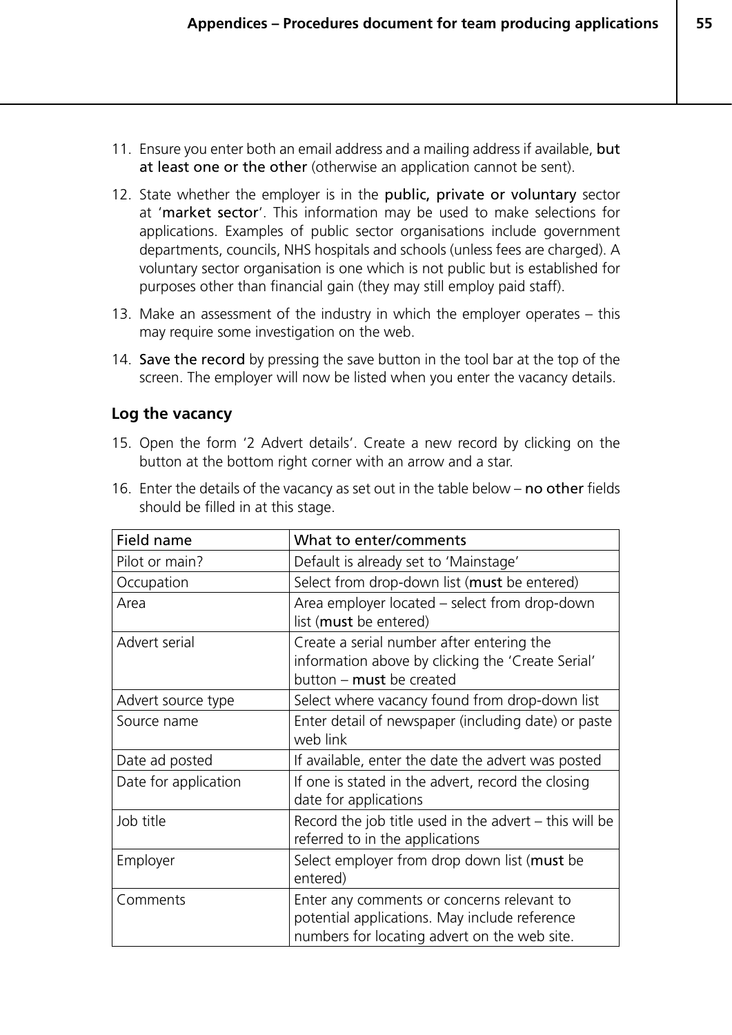11. Ensure you enter both an email address and a mailing address if available, **but at least one or the other** (otherwise an application cannot be sent).
12. State whether the employer is in the **public, private or voluntary** sector at '**market sector**'. This information may be used to make selections for applications. Examples of public sector organisations include government departments, councils, NHS hospitals and schools (unless fees are charged). A voluntary sector organisation is one which is not public but is established for purposes other than financial gain (they may still employ paid staff).
13. Make an assessment of the industry in which the employer operates – this may require some investigation on the web.
14. **Save the record** by pressing the save button in the tool bar at the top of the screen. The employer will now be listed when you enter the vacancy details.

### Log the vacancy

15. Open the form '2 Advert details'. Create a new record by clicking on the button at the bottom right corner with an arrow and a star.
16. Enter the details of the vacancy as set out in the table below – **no other** fields should be filled in at this stage.

| Field name | What to enter/comments |
| --- | --- |
| Pilot or main? | Default is already set to 'Mainstage' |
| Occupation | Select from drop-down list (**must** be entered) |
| Area | Area employer located – select from drop-down list (**must** be entered) |
| Advert serial | Create a serial number after entering the information above by clicking the 'Create Serial' button – **must** be created |
| Advert source type | Select where vacancy found from drop-down list |
| Source name | Enter detail of newspaper (including date) or paste web link |
| Date ad posted | If available, enter the date the advert was posted |
| Date for application | If one is stated in the advert, record the closing date for applications |
| Job title | Record the job title used in the advert – this will be referred to in the applications |
| Employer | Select employer from drop down list (**must** be entered) |
| Comments | Enter any comments or concerns relevant to potential applications. May include reference numbers for locating advert on the web site. |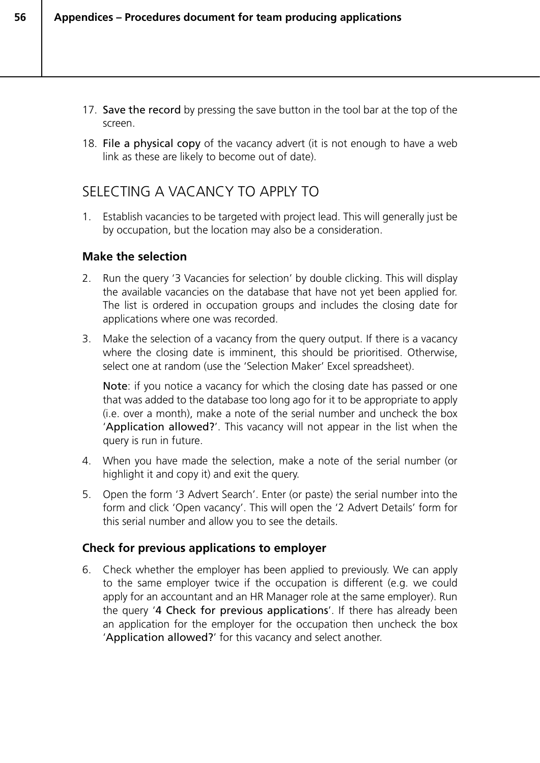17. **Save the record** by pressing the save button in the tool bar at the top of the screen.

18. **File a physical copy** of the vacancy advert (it is not enough to have a web link as these are likely to become out of date).

## SELECTING A VACANCY TO APPLY TO

1. Establish vacancies to be targeted with project lead. This will generally just be by occupation, but the location may also be a consideration.

### Make the selection

2. Run the query '3 Vacancies for selection' by double clicking. This will display the available vacancies on the database that have not yet been applied for. The list is ordered in occupation groups and includes the closing date for applications where one was recorded.

3. Make the selection of a vacancy from the query output. If there is a vacancy where the closing date is imminent, this should be prioritised. Otherwise, select one at random (use the 'Selection Maker' Excel spreadsheet).

   **Note**: if you notice a vacancy for which the closing date has passed or one that was added to the database too long ago for it to be appropriate to apply (i.e. over a month), make a note of the serial number and uncheck the box '**Application allowed?**'. This vacancy will not appear in the list when the query is run in future.

4. When you have made the selection, make a note of the serial number (or highlight it and copy it) and exit the query.

5. Open the form '3 Advert Search'. Enter (or paste) the serial number into the form and click 'Open vacancy'. This will open the '2 Advert Details' form for this serial number and allow you to see the details.

### Check for previous applications to employer

6. Check whether the employer has been applied to previously. We can apply to the same employer twice if the occupation is different (e.g. we could apply for an accountant and an HR Manager role at the same employer). Run the query '**4 Check for previous applications**'. If there has already been an application for the employer for the occupation then uncheck the box '**Application allowed?**' for this vacancy and select another.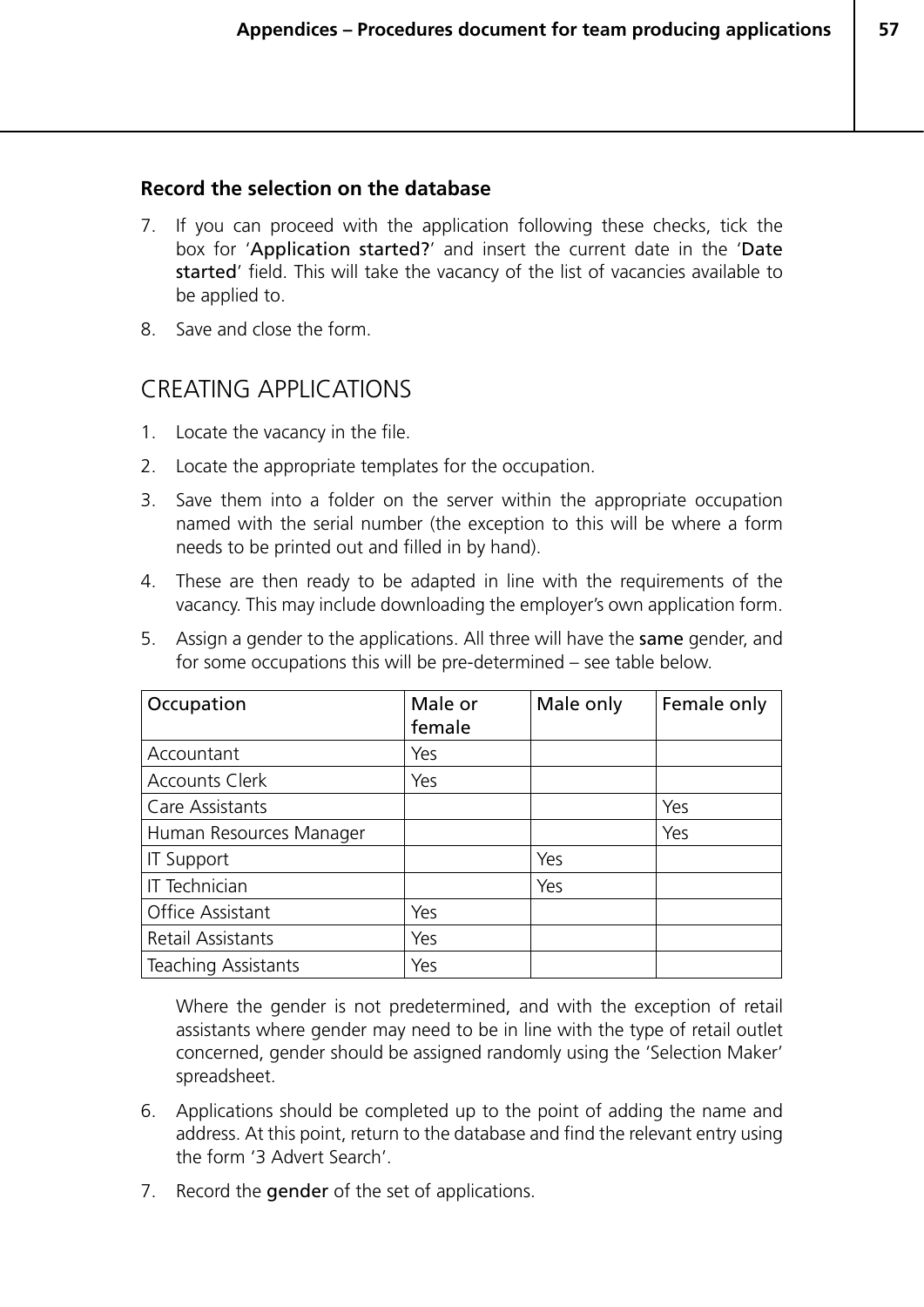### Record the selection on the database

7. If you can proceed with the application following these checks, tick the box for 'Application started?' and insert the current date in the 'Date started' field. This will take the vacancy of the list of vacancies available to be applied to.
8. Save and close the form.

## CREATING APPLICATIONS

1. Locate the vacancy in the file.
2. Locate the appropriate templates for the occupation.
3. Save them into a folder on the server within the appropriate occupation named with the serial number (the exception to this will be where a form needs to be printed out and filled in by hand).
4. These are then ready to be adapted in line with the requirements of the vacancy. This may include downloading the employer's own application form.
5. Assign a gender to the applications. All three will have the **same** gender, and for some occupations this will be pre-determined – see table below.

| Occupation | Male or female | Male only | Female only |
|---|---|---|---|
| Accountant | Yes | | |
| Accounts Clerk | Yes | | |
| Care Assistants | | | Yes |
| Human Resources Manager | | | Yes |
| IT Support | | Yes | |
| IT Technician | | Yes | |
| Office Assistant | Yes | | |
| Retail Assistants | Yes | | |
| Teaching Assistants | Yes | | |

   Where the gender is not predetermined, and with the exception of retail assistants where gender may need to be in line with the type of retail outlet concerned, gender should be assigned randomly using the 'Selection Maker' spreadsheet.

6. Applications should be completed up to the point of adding the name and address. At this point, return to the database and find the relevant entry using the form '3 Advert Search'.
7. Record the **gender** of the set of applications.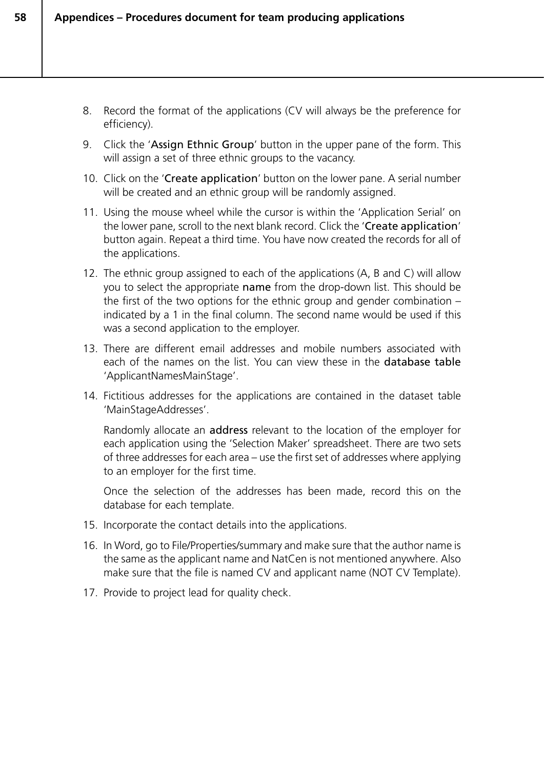8. Record the format of the applications (CV will always be the preference for efficiency).

9. Click the '**Assign Ethnic Group**' button in the upper pane of the form. This will assign a set of three ethnic groups to the vacancy.

10. Click on the '**Create application**' button on the lower pane. A serial number will be created and an ethnic group will be randomly assigned.

11. Using the mouse wheel while the cursor is within the 'Application Serial' on the lower pane, scroll to the next blank record. Click the '**Create application**' button again. Repeat a third time. You have now created the records for all of the applications.

12. The ethnic group assigned to each of the applications (A, B and C) will allow you to select the appropriate **name** from the drop-down list. This should be the first of the two options for the ethnic group and gender combination – indicated by a 1 in the final column. The second name would be used if this was a second application to the employer.

13. There are different email addresses and mobile numbers associated with each of the names on the list. You can view these in the **database table** 'ApplicantNamesMainStage'.

14. Fictitious addresses for the applications are contained in the dataset table 'MainStageAddresses'.

    Randomly allocate an **address** relevant to the location of the employer for each application using the 'Selection Maker' spreadsheet. There are two sets of three addresses for each area – use the first set of addresses where applying to an employer for the first time.

    Once the selection of the addresses has been made, record this on the database for each template.

15. Incorporate the contact details into the applications.

16. In Word, go to File/Properties/summary and make sure that the author name is the same as the applicant name and NatCen is not mentioned anywhere. Also make sure that the file is named CV and applicant name (NOT CV Template).

17. Provide to project lead for quality check.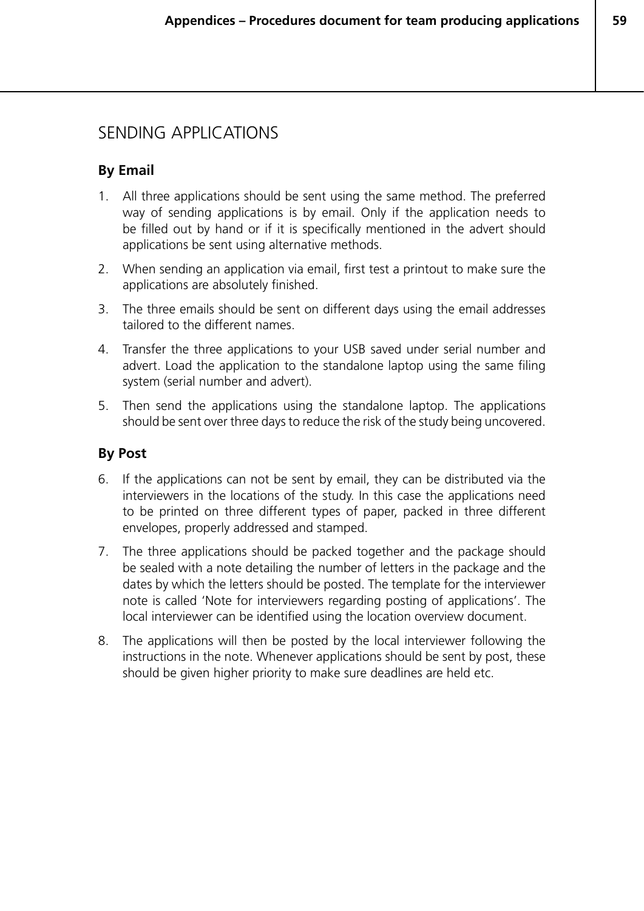## SENDING APPLICATIONS

### By Email

1. All three applications should be sent using the same method. The preferred way of sending applications is by email. Only if the application needs to be filled out by hand or if it is specifically mentioned in the advert should applications be sent using alternative methods.
2. When sending an application via email, first test a printout to make sure the applications are absolutely finished.
3. The three emails should be sent on different days using the email addresses tailored to the different names.
4. Transfer the three applications to your USB saved under serial number and advert. Load the application to the standalone laptop using the same filing system (serial number and advert).
5. Then send the applications using the standalone laptop. The applications should be sent over three days to reduce the risk of the study being uncovered.

### By Post

6. If the applications can not be sent by email, they can be distributed via the interviewers in the locations of the study. In this case the applications need to be printed on three different types of paper, packed in three different envelopes, properly addressed and stamped.
7. The three applications should be packed together and the package should be sealed with a note detailing the number of letters in the package and the dates by which the letters should be posted. The template for the interviewer note is called 'Note for interviewers regarding posting of applications'. The local interviewer can be identified using the location overview document.
8. The applications will then be posted by the local interviewer following the instructions in the note. Whenever applications should be sent by post, these should be given higher priority to make sure deadlines are held etc.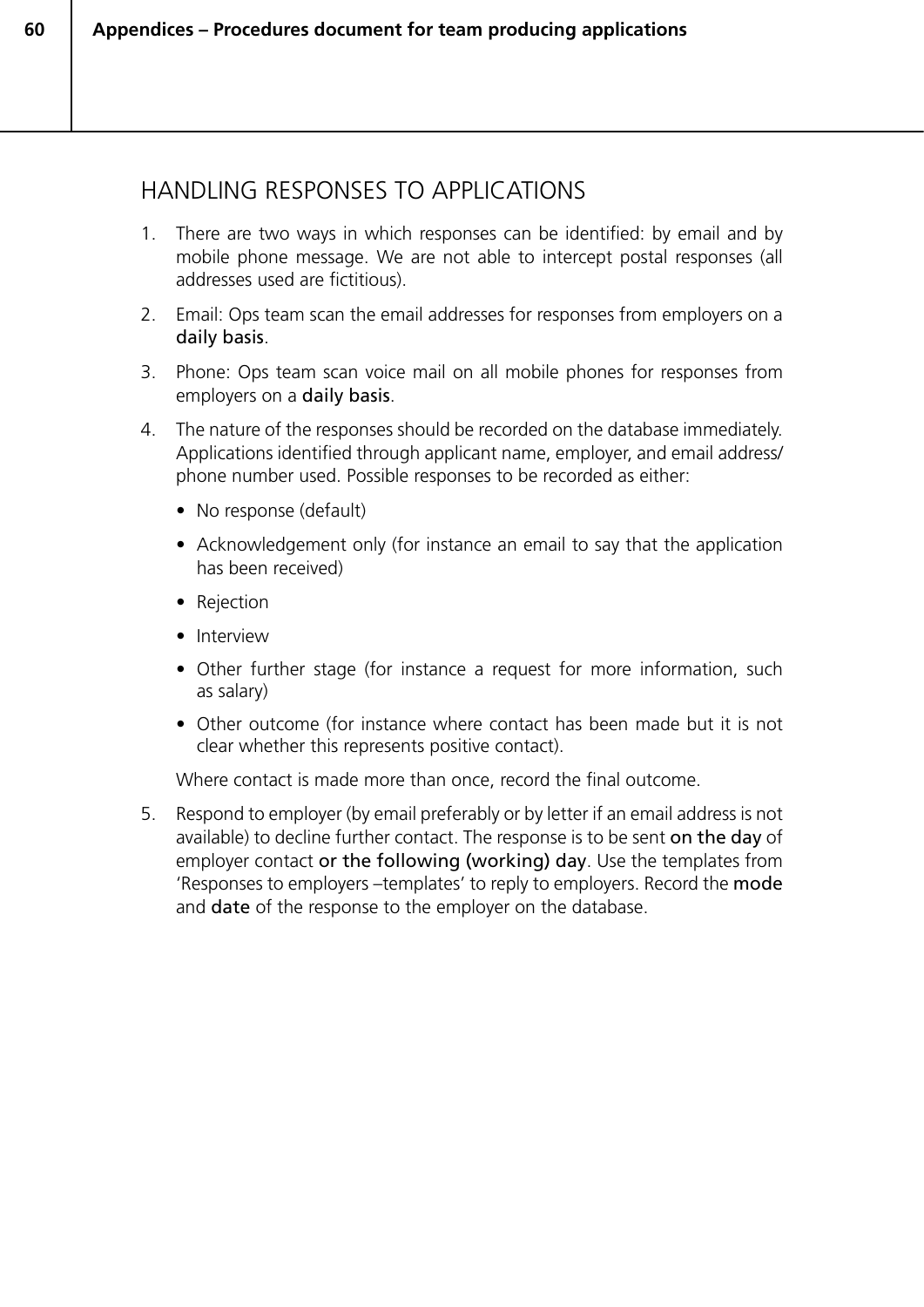## HANDLING RESPONSES TO APPLICATIONS

1. There are two ways in which responses can be identified: by email and by mobile phone message. We are not able to intercept postal responses (all addresses used are fictitious).
2. Email: Ops team scan the email addresses for responses from employers on a **daily basis**.
3. Phone: Ops team scan voice mail on all mobile phones for responses from employers on a **daily basis**.
4. The nature of the responses should be recorded on the database immediately. Applications identified through applicant name, employer, and email address/ phone number used. Possible responses to be recorded as either:
   - No response (default)
   - Acknowledgement only (for instance an email to say that the application has been received)
   - Rejection
   - Interview
   - Other further stage (for instance a request for more information, such as salary)
   - Other outcome (for instance where contact has been made but it is not clear whether this represents positive contact).

   Where contact is made more than once, record the final outcome.
5. Respond to employer (by email preferably or by letter if an email address is not available) to decline further contact. The response is to be sent **on the day** of employer contact **or the following (working) day**. Use the templates from 'Responses to employers –templates' to reply to employers. Record the **mode** and **date** of the response to the employer on the database.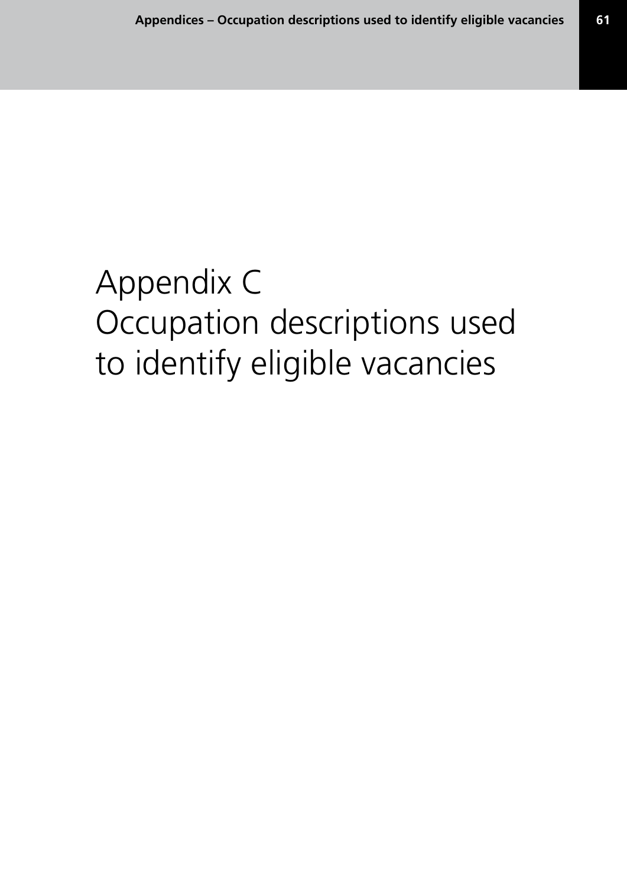# Appendix C
# Occupation descriptions used to identify eligible vacancies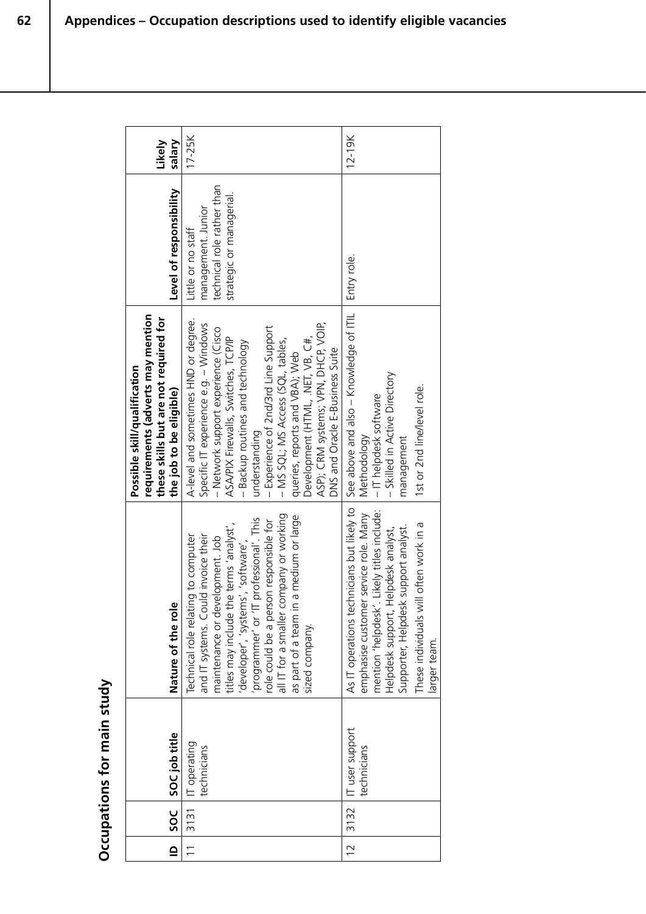## Occupations for main study

| ID | SOC | SOC job title | Nature of the role | Possible skill/qualification requirements (adverts may mention these skills but are not required for the job to be eligible) | Level of responsibility | Likely salary |
|---|---|---|---|---|---|---|
| 11 | 3131 | IT operating technicians | Technical role relating to computer and IT systems. Could invoice their maintenance or development. Job titles may include the terms 'analyst', 'developer', 'systems', 'software', 'programmer' or 'IT professional'. This role could be a person responsible for all IT for a smaller company or working as part of a team in a medium or large sized company. | A-level and sometimes HND or degree. Specific IT experience e.g. – Windows – Network support experience (Cisco ASA/PIX Firewalls, Switches, TCP/IP – Backup routines and technology understanding – Experience of 2nd/3rd Line Support – MS SQL; MS Access (SQL, tables, queries, reports and VBA); Web Development (HTML, .NET, VB, C#, ASP); CRM systems; VPN, DHCP, VOIP, DNS and Oracle E-Business Suite | Little or no staff management. Junior technical role rather than strategic or managerial. | 17-25K |
| 12 | 3132 | IT user support technicians | As IT operations technicians but likely to emphasise customer service role. Many mention 'helpdesk'. Likely titles include: Helpdesk support, Helpdesk analyst, Supporter, Helpdesk support analyst. These individuals will often work in a larger team. | See above and also – Knowledge of ITIL Methodology – IT helpdesk software – Skilled in Active Directory management 1st or 2nd line/level role. | Entry role. | 12-19K |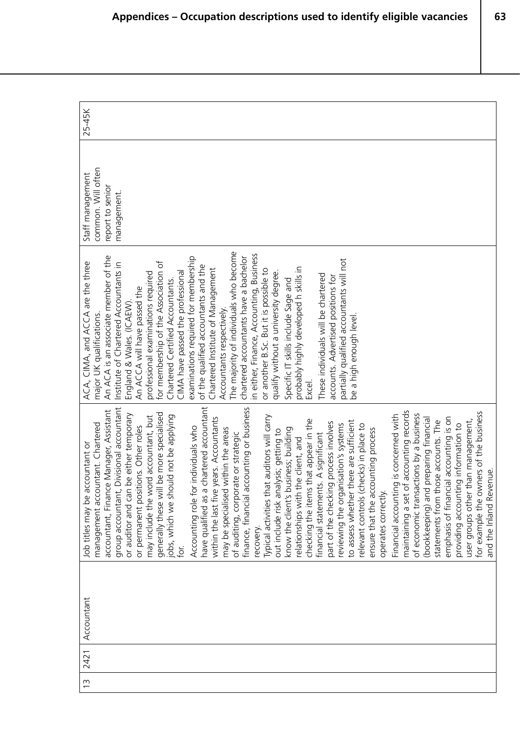| 13 | 2421 | Accountant | Job titles may be accountant or management accountant. Chartered accountant, Finance Manager, Assistant group accountant, Divisional accountant or auditor and can be either temporary or permanent positions. Other roles may include the word accountant, but generally these will be more specialised jobs, which we should not be applying for.<br><br>Accounting role for individuals who have qualified as a chartered accountant within the last five years. Accountants may be specialised within the areas of auditing, corporate or strategic finance, financial accounting or business recovery.<br><br>Typical activities that auditors will carry out include risk analysis; getting to know the client's business; building relationships with the client, and checking the items that appear in the financial statements. A significant part of the checking process involves reviewing the organisation's systems to assess whether there are sufficient relevant controls (checks) in place to ensure that the accounting process operates correctly.<br><br>Financial accounting is concerned with maintaining a set of accounting records of economic transactions by a business (bookkeeping) and preparing financial statements from those accounts. The emphasis of financial accounting is on providing accounting information to user groups other than management, for example the owners of the business and the Inland Revenue. | ACA, CIMA, and ACCA are the three major UK qualifications.<br>An ACA is an associate member of the Institute of Chartered Accountants in England & Wales. (ICAEW).<br>An ACCA will have passed the professional examinations required for membership of the Association of Chartered Certified Accountants.<br>CIMA have passed the professional examinations required for membership of the qualified accountants and the Chartered Institute of Management Accountants respectively.<br>The majority of individuals who become chartered accountants have a bachelor in either, Finance, Accounting, Business or another B.Sc. But it is possible to qualify without a university degree.<br>Specific IT skills include Sage and probably highly developed h skills in Excel.<br>These individuals will be chartered accounts. Advertised positions for partially qualified accountants will not be a high enough level. | Staff management common. Will often report to senior management. | 25-45K |
|---|---|---|---|---|---|---|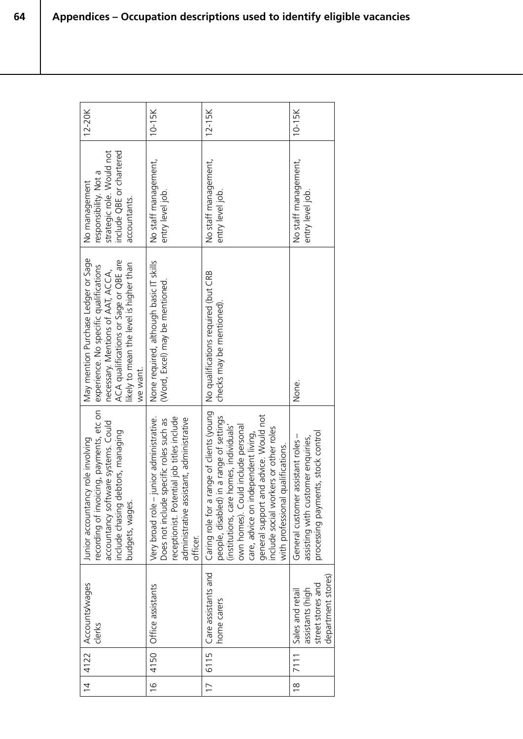## Appendices – Occupation descriptions used to identify eligible vacancies

| | | | | | | |
|---|---|---|---|---|---|---|
| 14 | 4122 | Accounts/wages clerks | Junior accountancy role involving recording of invoicing, payments, etc on accountancy software systems. Could include chasing debtors, managing budgets, wages. | May mention Purchase Ledger or Sage experience. No specific qualifications necessary. Mentions of AAT, ACCA, ACA qualifications or Sage or QBE are likely to mean the level is higher than we want. | No management responsibility. Not a strategic role. Would not include QBE or chartered accountants. | 12-20K |
| 16 | 4150 | Office assistants | Very broad role – junior administrative. Does not include specific roles such as receptionist. Potential job titles include administrative assistant, administrative officer. | None required, although basic IT skills (Word, Excel) may be mentioned. | No staff management, entry level job. | 10-15K |
| 17 | 6115 | Care assistants and home carers | Caring role for a range of clients (young people, disabled) in a range of settings (institutions, care homes, individuals' own homes). Could include personal care, advice on independent living, general support and advice. Would not include social workers or other roles with professional qualifications. | No qualifications required (but CRB checks may be mentioned). | No staff management, entry level job. | 12-15K |
| 18 | 7111 | Sales and retail assistants (high street stores and department stores) | General customer assistant roles – assisting with customer enquiries, processing payments, stock control | None. | No staff management, entry level job. | 10-15K |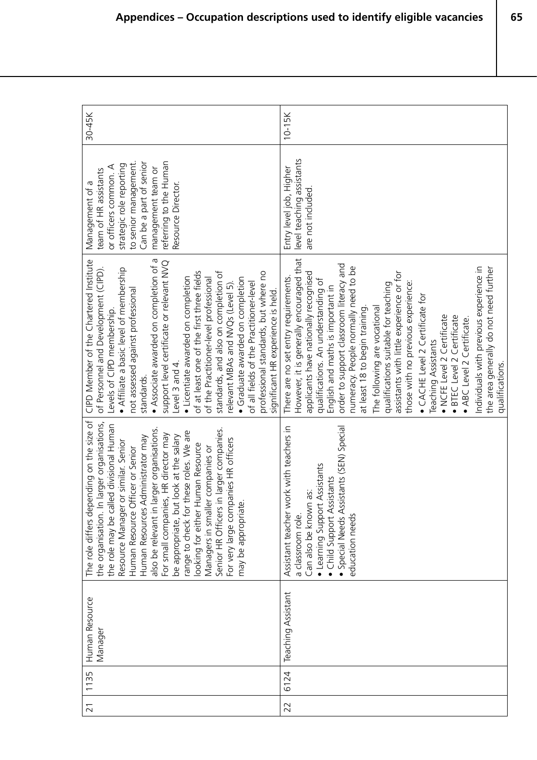| 21 | 1135 | Human Resource Manager | The role differs depending on the size of the organisation. In larger organisations, the role may be called divisional Human Resource Manager or similar. Senior Human Resource Officer or Senior Human Resources Administrator may also be relevant in larger organisations. For small companies, HR director may be appropriate, but look at the salary range to check for these roles. We are looking for either Human Resource Managers in smaller companies or Senior HR Officers in larger companies. For very large companies HR officers may be appropriate. | CIPD Member of the Chartered Institute of Personnel and Development (CIPD). Levels of CIPD membership. • Affiliate a basic level of membership not assessed against professional standards. • Associate awarded on completion of a support level certificate or relevant NVQ Level 3 and 4. • Licentiate awarded on completion of at least one of the first three fields of the Practitioner-level professional standards, and also on completion of relevant MBAs and NVQs (Level 5). • Graduate awarded on completion of all fields of the Practitioner-level professional standards, but where no significant HR experience is held. | Management of a team of HR assistants or officers common. A strategic role reporting to senior management. Can be a part of senior management team or referring to the Human Resource Director. | 30-45K |
|---|---|---|---|---|---|---|
| 22 | 6124 | Teaching Assistant | Assistant teacher work with teachers in a classroom role. Can also be known as: • Learning Support Assistants • Child Support Assistants • Special Needs Assistants (SEN) Special education needs | There are no set entry requirements. However, it is generally encouraged that applicants have nationally recognised qualifications. An understanding of English and maths is important in order to support classroom literacy and numeracy. People normally need to be at least 18 to begin training. The following are vocational qualifications suitable for teaching assistants with little experience or for those with no previous experience: • CACHE Level 2 Certificate for Teaching Assistants • NCFE Level 2 Certificate • BTEC Level 2 Certificate • ABC Level 2 Certificate. Individuals with previous experience in the area generally do not need further qualifications. | Entry level job, Higher level teaching assistants are not included. | 10-15K |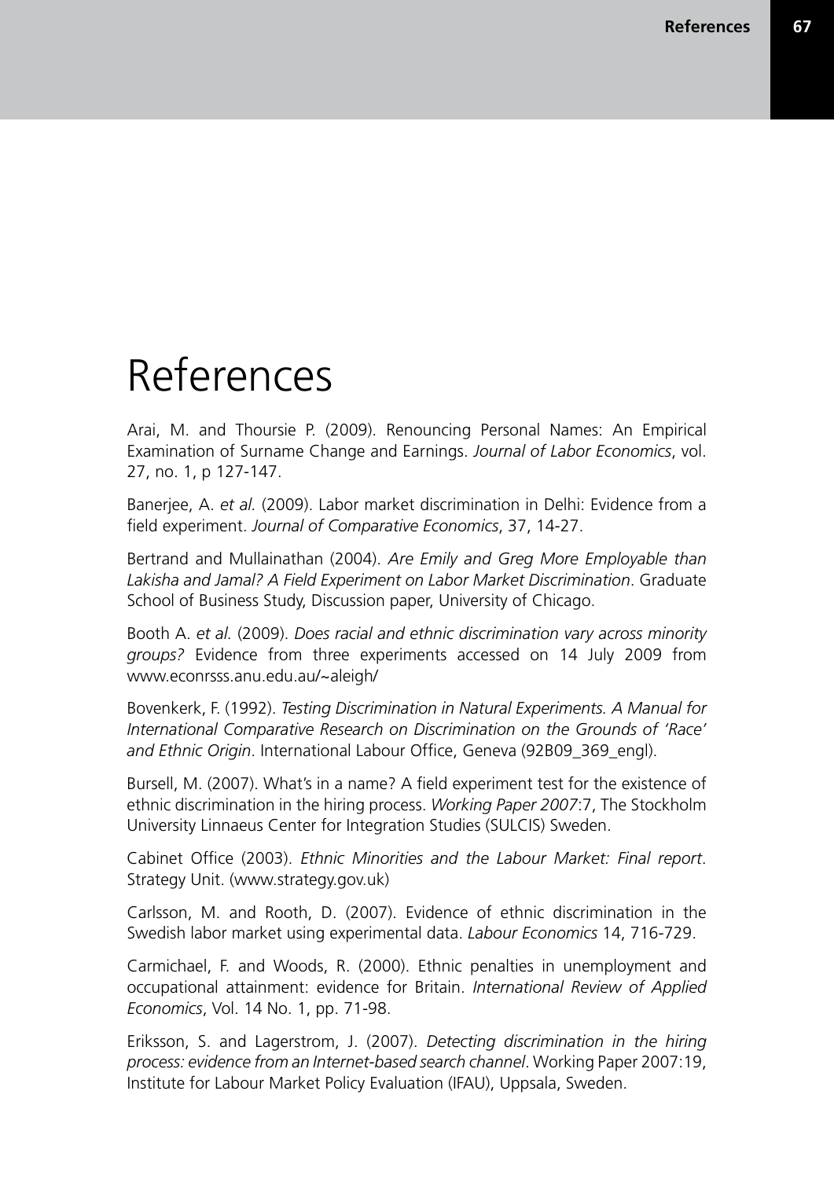# References

Arai, M. and Thoursie P. (2009). Renouncing Personal Names: An Empirical Examination of Surname Change and Earnings. *Journal of Labor Economics*, vol. 27, no. 1, p 127-147.

Banerjee, A. *et al.* (2009). Labor market discrimination in Delhi: Evidence from a field experiment. *Journal of Comparative Economics*, 37, 14-27.

Bertrand and Mullainathan (2004). *Are Emily and Greg More Employable than Lakisha and Jamal? A Field Experiment on Labor Market Discrimination*. Graduate School of Business Study, Discussion paper, University of Chicago.

Booth A. *et al.* (2009). *Does racial and ethnic discrimination vary across minority groups?* Evidence from three experiments accessed on 14 July 2009 from www.econrsss.anu.edu.au/~aleigh/

Bovenkerk, F. (1992). *Testing Discrimination in Natural Experiments. A Manual for International Comparative Research on Discrimination on the Grounds of 'Race' and Ethnic Origin*. International Labour Office, Geneva (92B09_369_engl).

Bursell, M. (2007). What's in a name? A field experiment test for the existence of ethnic discrimination in the hiring process. *Working Paper 2007*:7, The Stockholm University Linnaeus Center for Integration Studies (SULCIS) Sweden.

Cabinet Office (2003). *Ethnic Minorities and the Labour Market: Final report*. Strategy Unit. (www.strategy.gov.uk)

Carlsson, M. and Rooth, D. (2007). Evidence of ethnic discrimination in the Swedish labor market using experimental data. *Labour Economics* 14, 716-729.

Carmichael, F. and Woods, R. (2000). Ethnic penalties in unemployment and occupational attainment: evidence for Britain. *International Review of Applied Economics*, Vol. 14 No. 1, pp. 71-98.

Eriksson, S. and Lagerstrom, J. (2007). *Detecting discrimination in the hiring process: evidence from an Internet-based search channel*. Working Paper 2007:19, Institute for Labour Market Policy Evaluation (IFAU), Uppsala, Sweden.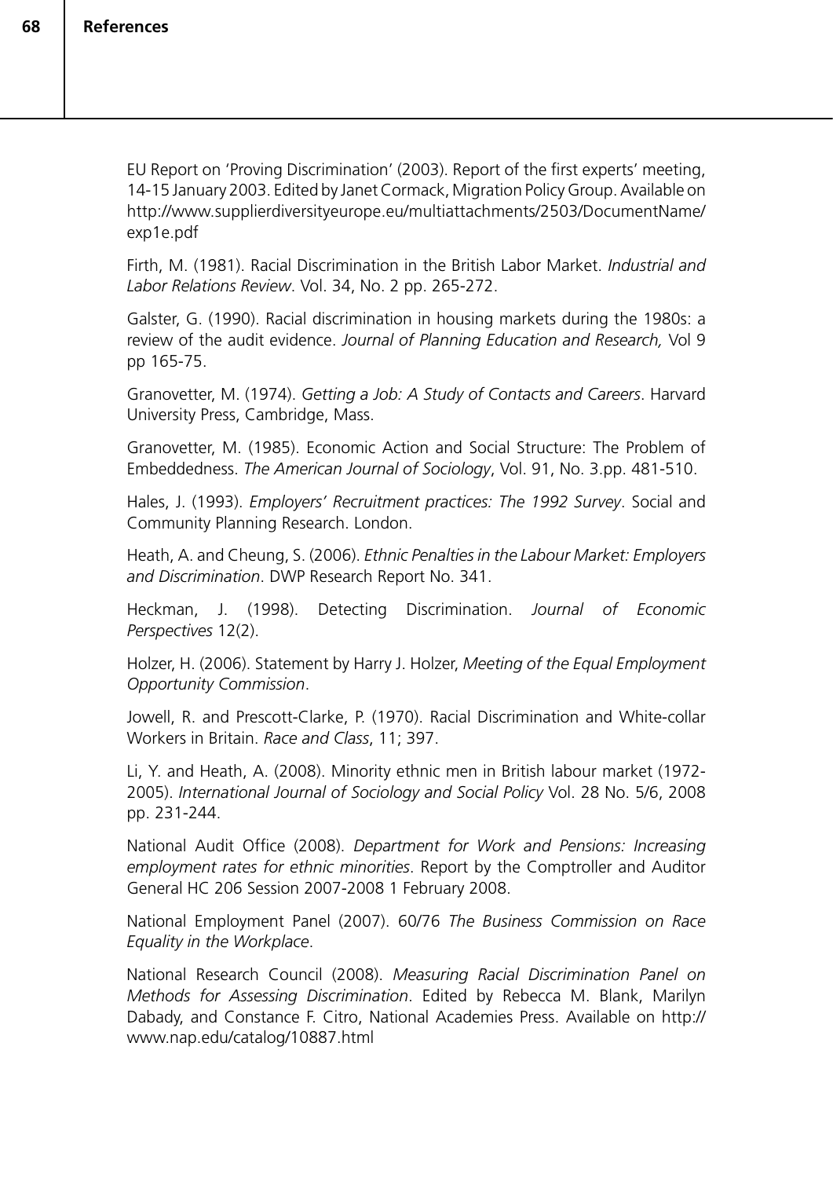EU Report on 'Proving Discrimination' (2003). Report of the first experts' meeting, 14-15 January 2003. Edited by Janet Cormack, Migration Policy Group. Available on http://www.supplierdiversityeurope.eu/multiattachments/2503/DocumentName/exp1e.pdf

Firth, M. (1981). Racial Discrimination in the British Labor Market. *Industrial and Labor Relations Review*. Vol. 34, No. 2 pp. 265-272.

Galster, G. (1990). Racial discrimination in housing markets during the 1980s: a review of the audit evidence. *Journal of Planning Education and Research,* Vol 9 pp 165-75.

Granovetter, M. (1974). *Getting a Job: A Study of Contacts and Careers*. Harvard University Press, Cambridge, Mass.

Granovetter, M. (1985). Economic Action and Social Structure: The Problem of Embeddedness. *The American Journal of Sociology*, Vol. 91, No. 3.pp. 481-510.

Hales, J. (1993). *Employers' Recruitment practices: The 1992 Survey*. Social and Community Planning Research. London.

Heath, A. and Cheung, S. (2006). *Ethnic Penalties in the Labour Market: Employers and Discrimination*. DWP Research Report No. 341.

Heckman, J. (1998). Detecting Discrimination. *Journal of Economic Perspectives* 12(2).

Holzer, H. (2006). Statement by Harry J. Holzer, *Meeting of the Equal Employment Opportunity Commission*.

Jowell, R. and Prescott-Clarke, P. (1970). Racial Discrimination and White-collar Workers in Britain. *Race and Class*, 11; 397.

Li, Y. and Heath, A. (2008). Minority ethnic men in British labour market (1972-2005). *International Journal of Sociology and Social Policy* Vol. 28 No. 5/6, 2008 pp. 231-244.

National Audit Office (2008). *Department for Work and Pensions: Increasing employment rates for ethnic minorities*. Report by the Comptroller and Auditor General HC 206 Session 2007-2008 1 February 2008.

National Employment Panel (2007). 60/76 *The Business Commission on Race Equality in the Workplace*.

National Research Council (2008). *Measuring Racial Discrimination Panel on Methods for Assessing Discrimination*. Edited by Rebecca M. Blank, Marilyn Dabady, and Constance F. Citro, National Academies Press. Available on http://www.nap.edu/catalog/10887.html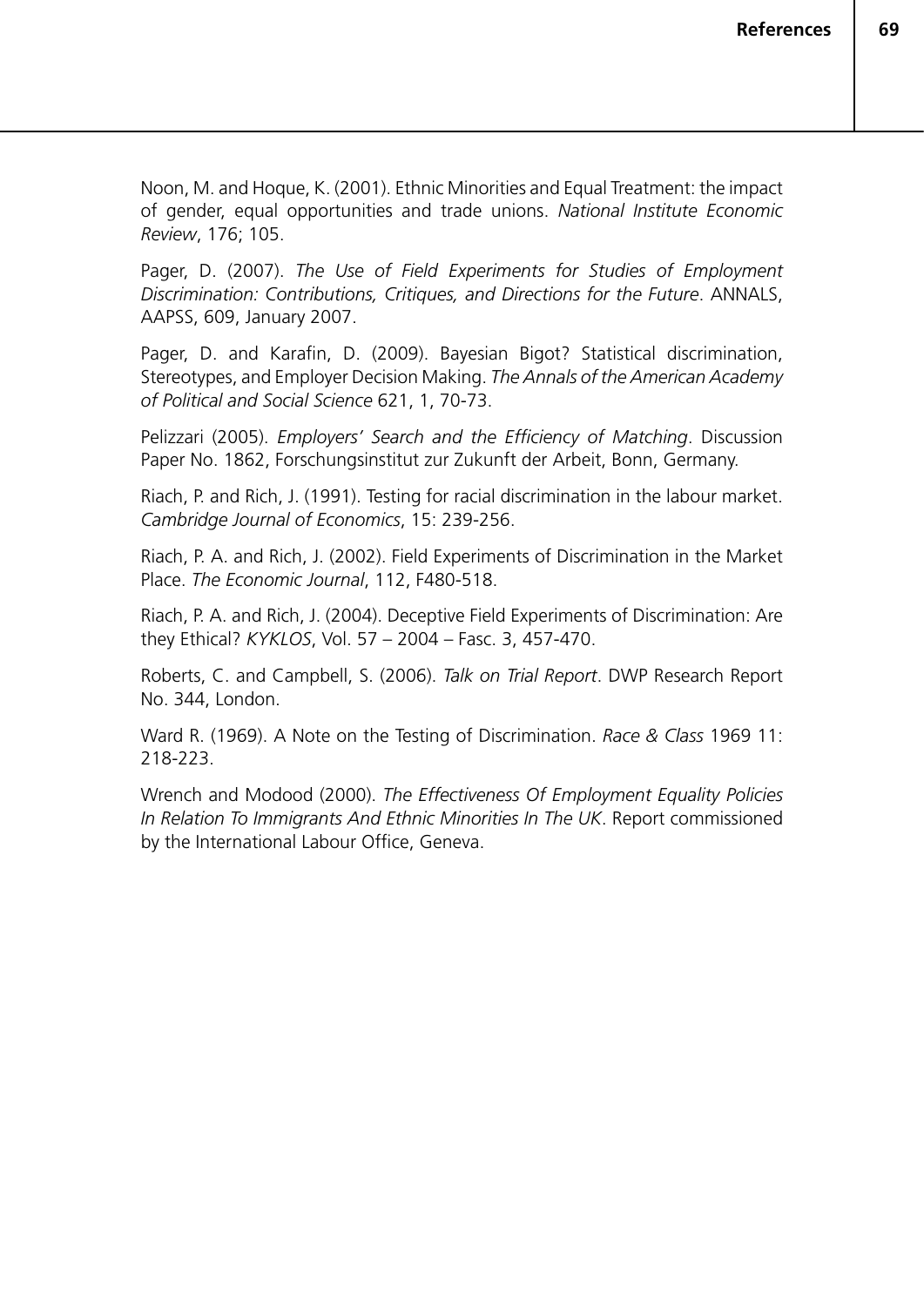Noon, M. and Hoque, K. (2001). Ethnic Minorities and Equal Treatment: the impact of gender, equal opportunities and trade unions. *National Institute Economic Review*, 176; 105.

Pager, D. (2007). *The Use of Field Experiments for Studies of Employment Discrimination: Contributions, Critiques, and Directions for the Future*. ANNALS, AAPSS, 609, January 2007.

Pager, D. and Karafin, D. (2009). Bayesian Bigot? Statistical discrimination, Stereotypes, and Employer Decision Making. *The Annals of the American Academy of Political and Social Science* 621, 1, 70-73.

Pelizzari (2005). *Employers' Search and the Efficiency of Matching*. Discussion Paper No. 1862, Forschungsinstitut zur Zukunft der Arbeit, Bonn, Germany.

Riach, P. and Rich, J. (1991). Testing for racial discrimination in the labour market. *Cambridge Journal of Economics*, 15: 239-256.

Riach, P. A. and Rich, J. (2002). Field Experiments of Discrimination in the Market Place. *The Economic Journal*, 112, F480-518.

Riach, P. A. and Rich, J. (2004). Deceptive Field Experiments of Discrimination: Are they Ethical? *KYKLOS*, Vol. 57 – 2004 – Fasc. 3, 457-470.

Roberts, C. and Campbell, S. (2006). *Talk on Trial Report*. DWP Research Report No. 344, London.

Ward R. (1969). A Note on the Testing of Discrimination. *Race & Class* 1969 11: 218-223.

Wrench and Modood (2000). *The Effectiveness Of Employment Equality Policies In Relation To Immigrants And Ethnic Minorities In The UK*. Report commissioned by the International Labour Office, Geneva.